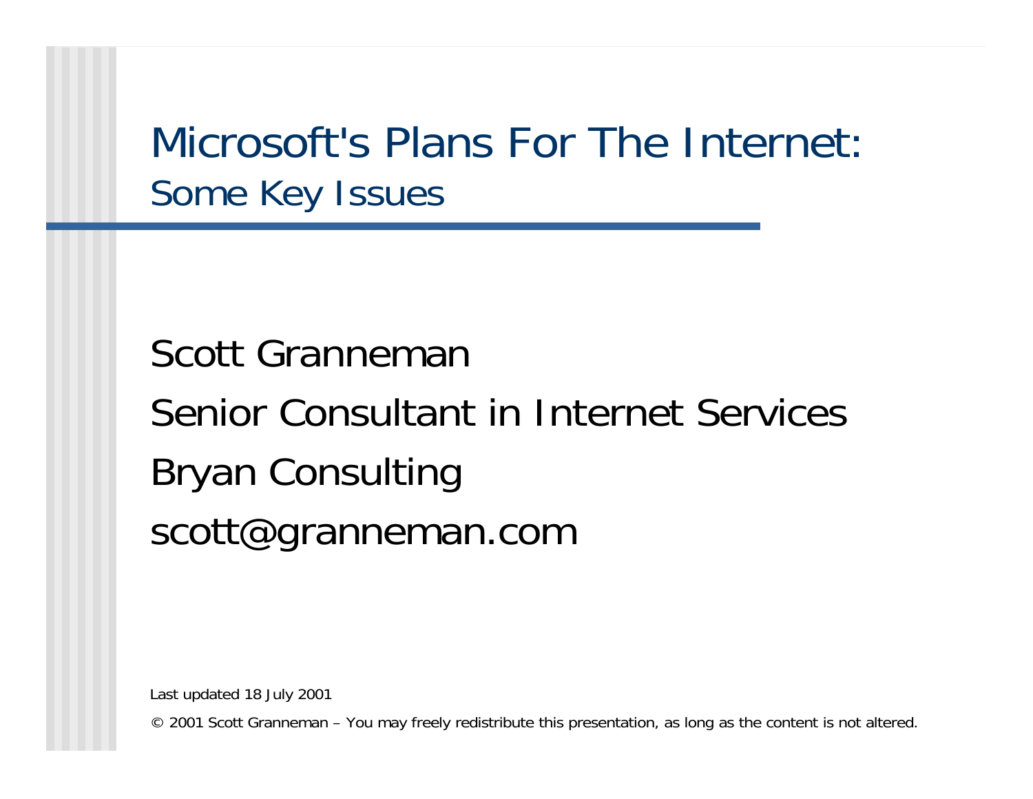# Microsoft's Plans For The Internet:
## Some Key Issues

Scott Granneman

Senior Consultant in Internet Services

Bryan Consulting

scott@granneman.com

Last updated 18 July 2001

© 2001 Scott Granneman – You may freely redistribute this presentation, as long as the content is not altered.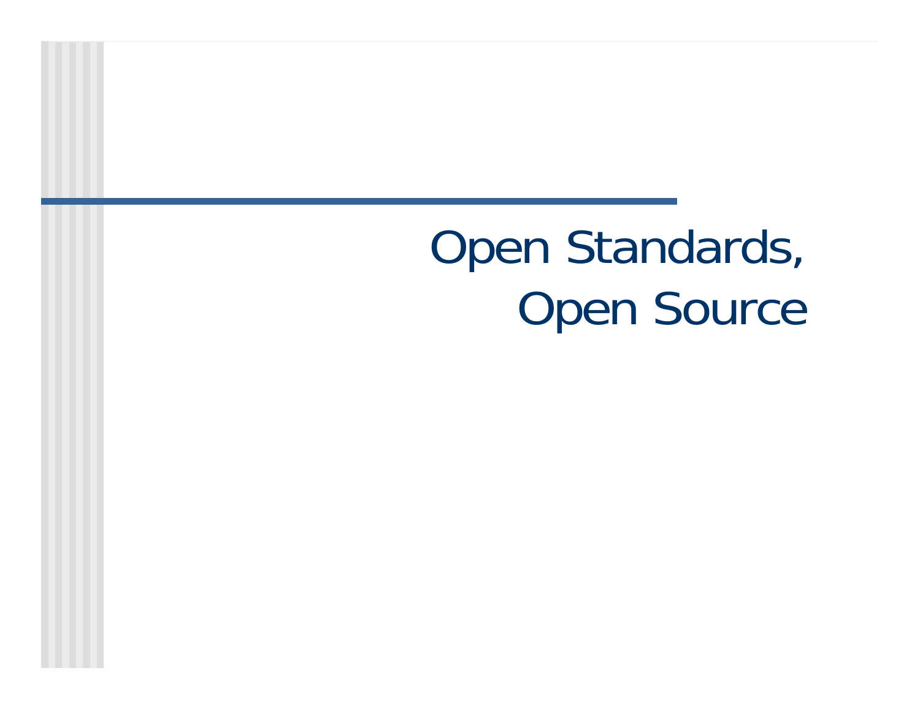# Open Standards, Open Source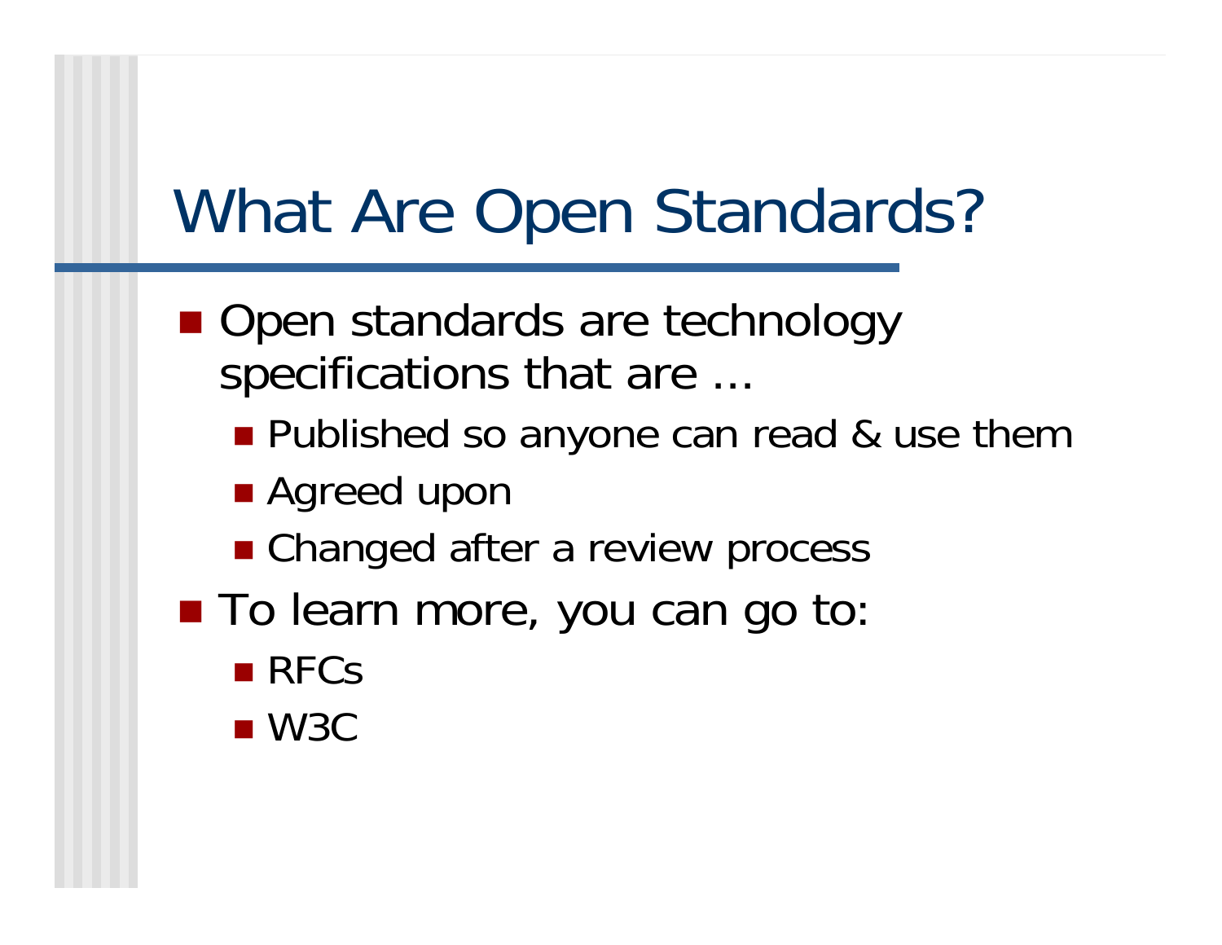# What Are Open Standards?

- Open standards are technology specifications that are …
  - Published so anyone can read & use them
  - Agreed upon
  - Changed after a review process
- To learn more, you can go to:
  - RFCs
  - W3C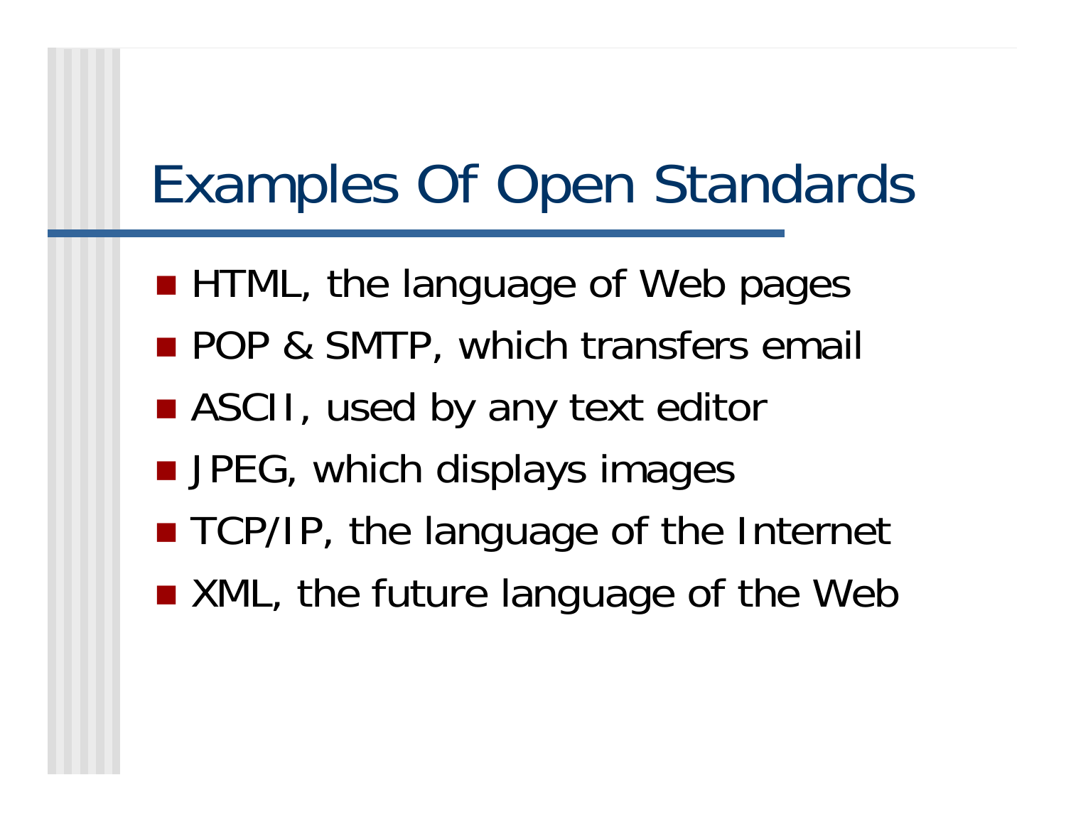# Examples Of Open Standards

- HTML, the language of Web pages
- POP & SMTP, which transfers email
- ASCII, used by any text editor
- JPEG, which displays images
- TCP/IP, the language of the Internet
- XML, the future language of the Web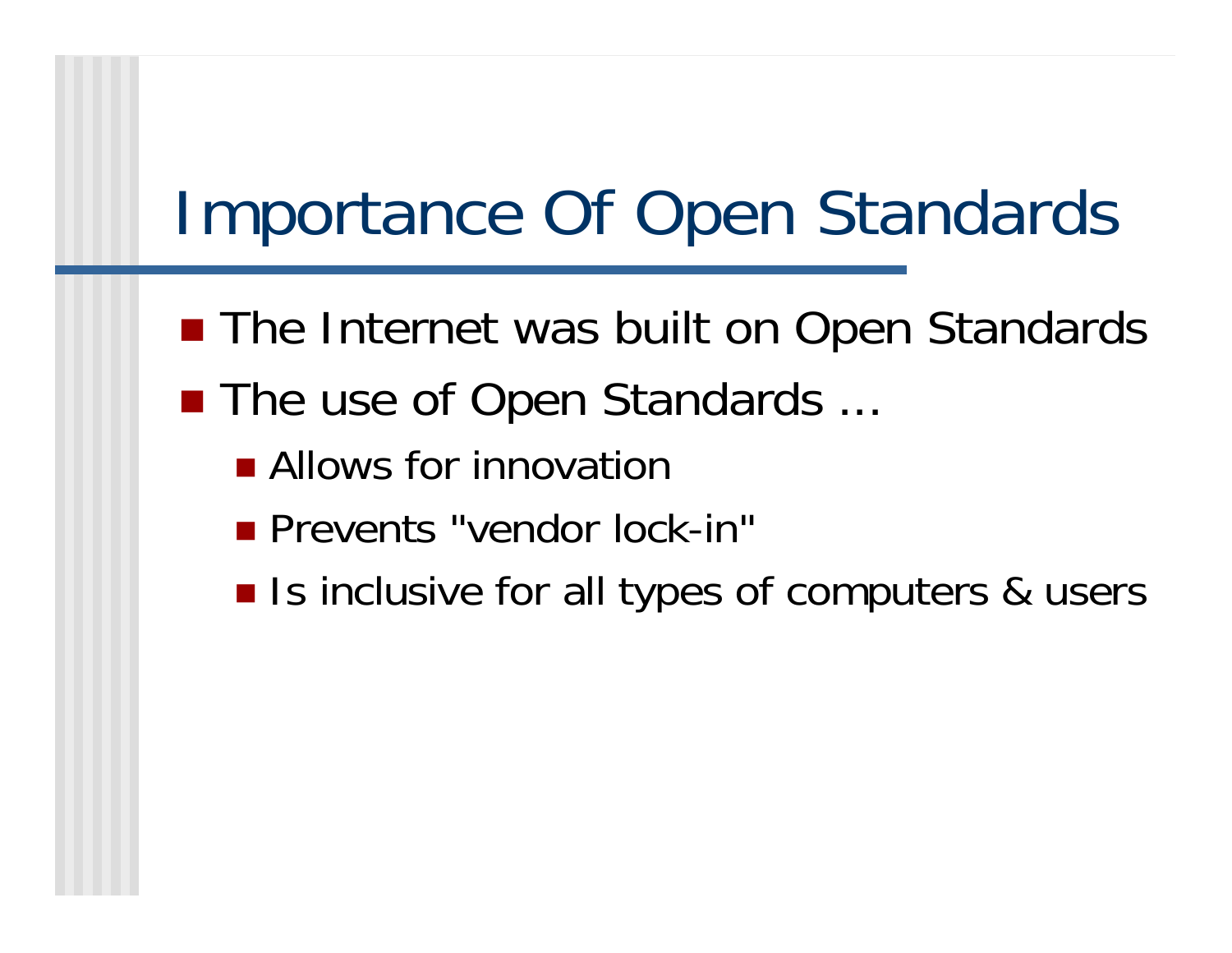# Importance Of Open Standards

- The Internet was built on Open Standards
- The use of Open Standards …
  - Allows for innovation
  - Prevents "vendor lock-in"
  - Is inclusive for all types of computers & users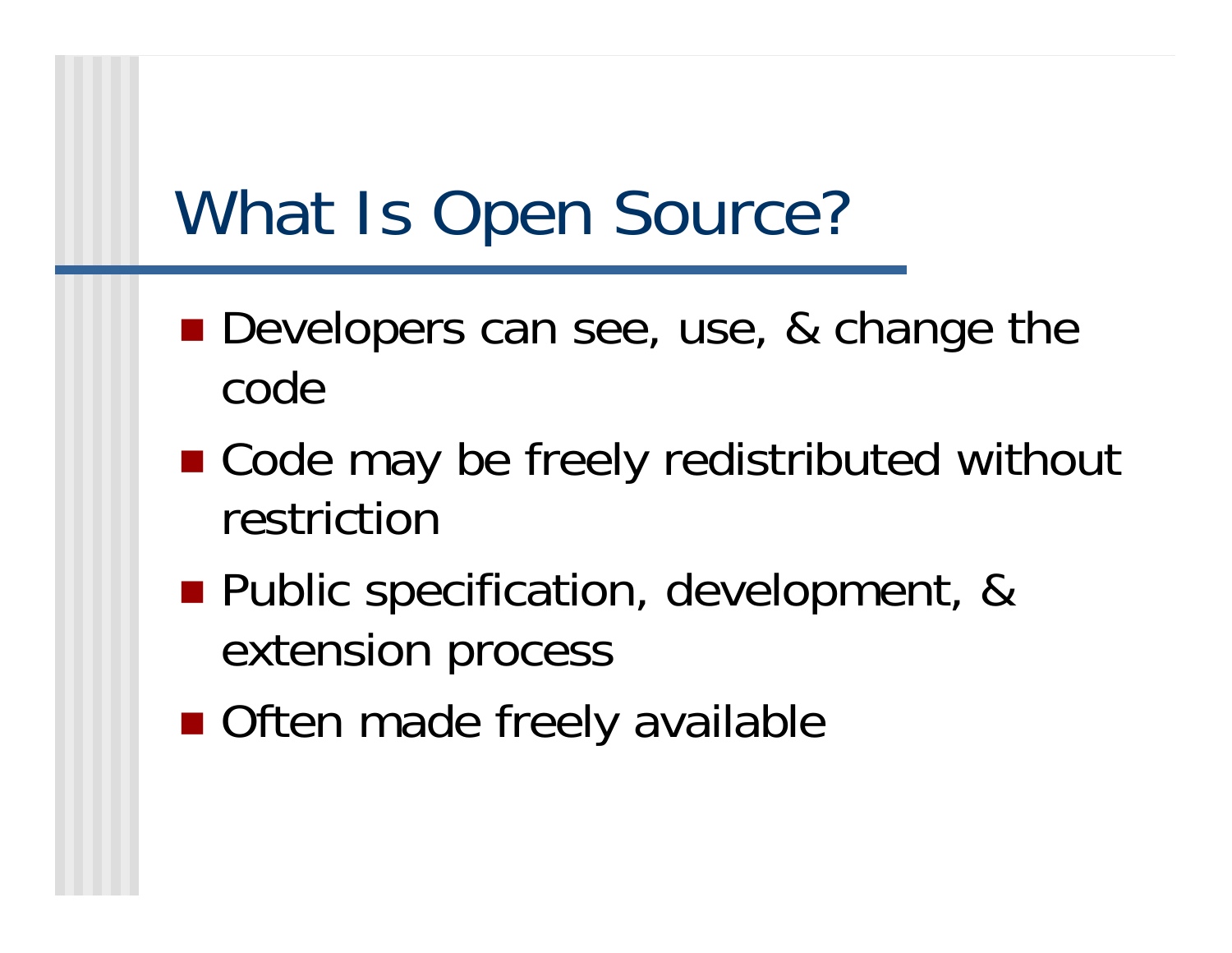# What Is Open Source?

- Developers can see, use, & change the code
- Code may be freely redistributed without restriction
- Public specification, development, & extension process
- Often made freely available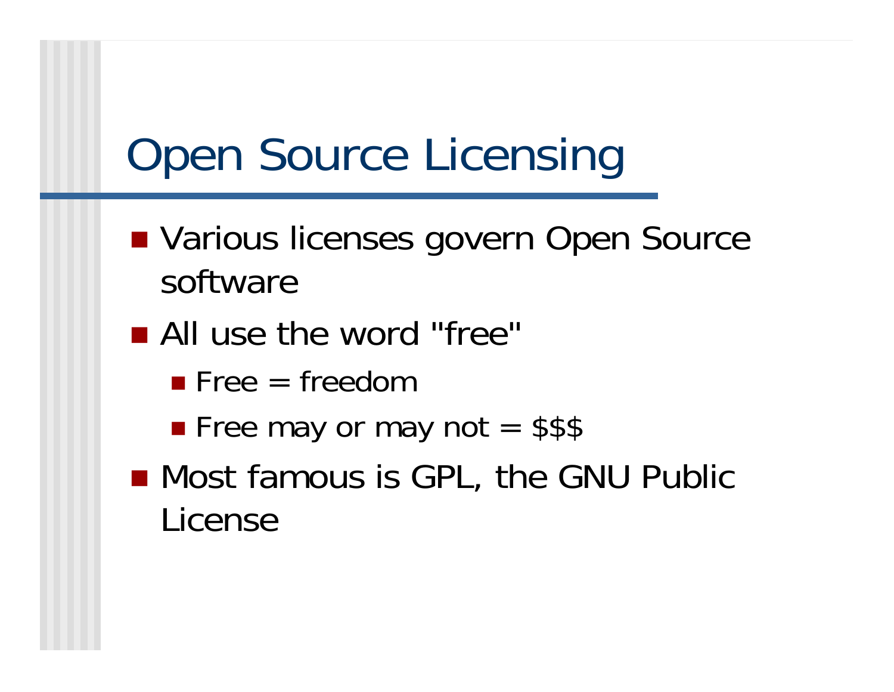# Open Source Licensing

- Various licenses govern Open Source software
- All use the word "free"
  - Free = freedom
  - Free may or may not = $$$
- Most famous is GPL, the GNU Public License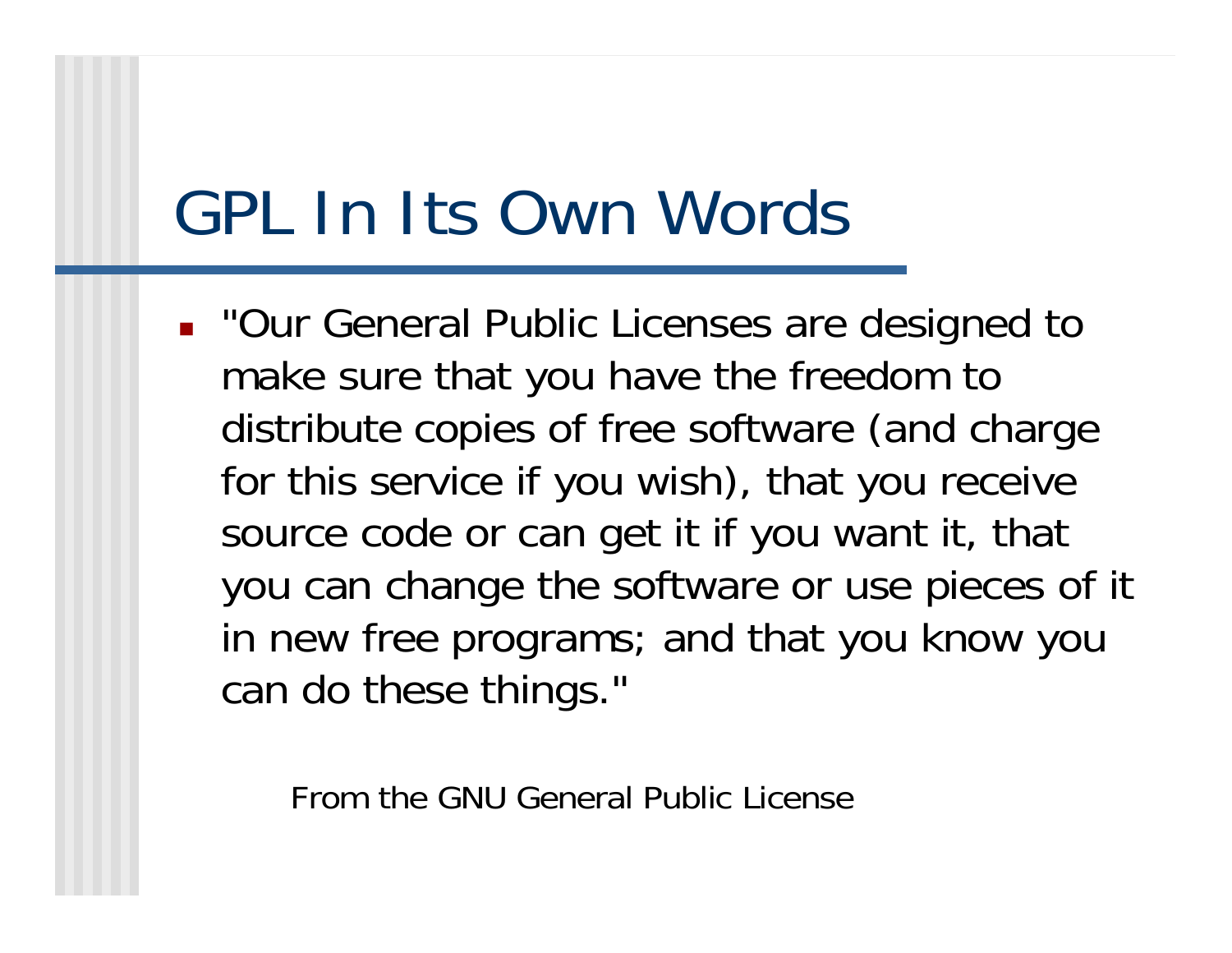# GPL In Its Own Words

- "Our General Public Licenses are designed to make sure that you have the freedom to distribute copies of free software (and charge for this service if you wish), that you receive source code or can get it if you want it, that you can change the software or use pieces of it in new free programs; and that you know you can do these things."

From the GNU General Public License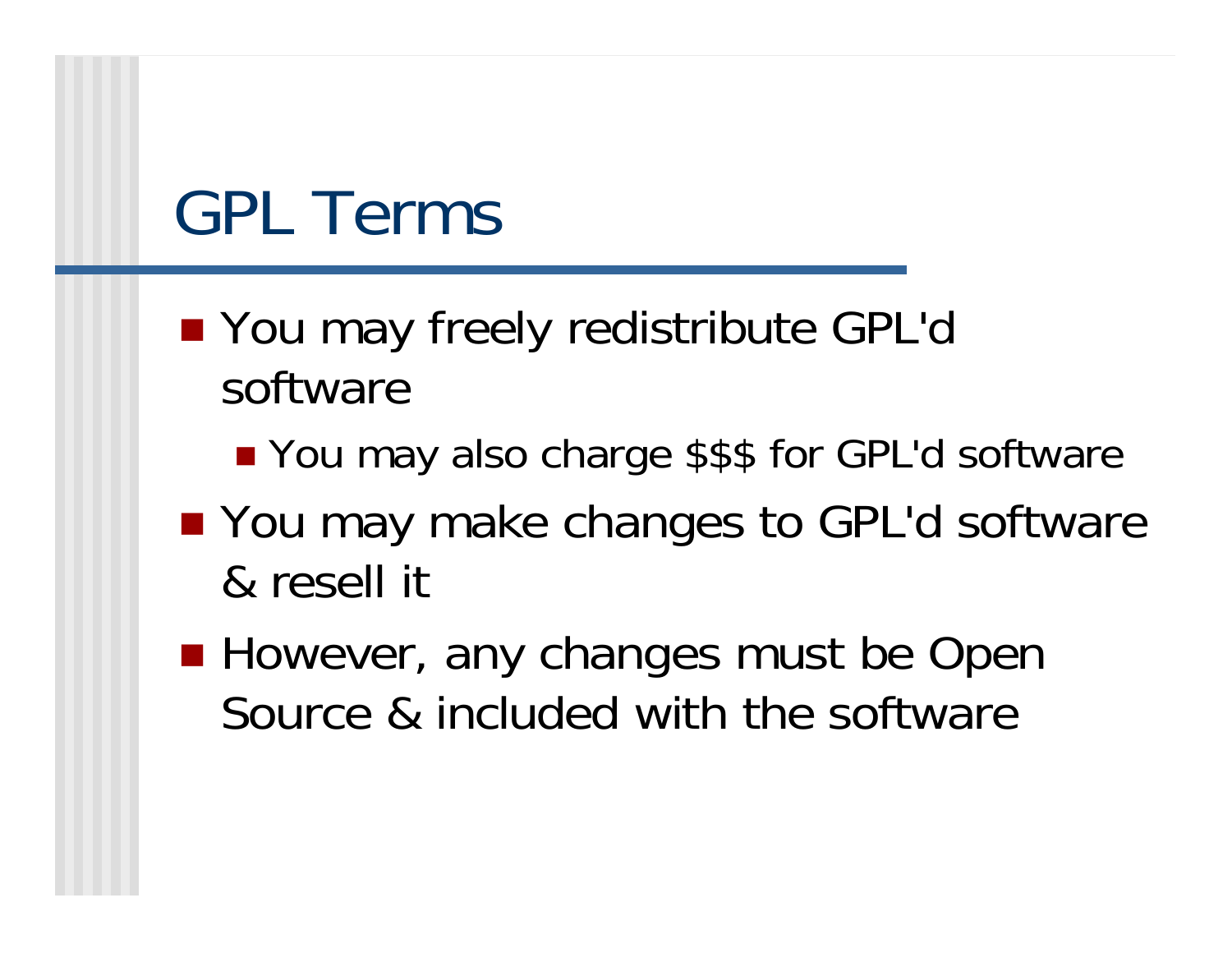# GPL Terms

- You may freely redistribute GPL'd software
  - You may also charge $$$ for GPL'd software
- You may make changes to GPL'd software & resell it
- However, any changes must be Open Source & included with the software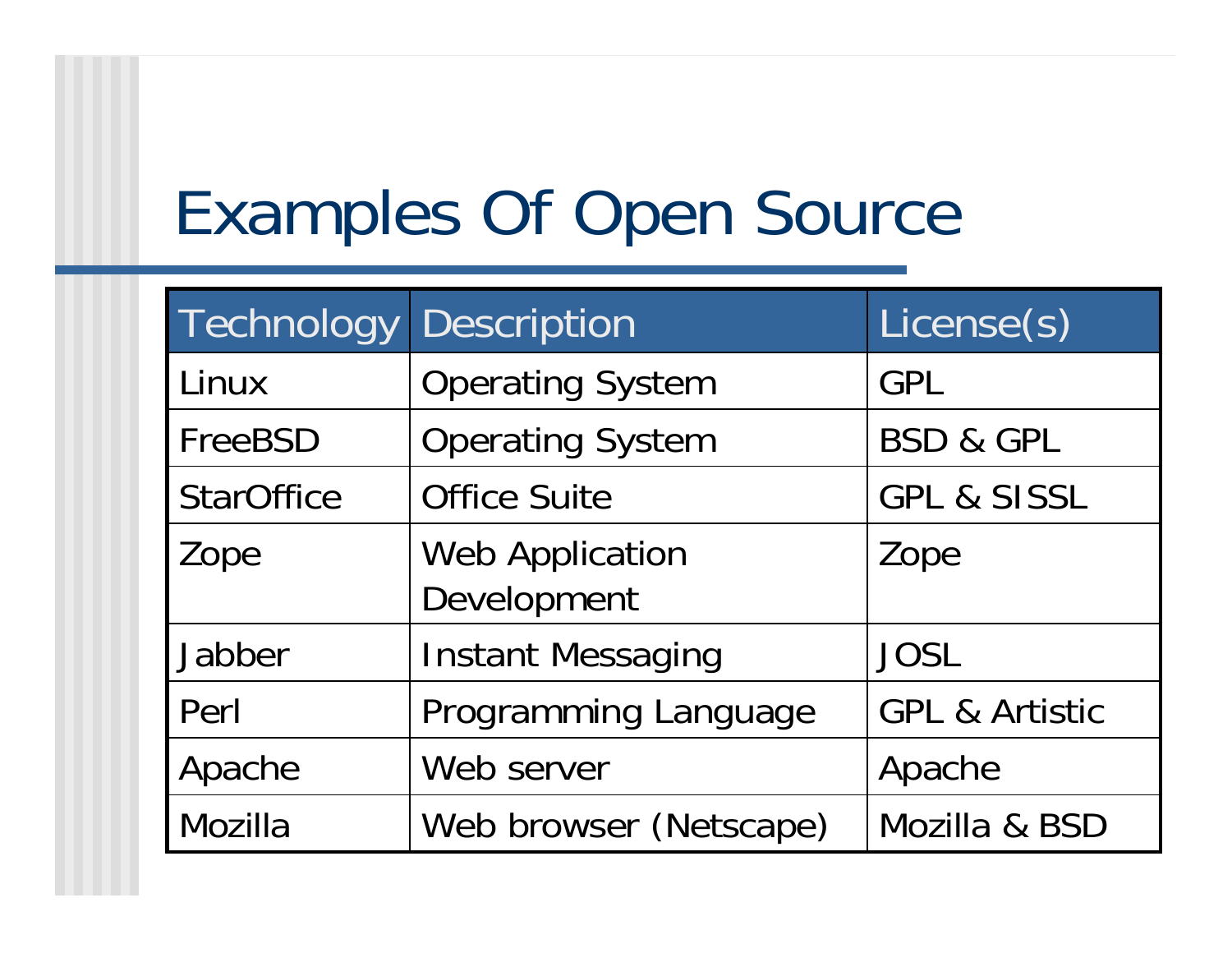# Examples Of Open Source

| Technology | Description | License(s) |
| --- | --- | --- |
| Linux | Operating System | GPL |
| FreeBSD | Operating System | BSD & GPL |
| StarOffice | Office Suite | GPL & SISSL |
| Zope | Web Application Development | Zope |
| Jabber | Instant Messaging | JOSL |
| Perl | Programming Language | GPL & Artistic |
| Apache | Web server | Apache |
| Mozilla | Web browser (Netscape) | Mozilla & BSD |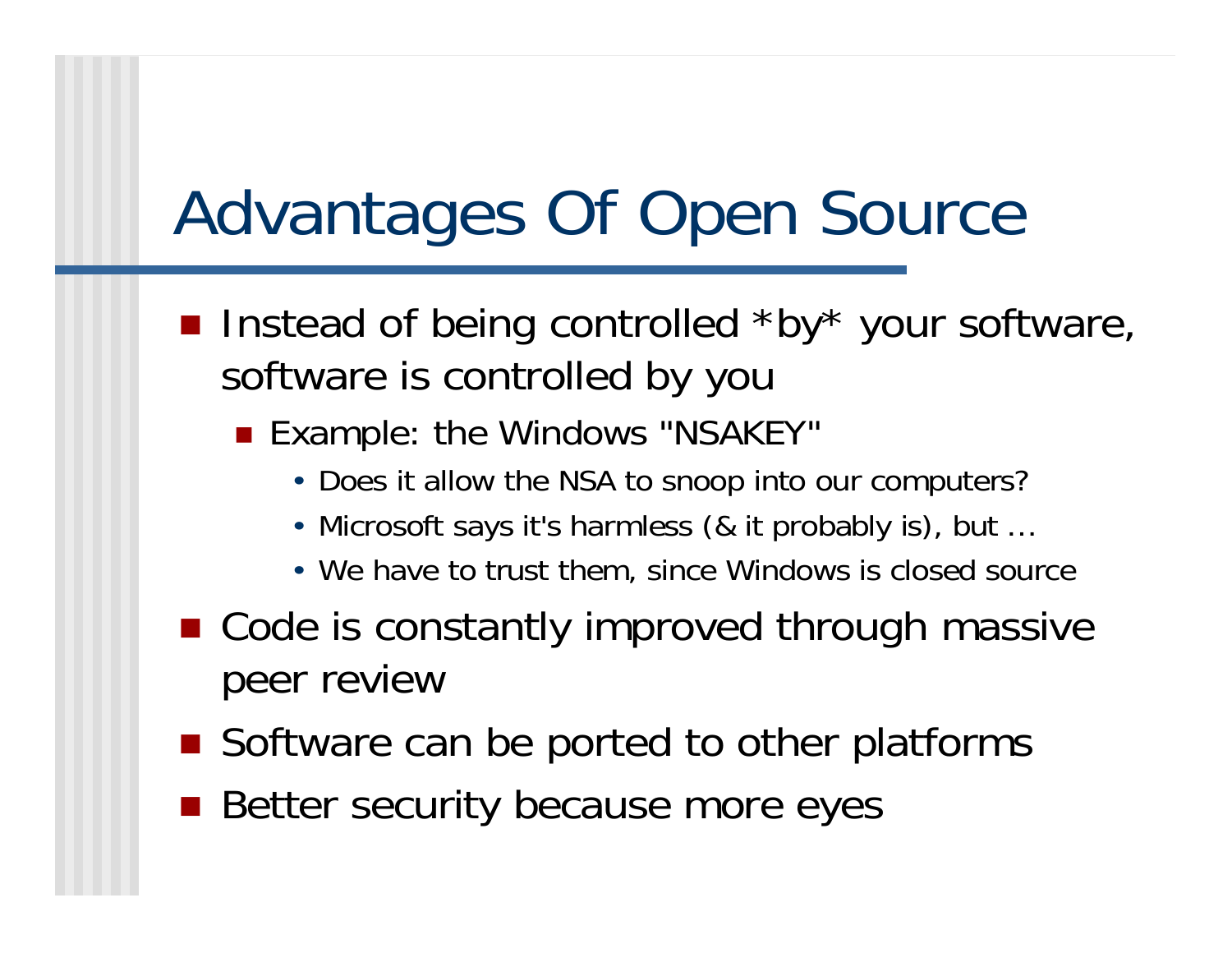# Advantages Of Open Source

- Instead of being controlled *by* your software, software is controlled by you
  - Example: the Windows "NSAKEY"
    - Does it allow the NSA to snoop into our computers?
    - Microsoft says it's harmless (& it probably is), but …
    - We have to trust them, since Windows is closed source
- Code is constantly improved through massive peer review
- Software can be ported to other platforms
- Better security because more eyes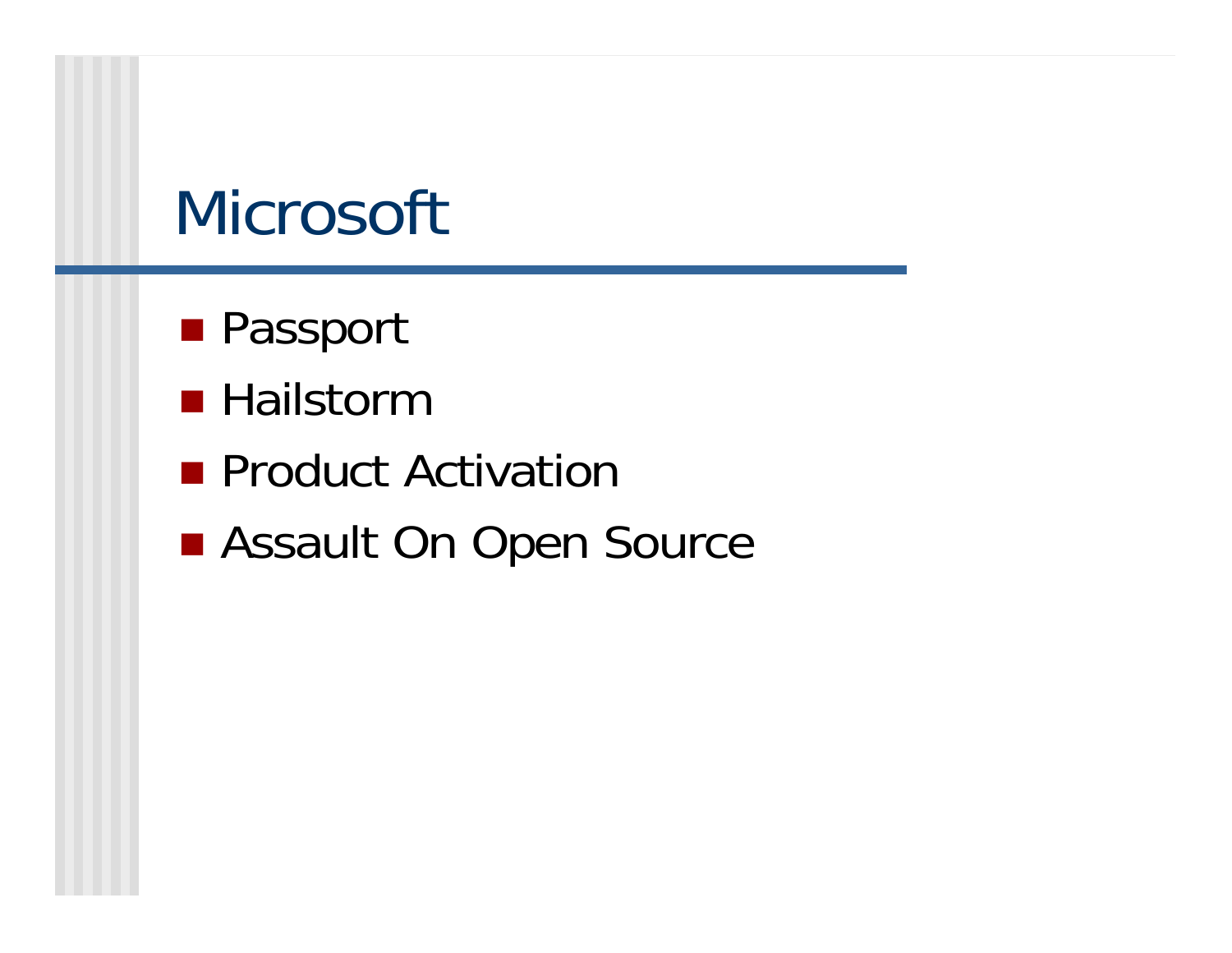# Microsoft

- Passport
- Hailstorm
- Product Activation
- Assault On Open Source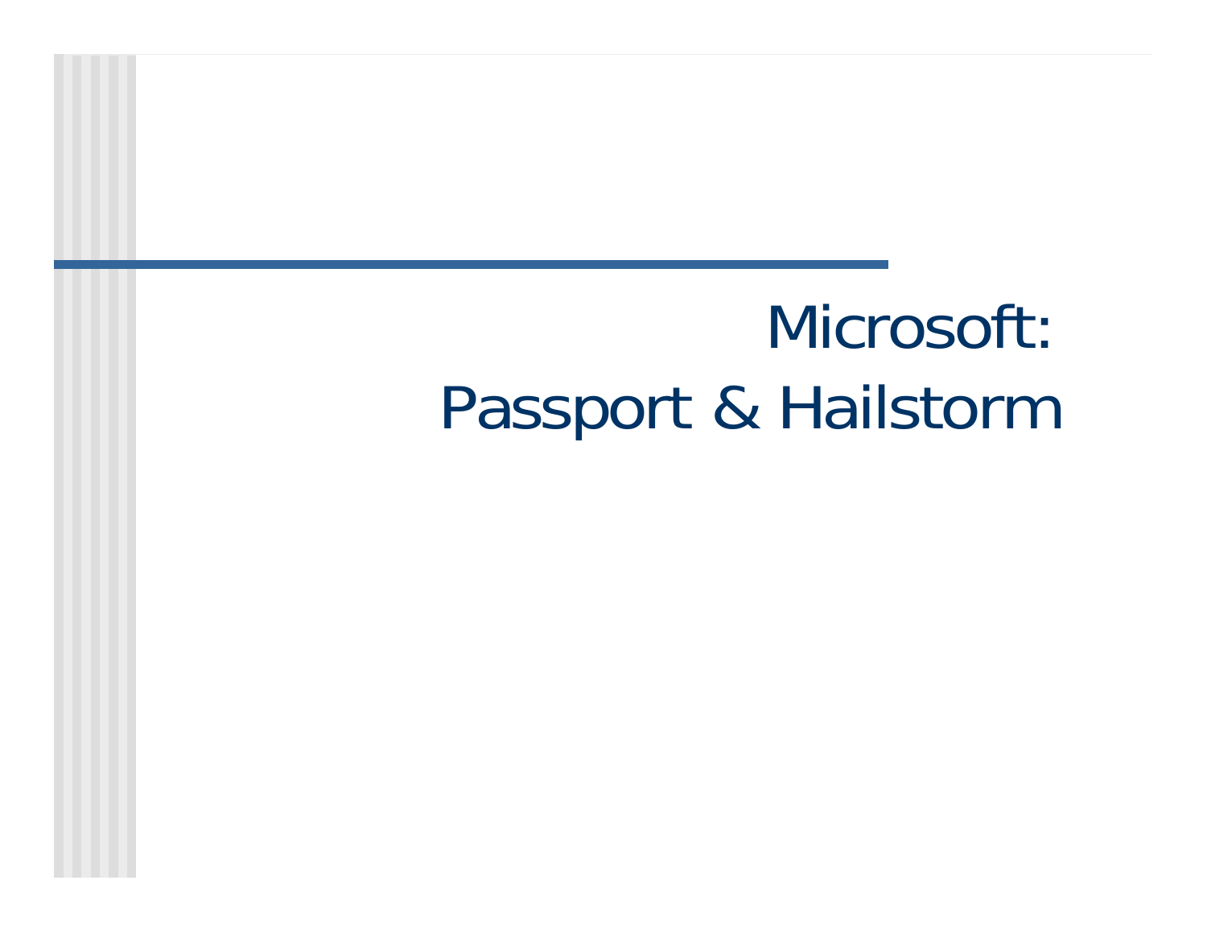# Microsoft:
# Passport & Hailstorm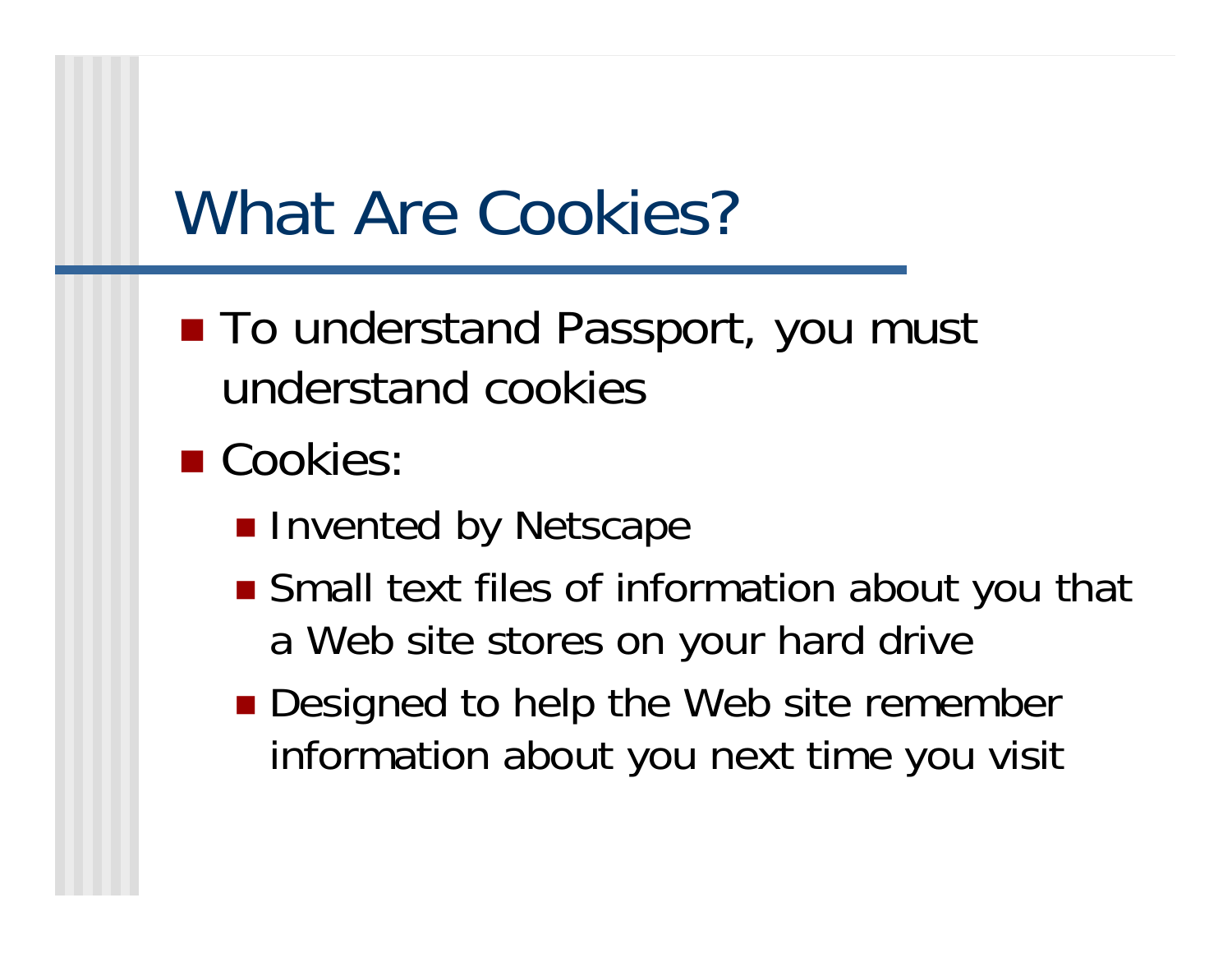# What Are Cookies?

- To understand Passport, you must understand cookies
- Cookies:
  - Invented by Netscape
  - Small text files of information about you that a Web site stores on your hard drive
  - Designed to help the Web site remember information about you next time you visit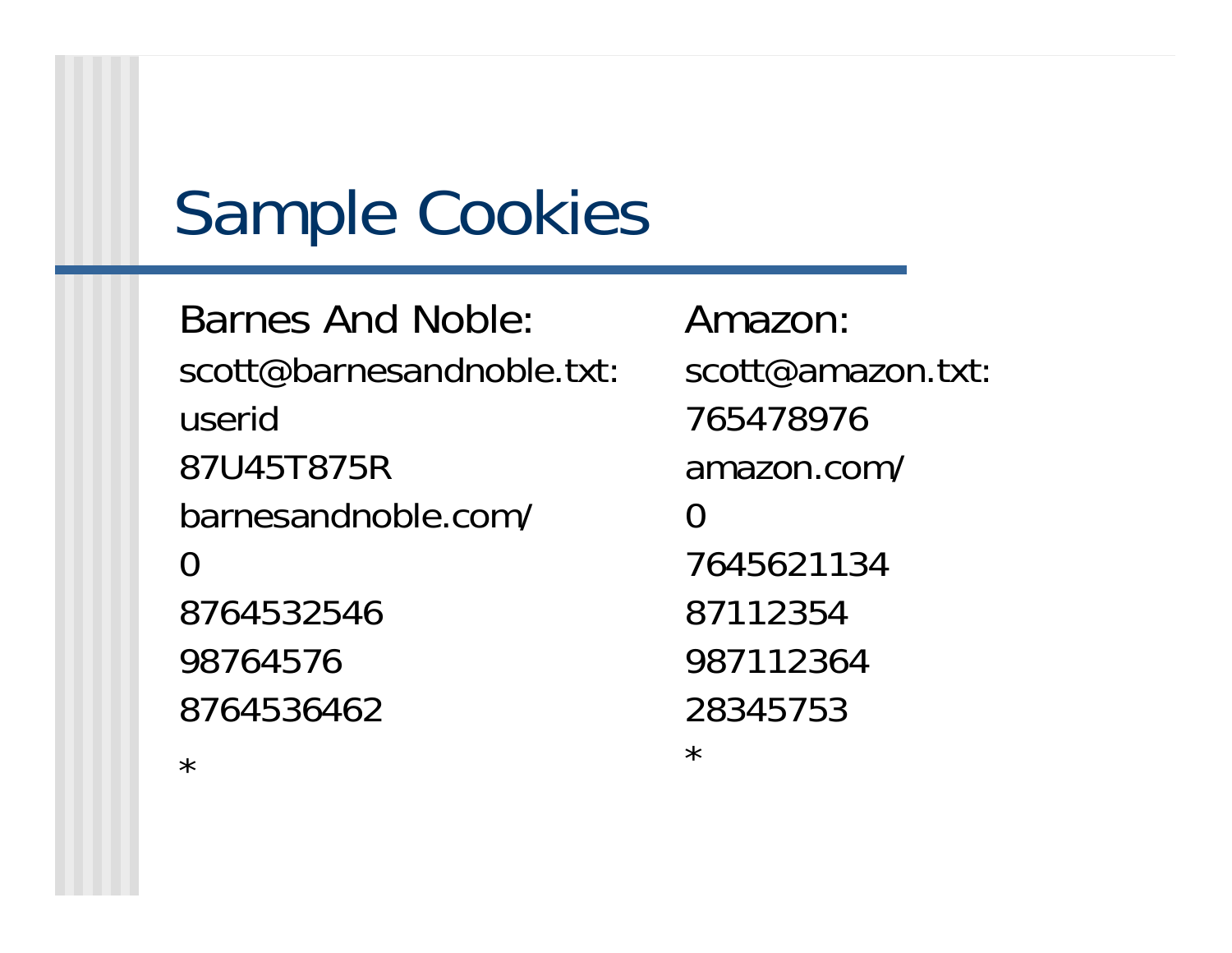# Sample Cookies

Barnes And Noble:

scott@barnesandnoble.txt:

userid

87U45T875R

barnesandnoble.com/

0

8764532546

98764576

8764536462

*

Amazon:

scott@amazon.txt:

765478976

amazon.com/

0

7645621134

87112354

987112364

28345753

*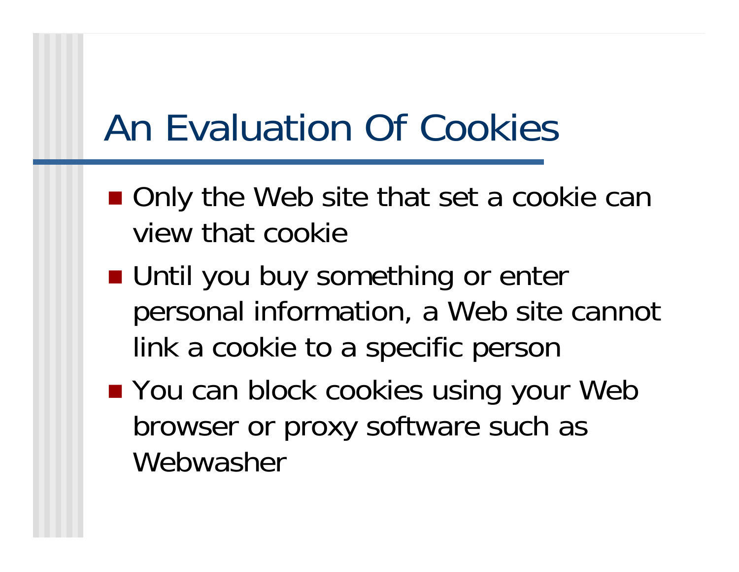# An Evaluation Of Cookies

- Only the Web site that set a cookie can view that cookie
- Until you buy something or enter personal information, a Web site cannot link a cookie to a specific person
- You can block cookies using your Web browser or proxy software such as Webwasher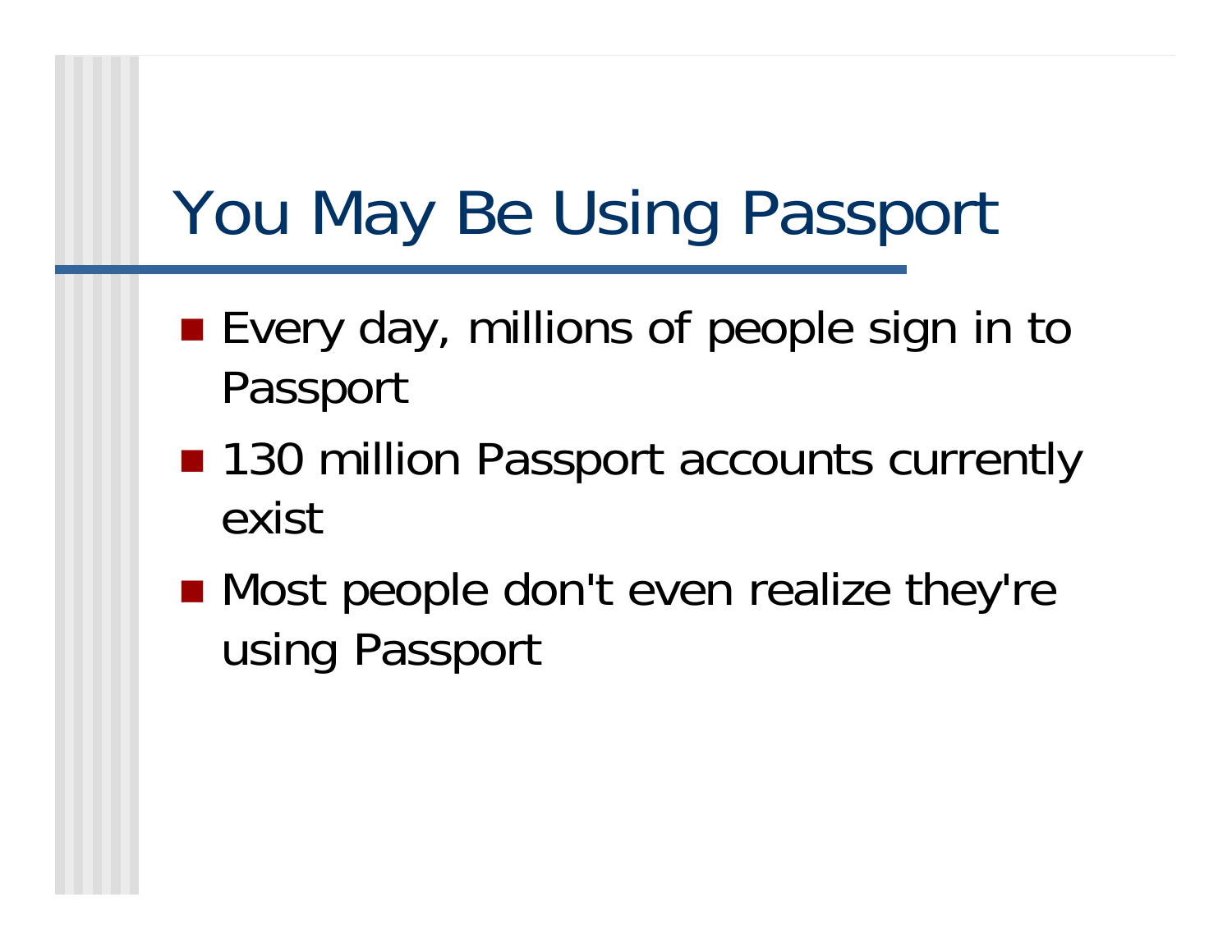# You May Be Using Passport

- Every day, millions of people sign in to Passport
- 130 million Passport accounts currently exist
- Most people don't even realize they're using Passport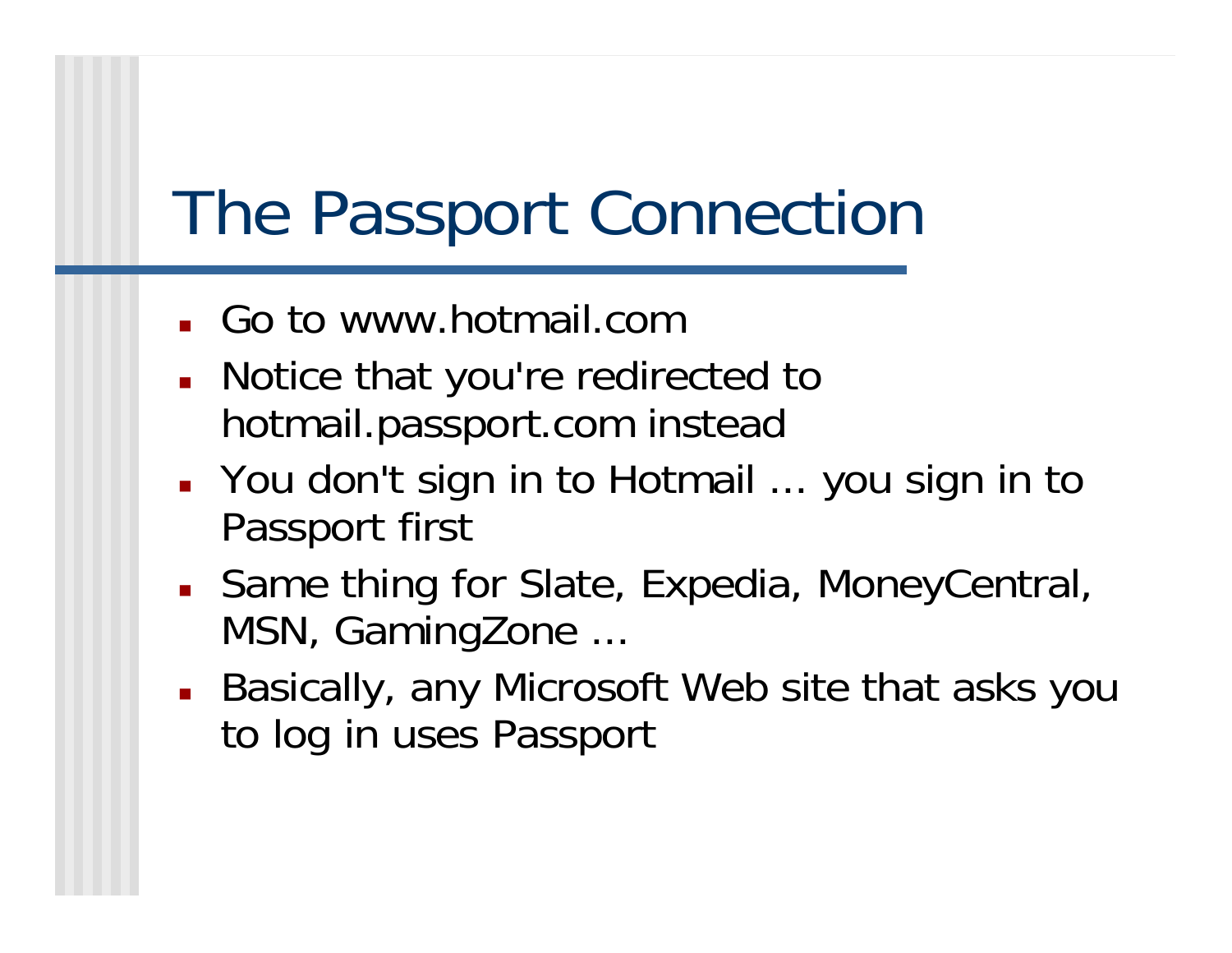# The Passport Connection

- Go to www.hotmail.com
- Notice that you're redirected to hotmail.passport.com instead
- You don't sign in to Hotmail … you sign in to Passport first
- Same thing for Slate, Expedia, MoneyCentral, MSN, GamingZone …
- Basically, any Microsoft Web site that asks you to log in uses Passport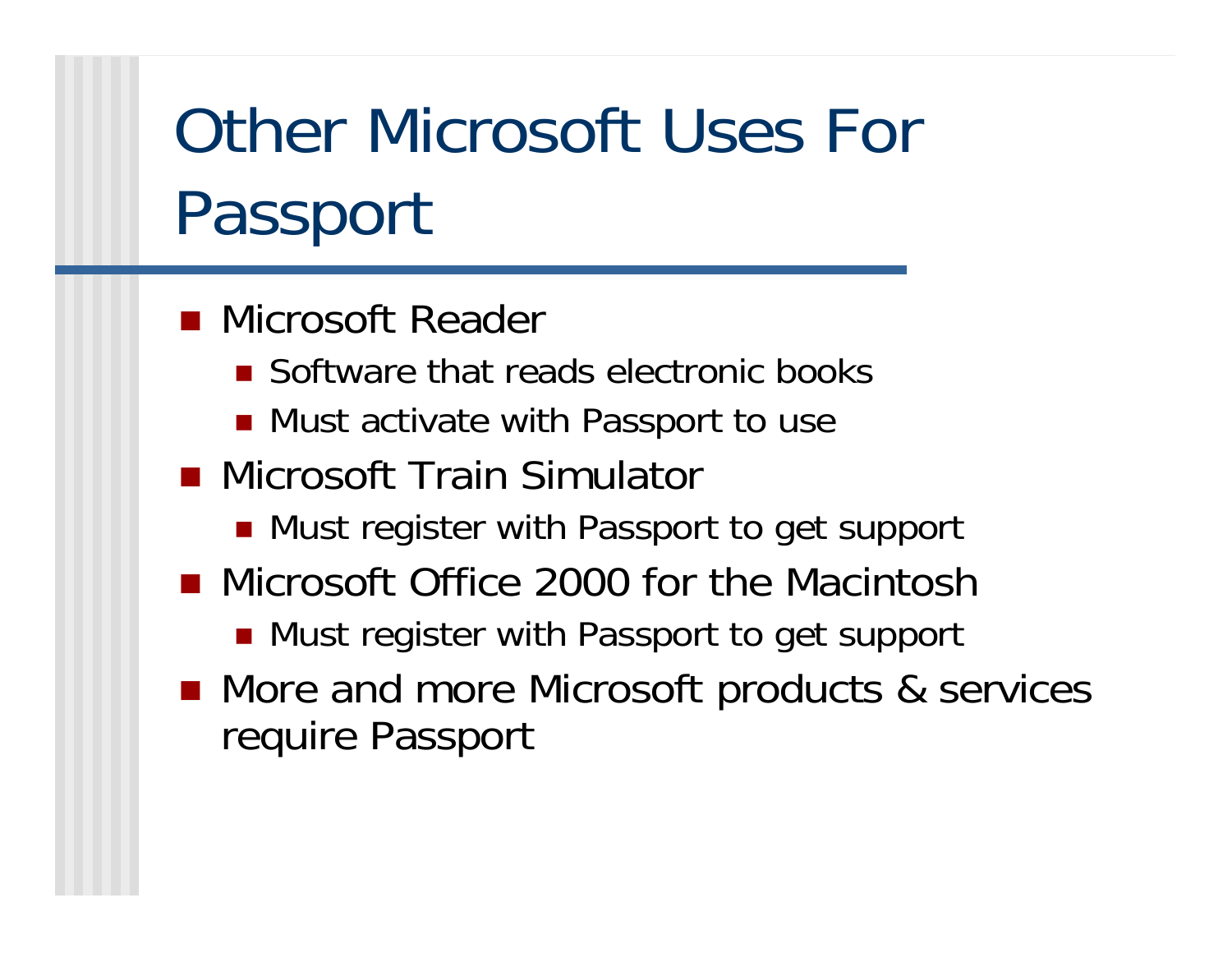# Other Microsoft Uses For Passport

- Microsoft Reader
  - Software that reads electronic books
  - Must activate with Passport to use
- Microsoft Train Simulator
  - Must register with Passport to get support
- Microsoft Office 2000 for the Macintosh
  - Must register with Passport to get support
- More and more Microsoft products & services require Passport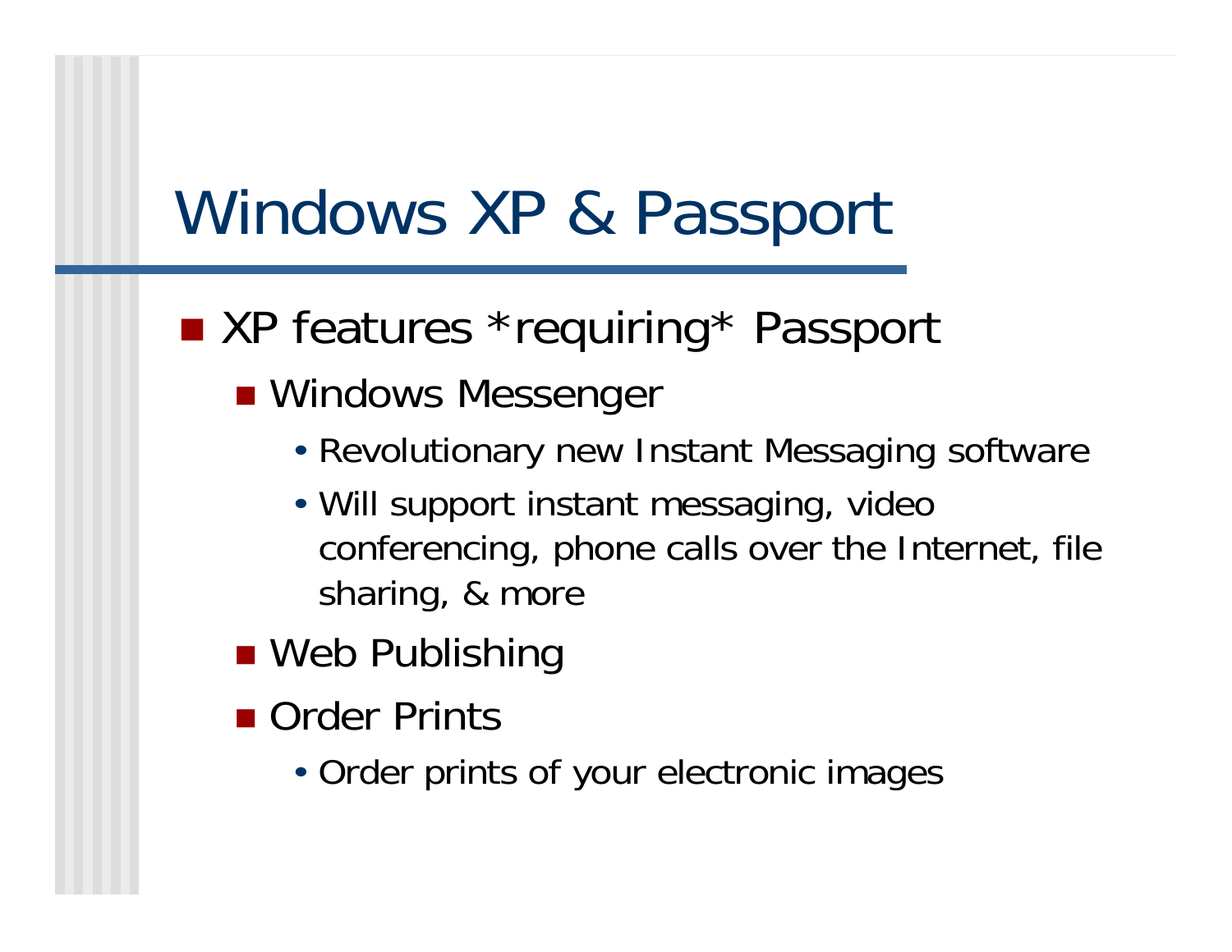# Windows XP & Passport

- XP features *requiring* Passport
  - Windows Messenger
    - Revolutionary new Instant Messaging software
    - Will support instant messaging, video conferencing, phone calls over the Internet, file sharing, & more
  - Web Publishing
  - Order Prints
    - Order prints of your electronic images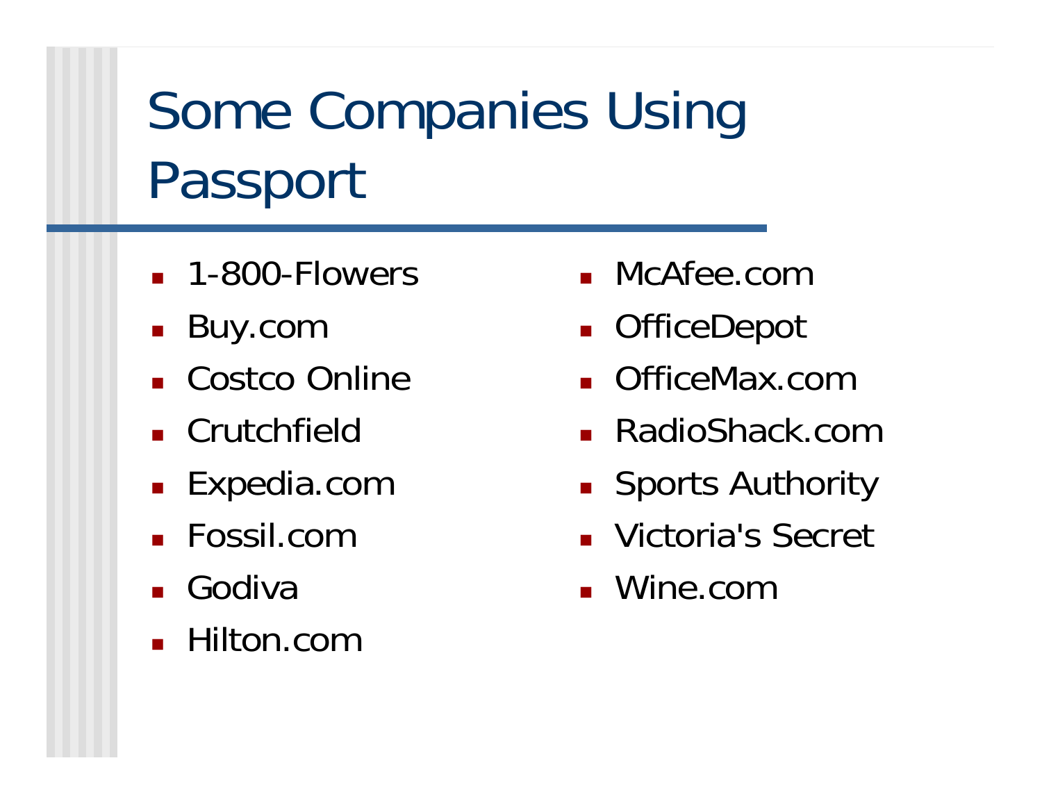# Some Companies Using Passport

- 1-800-Flowers
- Buy.com
- Costco Online
- Crutchfield
- Expedia.com
- Fossil.com
- Godiva
- Hilton.com
- McAfee.com
- OfficeDepot
- OfficeMax.com
- RadioShack.com
- Sports Authority
- Victoria's Secret
- Wine.com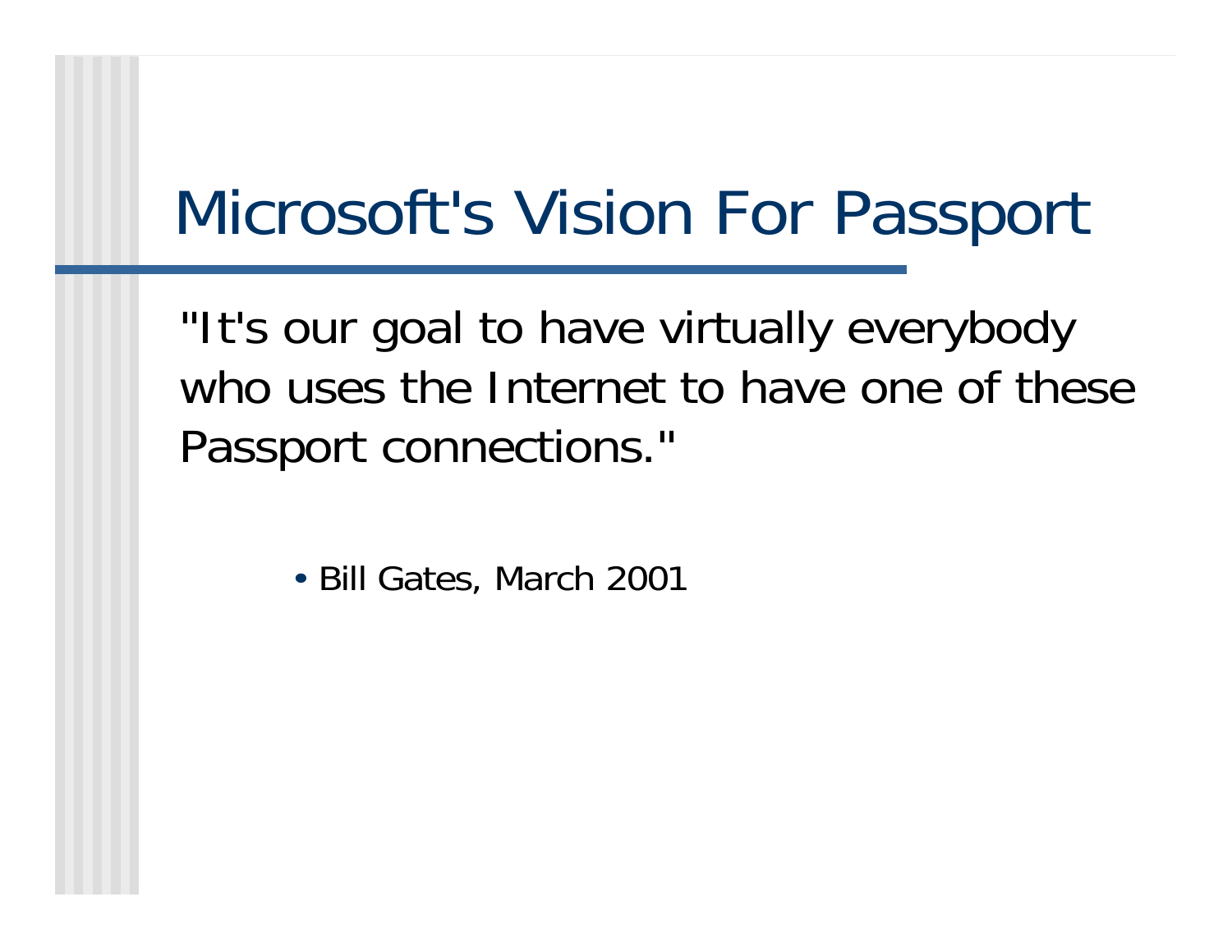# Microsoft's Vision For Passport

"It's our goal to have virtually everybody who uses the Internet to have one of these Passport connections."

- Bill Gates, March 2001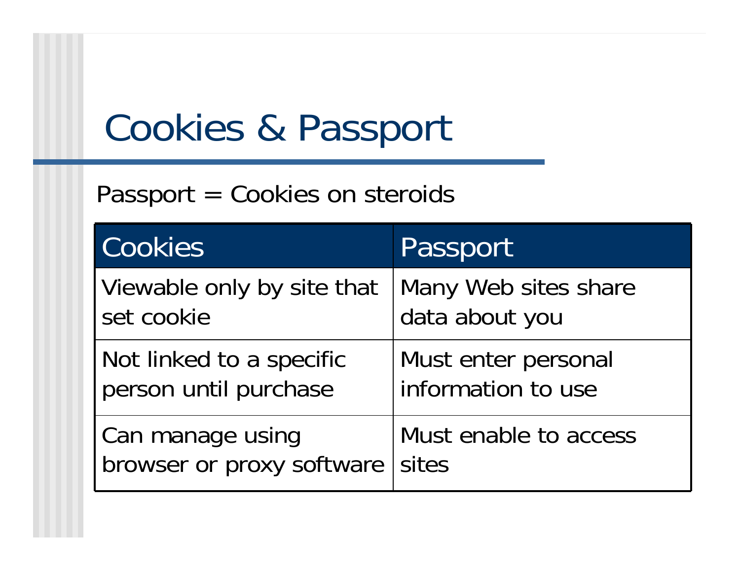# Cookies & Passport

Passport = Cookies on steroids

| Cookies | Passport |
|---|---|
| Viewable only by site that set cookie | Many Web sites share data about you |
| Not linked to a specific person until purchase | Must enter personal information to use |
| Can manage using browser or proxy software | Must enable to access sites |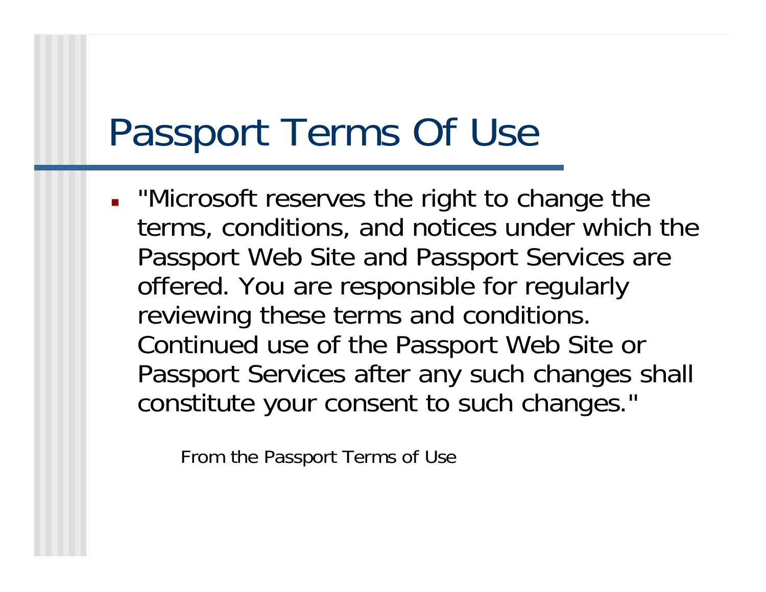# Passport Terms Of Use

- "Microsoft reserves the right to change the terms, conditions, and notices under which the Passport Web Site and Passport Services are offered. You are responsible for regularly reviewing these terms and conditions. Continued use of the Passport Web Site or Passport Services after any such changes shall constitute your consent to such changes."

  From the Passport Terms of Use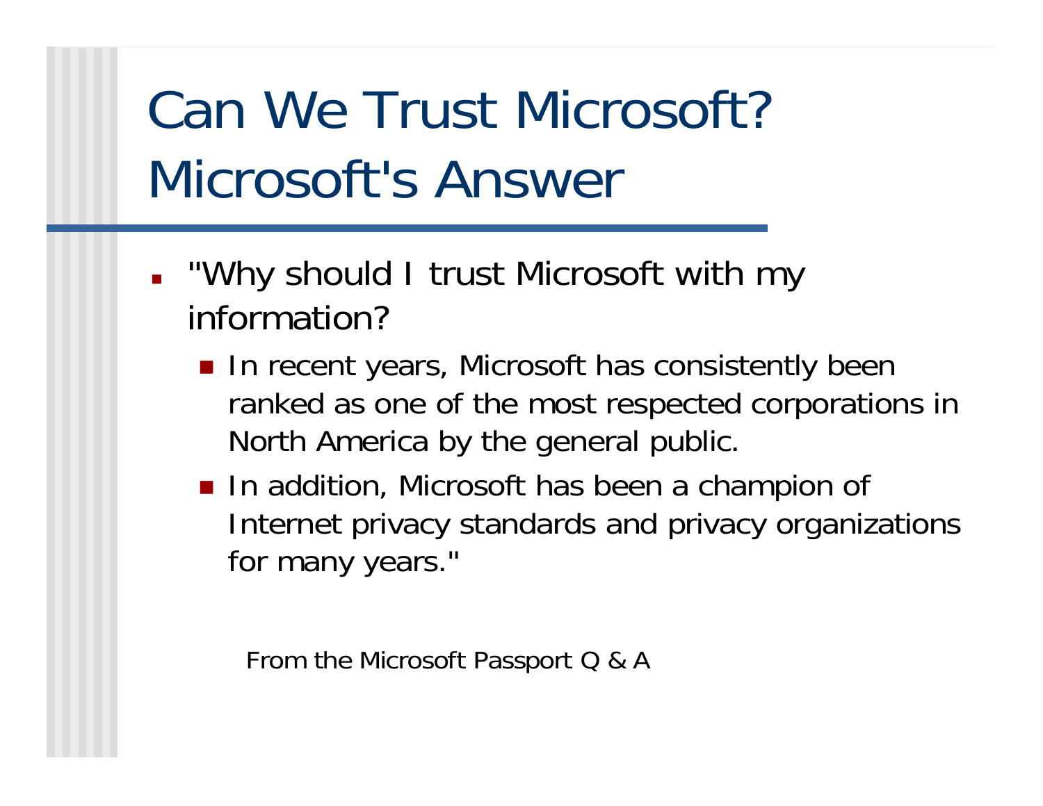# Can We Trust Microsoft? Microsoft's Answer

- "Why should I trust Microsoft with my information?
  - In recent years, Microsoft has consistently been ranked as one of the most respected corporations in North America by the general public.
  - In addition, Microsoft has been a champion of Internet privacy standards and privacy organizations for many years."

From the Microsoft Passport Q & A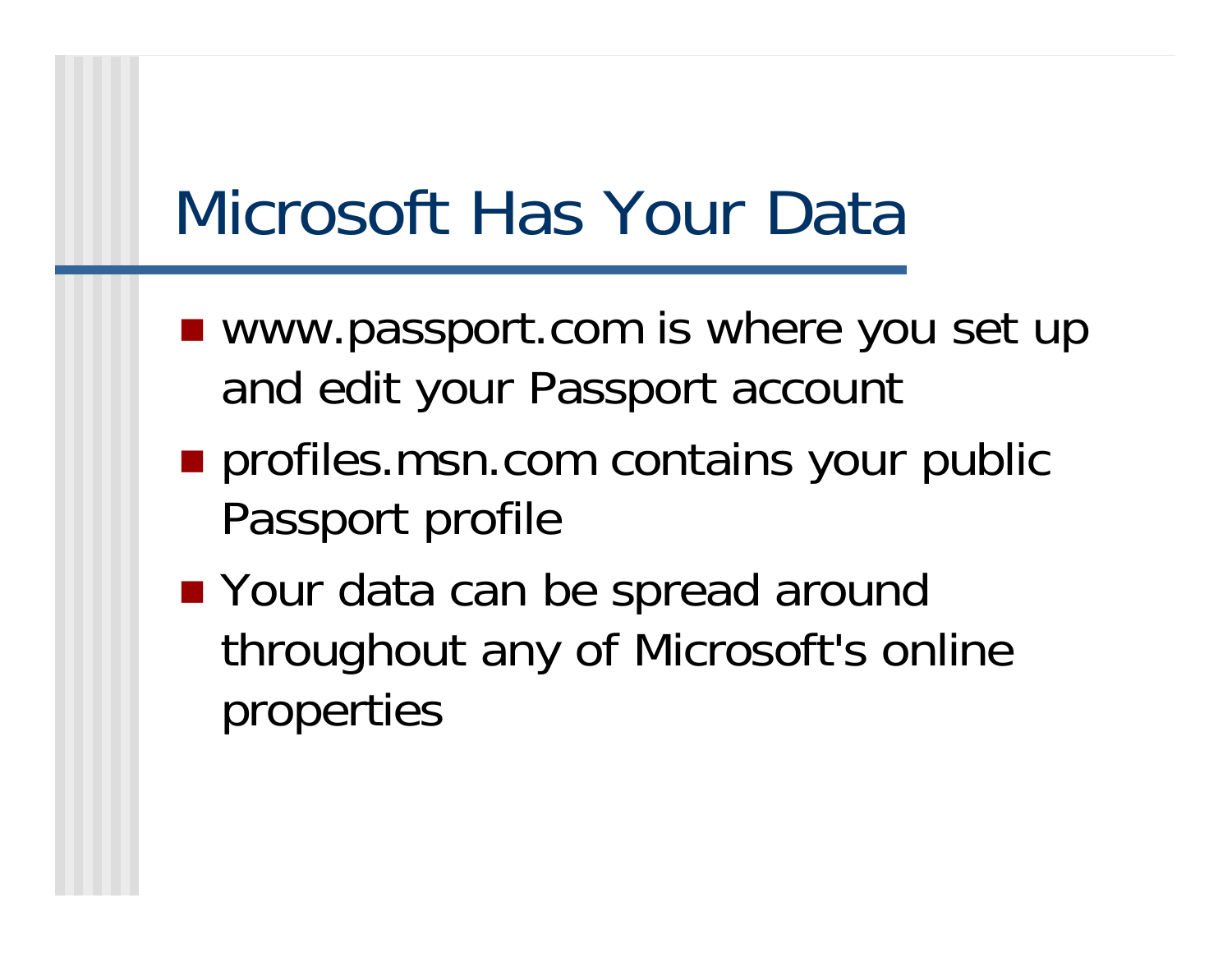# Microsoft Has Your Data

- www.passport.com is where you set up and edit your Passport account
- profiles.msn.com contains your public Passport profile
- Your data can be spread around throughout any of Microsoft's online properties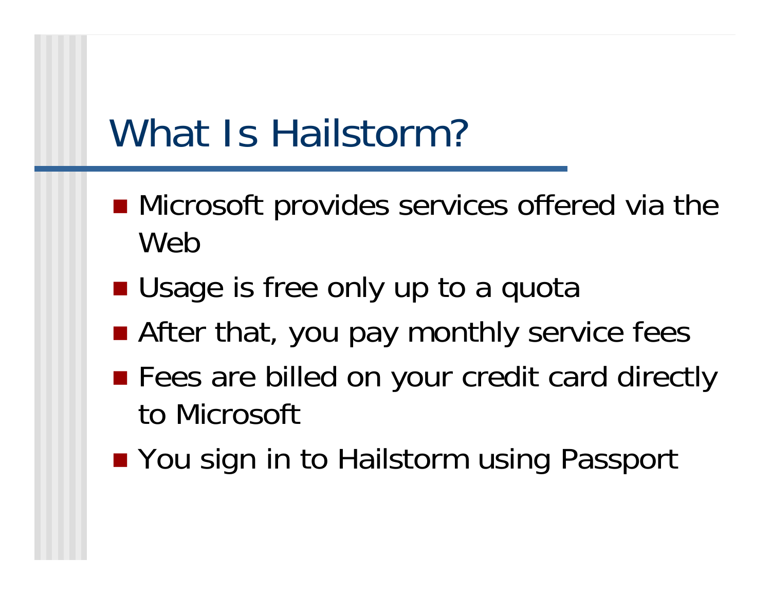# What Is Hailstorm?

- Microsoft provides services offered via the Web
- Usage is free only up to a quota
- After that, you pay monthly service fees
- Fees are billed on your credit card directly to Microsoft
- You sign in to Hailstorm using Passport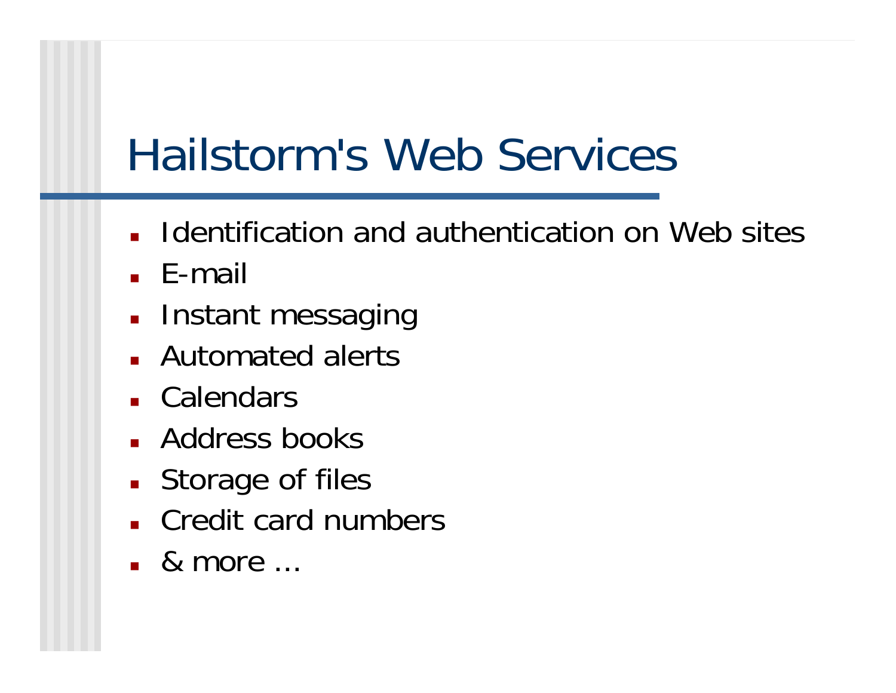# Hailstorm's Web Services

- Identification and authentication on Web sites
- E-mail
- Instant messaging
- Automated alerts
- Calendars
- Address books
- Storage of files
- Credit card numbers
- & more …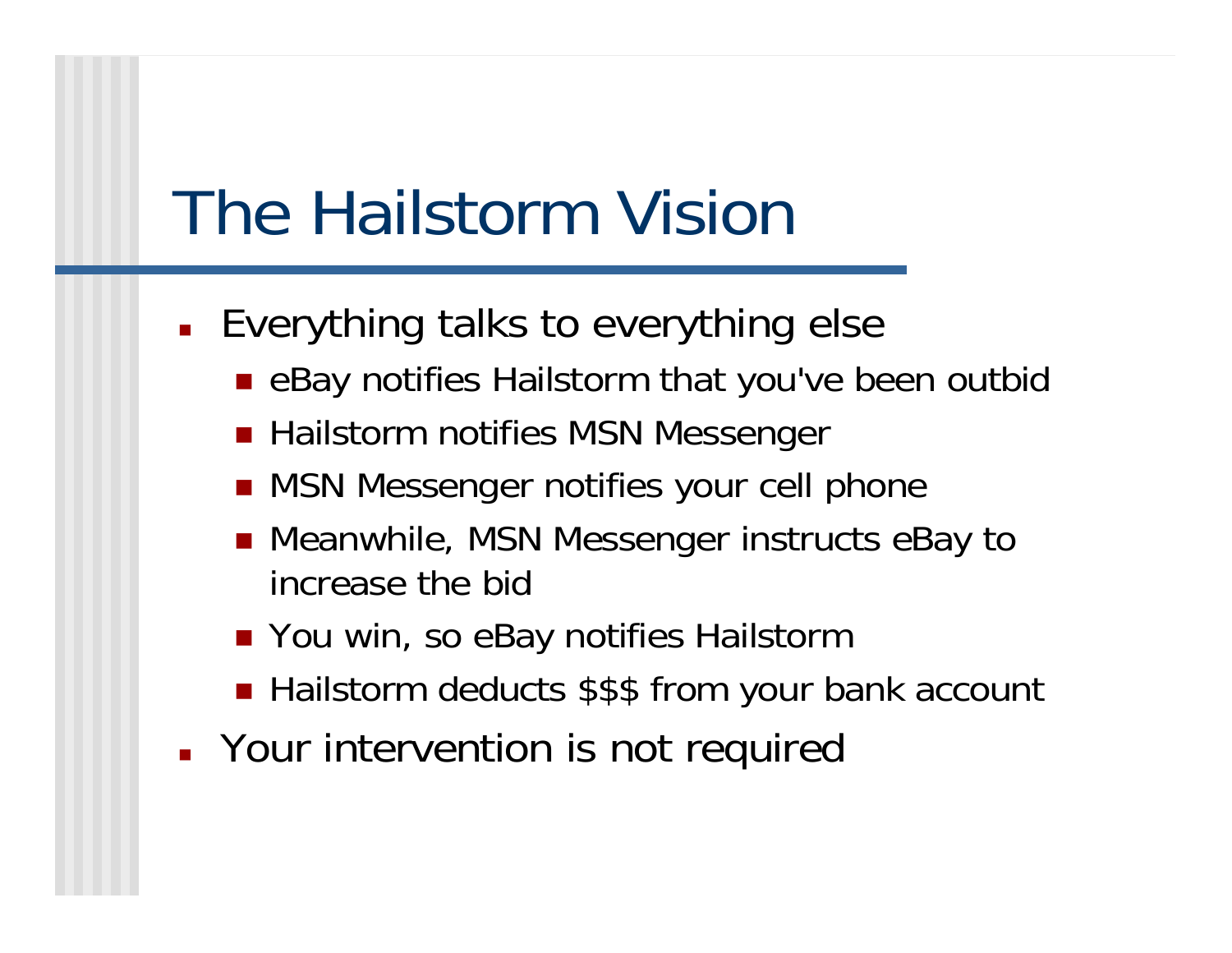# The Hailstorm Vision

- Everything talks to everything else
  - eBay notifies Hailstorm that you've been outbid
  - Hailstorm notifies MSN Messenger
  - MSN Messenger notifies your cell phone
  - Meanwhile, MSN Messenger instructs eBay to increase the bid
  - You win, so eBay notifies Hailstorm
  - Hailstorm deducts $$$ from your bank account
- Your intervention is not required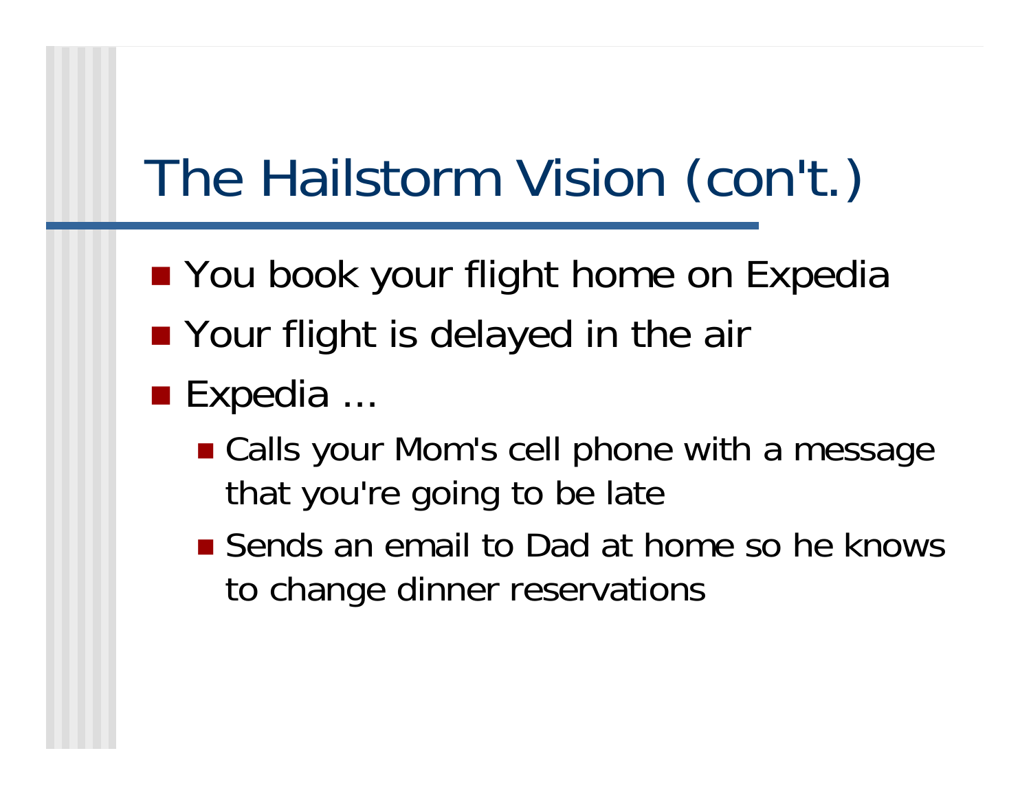# The Hailstorm Vision (con't.)

- You book your flight home on Expedia
- Your flight is delayed in the air
- Expedia ...
  - Calls your Mom's cell phone with a message that you're going to be late
  - Sends an email to Dad at home so he knows to change dinner reservations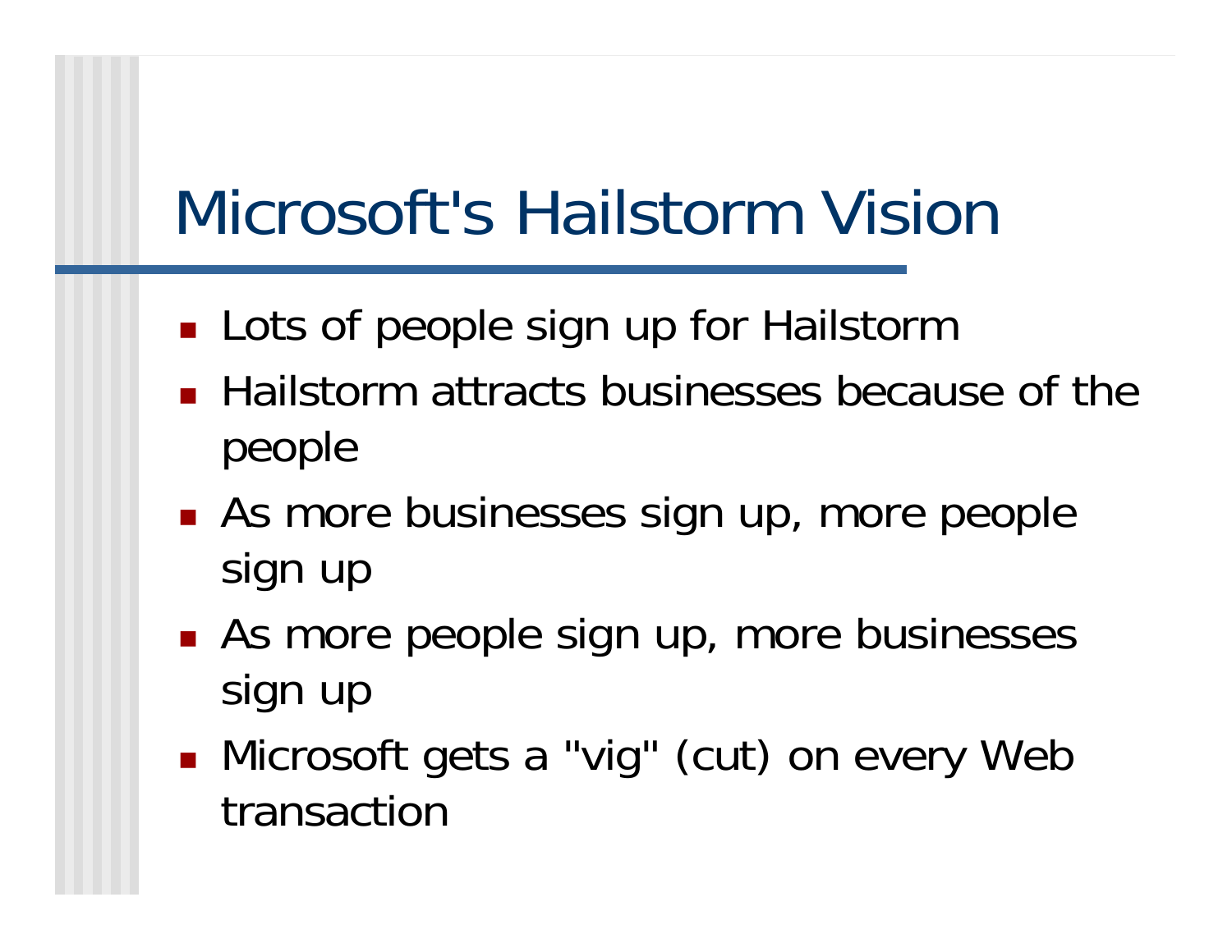# Microsoft's Hailstorm Vision

- Lots of people sign up for Hailstorm
- Hailstorm attracts businesses because of the people
- As more businesses sign up, more people sign up
- As more people sign up, more businesses sign up
- Microsoft gets a "vig" (cut) on every Web transaction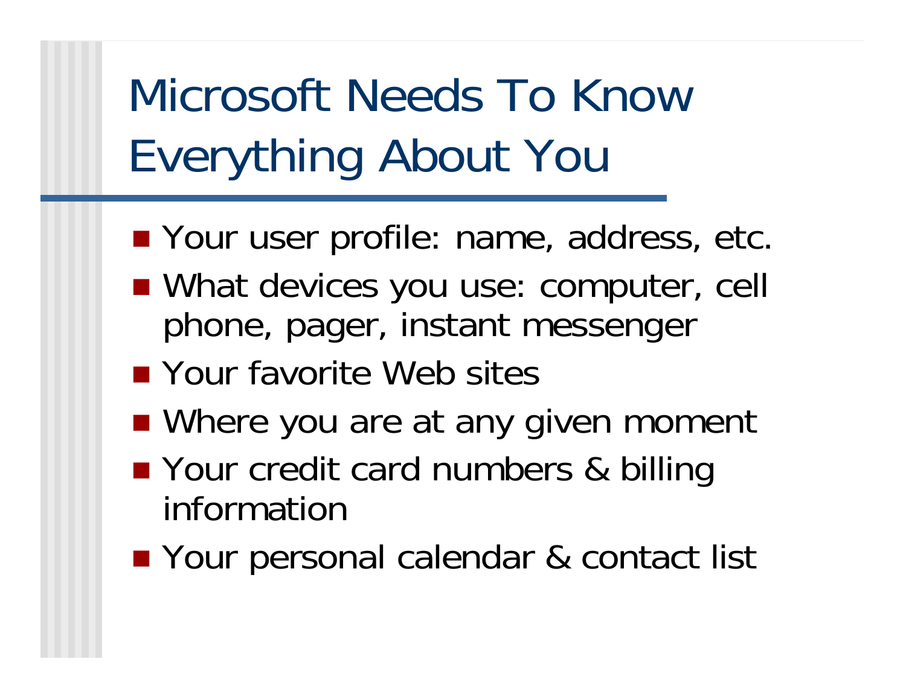# Microsoft Needs To Know Everything About You

- Your user profile: name, address, etc.
- What devices you use: computer, cell phone, pager, instant messenger
- Your favorite Web sites
- Where you are at any given moment
- Your credit card numbers & billing information
- Your personal calendar & contact list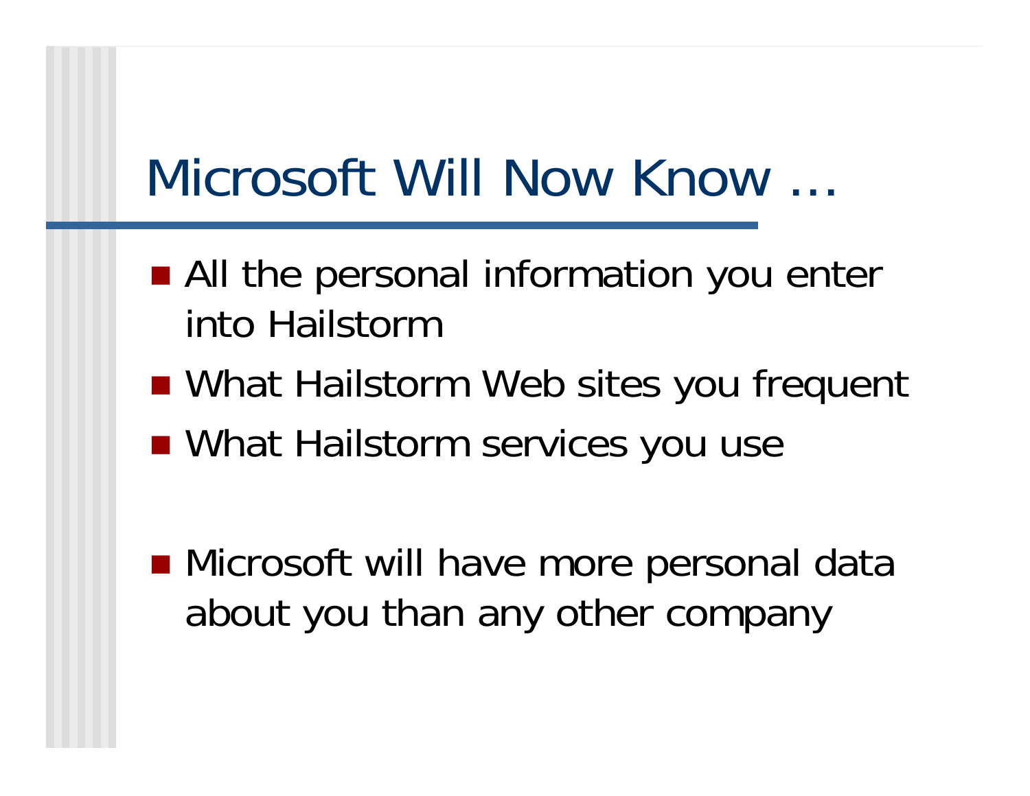# Microsoft Will Now Know …

- All the personal information you enter into Hailstorm
- What Hailstorm Web sites you frequent
- What Hailstorm services you use

- Microsoft will have more personal data about you than any other company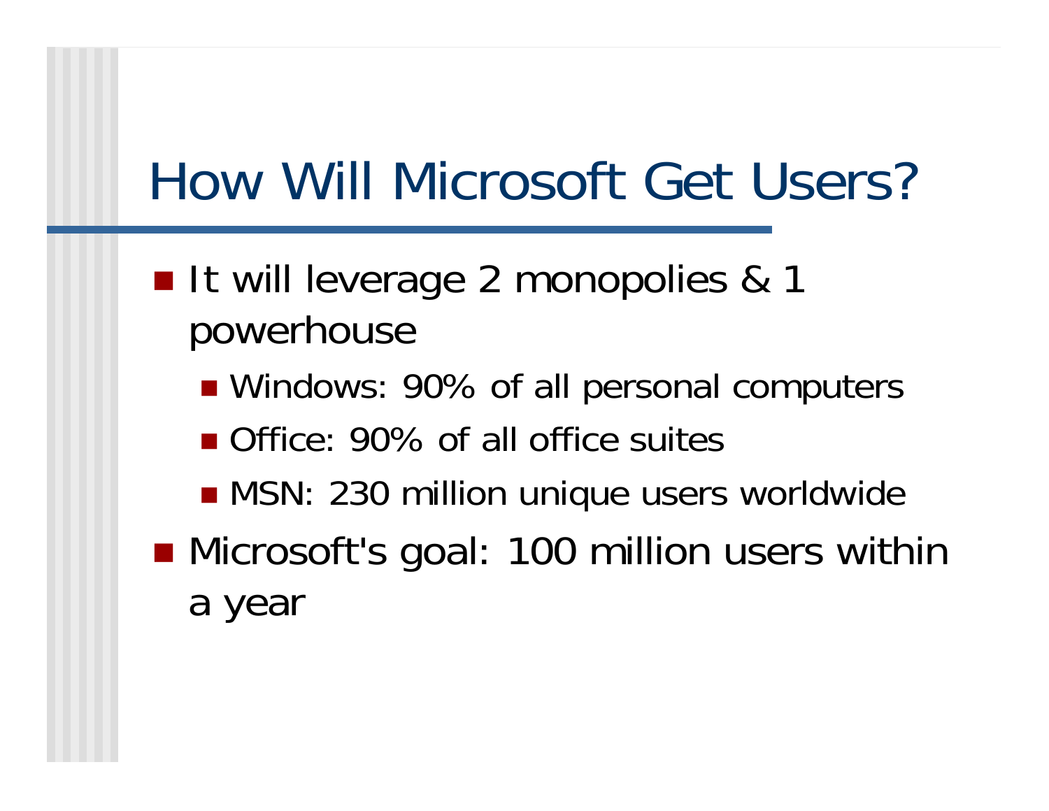# How Will Microsoft Get Users?

- It will leverage 2 monopolies & 1 powerhouse
  - Windows: 90% of all personal computers
  - Office: 90% of all office suites
  - MSN: 230 million unique users worldwide
- Microsoft's goal: 100 million users within a year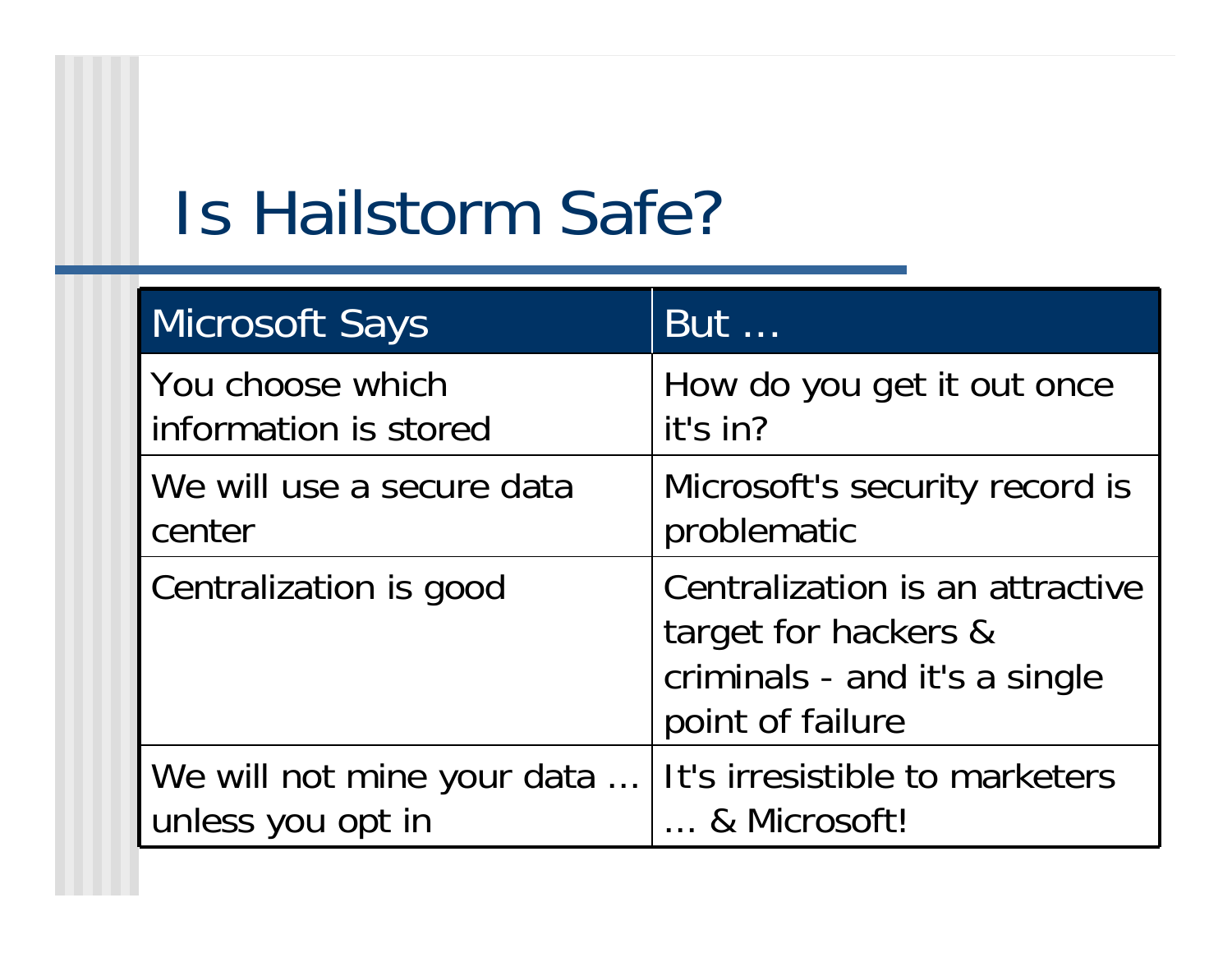# Is Hailstorm Safe?

| Microsoft Says | But … |
|---|---|
| You choose which information is stored | How do you get it out once it's in? |
| We will use a secure data center | Microsoft's security record is problematic |
| Centralization is good | Centralization is an attractive target for hackers & criminals - and it's a single point of failure |
| We will not mine your data … unless you opt in | It's irresistible to marketers … & Microsoft! |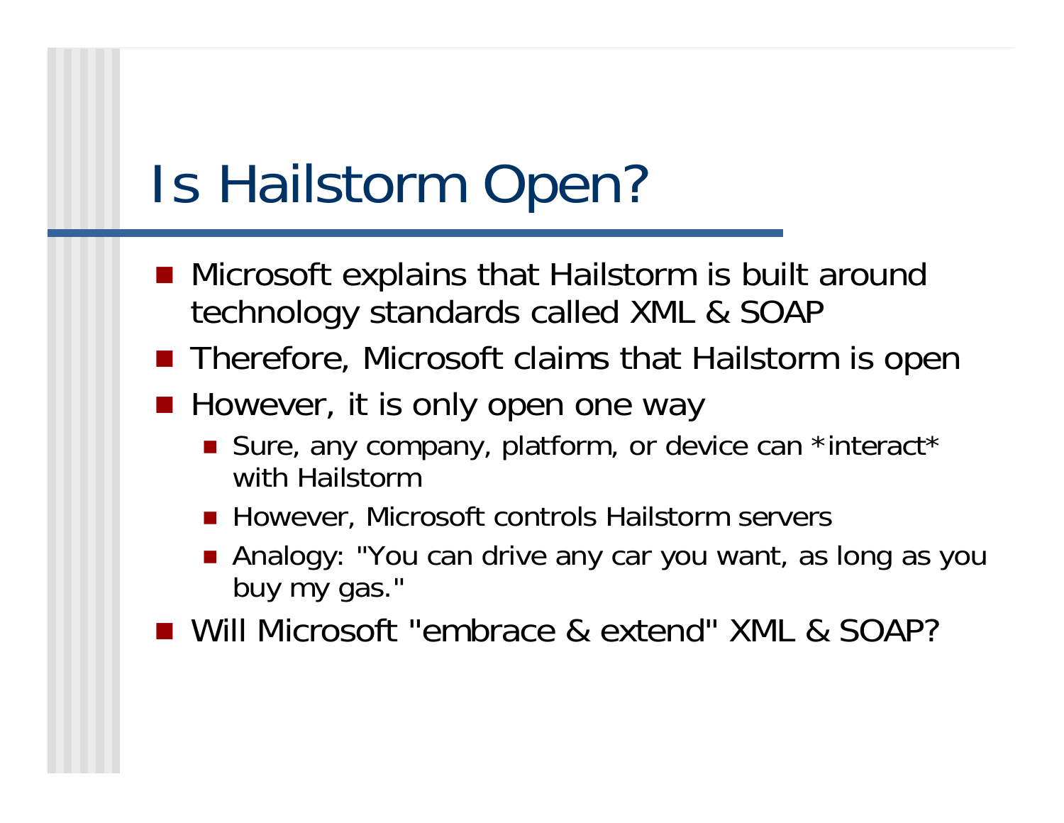# Is Hailstorm Open?

- Microsoft explains that Hailstorm is built around technology standards called XML & SOAP
- Therefore, Microsoft claims that Hailstorm is open
- However, it is only open one way
  - Sure, any company, platform, or device can *interact* with Hailstorm
  - However, Microsoft controls Hailstorm servers
  - Analogy: "You can drive any car you want, as long as you buy my gas."
- Will Microsoft "embrace & extend" XML & SOAP?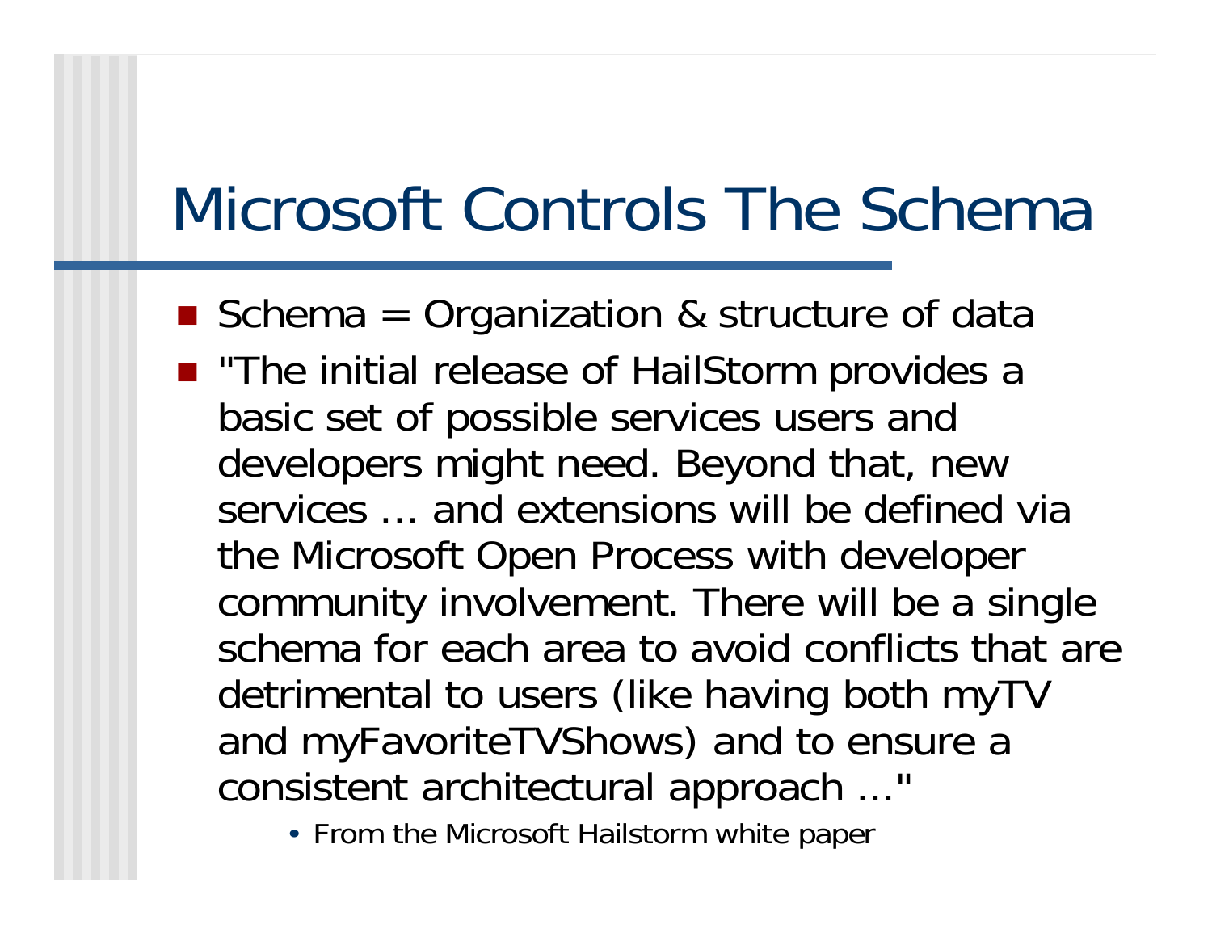# Microsoft Controls The Schema

- Schema = Organization & structure of data
- "The initial release of HailStorm provides a basic set of possible services users and developers might need. Beyond that, new services … and extensions will be defined via the Microsoft Open Process with developer community involvement. There will be a single schema for each area to avoid conflicts that are detrimental to users (like having both myTV and myFavoriteTVShows) and to ensure a consistent architectural approach …"
  - From the Microsoft Hailstorm white paper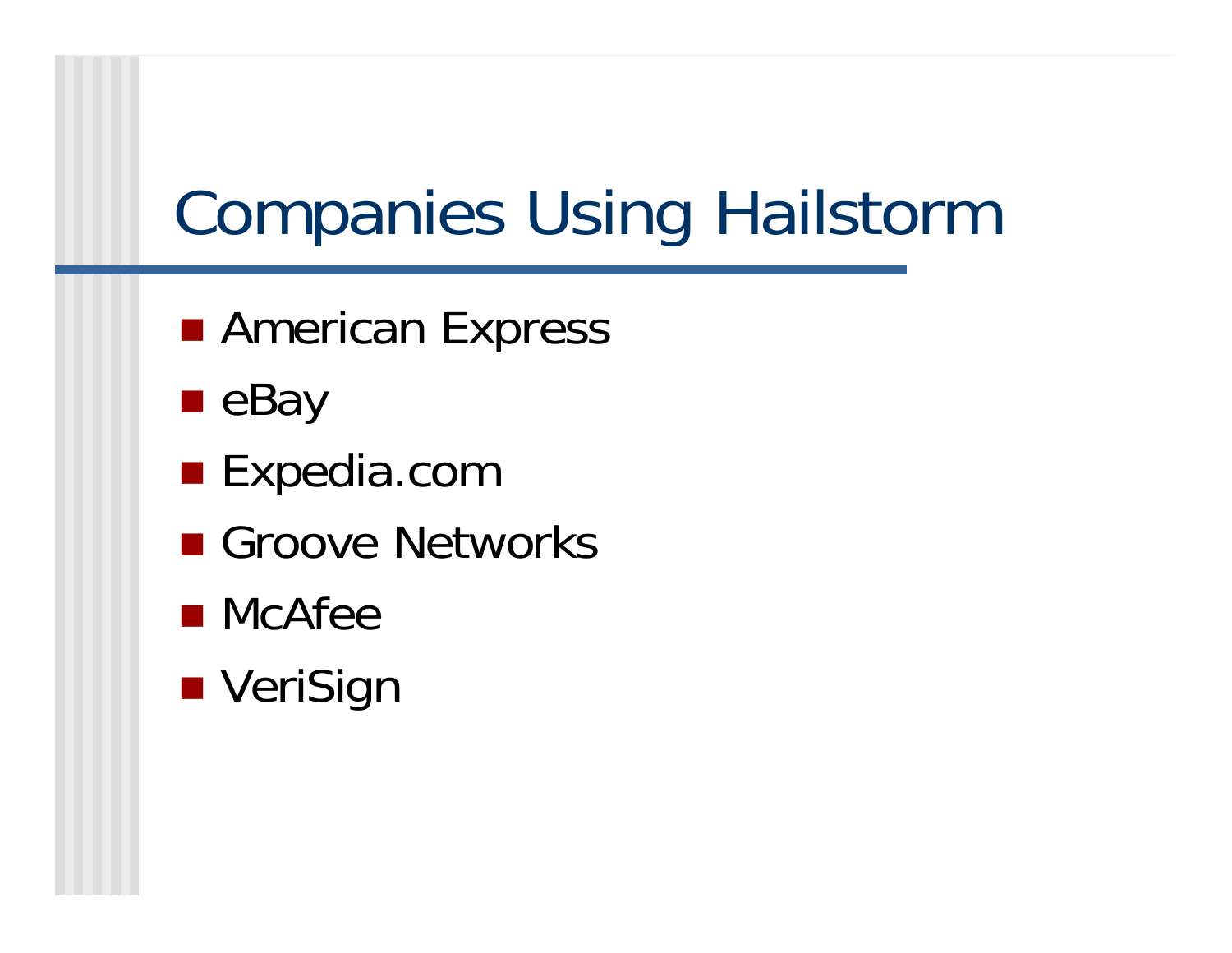# Companies Using Hailstorm

- American Express
- eBay
- Expedia.com
- Groove Networks
- McAfee
- VeriSign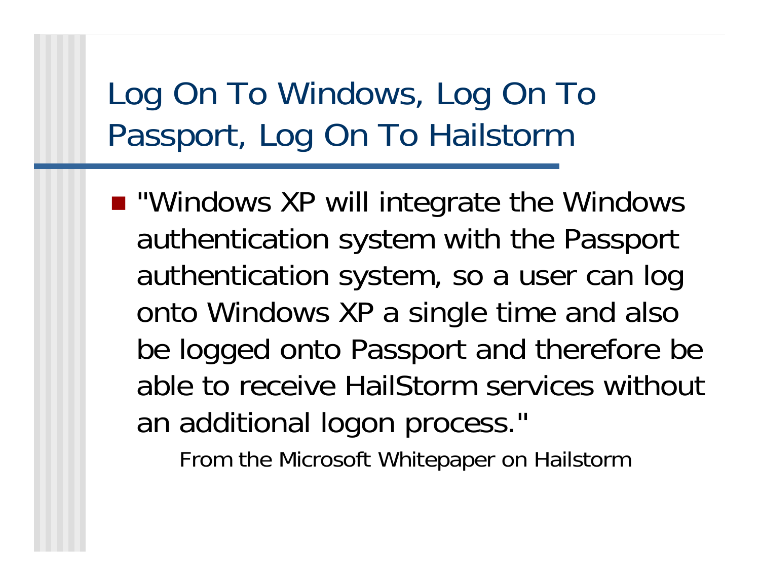# Log On To Windows, Log On To Passport, Log On To Hailstorm

- "Windows XP will integrate the Windows authentication system with the Passport authentication system, so a user can log onto Windows XP a single time and also be logged onto Passport and therefore be able to receive HailStorm services without an additional logon process."

  From the Microsoft Whitepaper on Hailstorm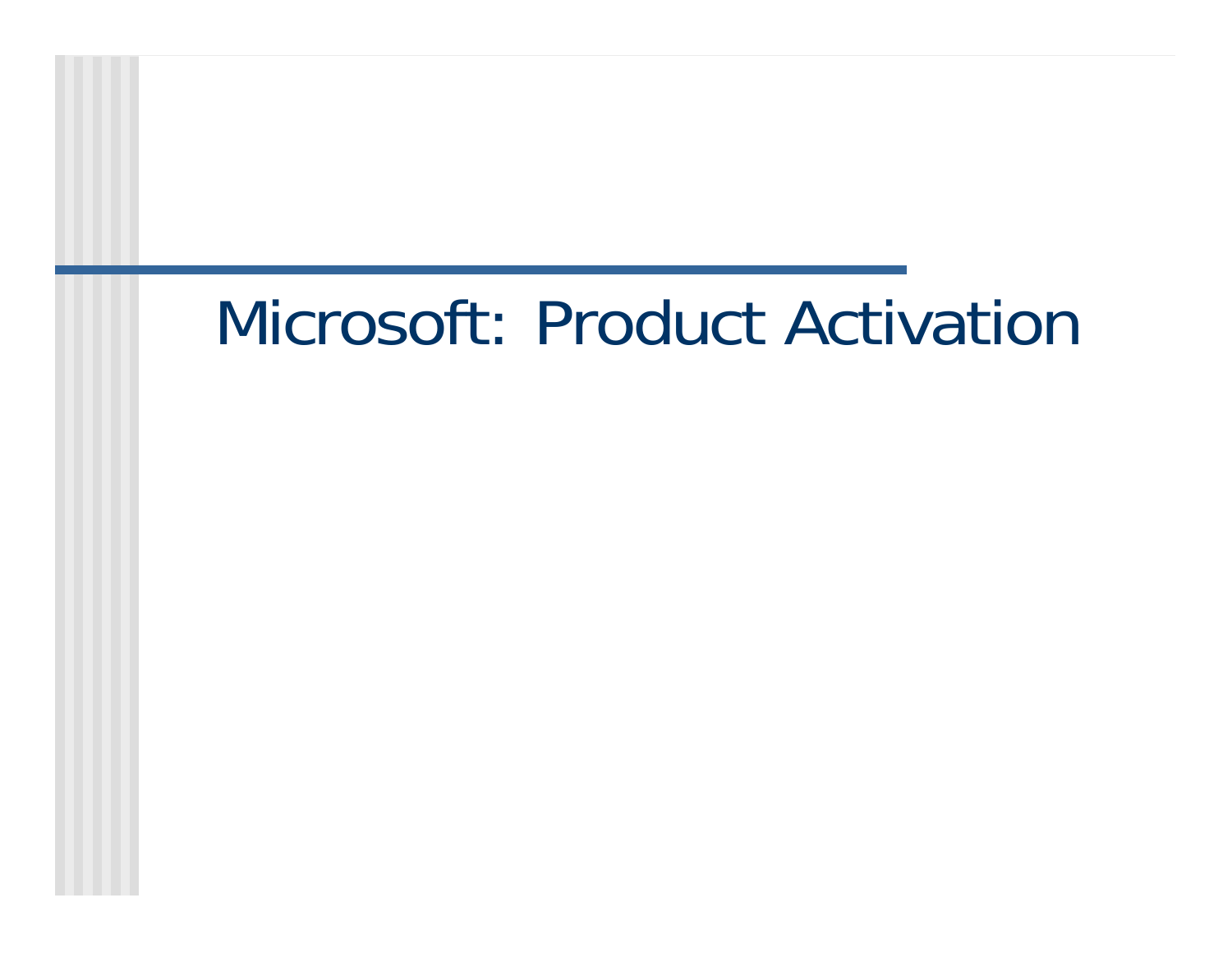# Microsoft: Product Activation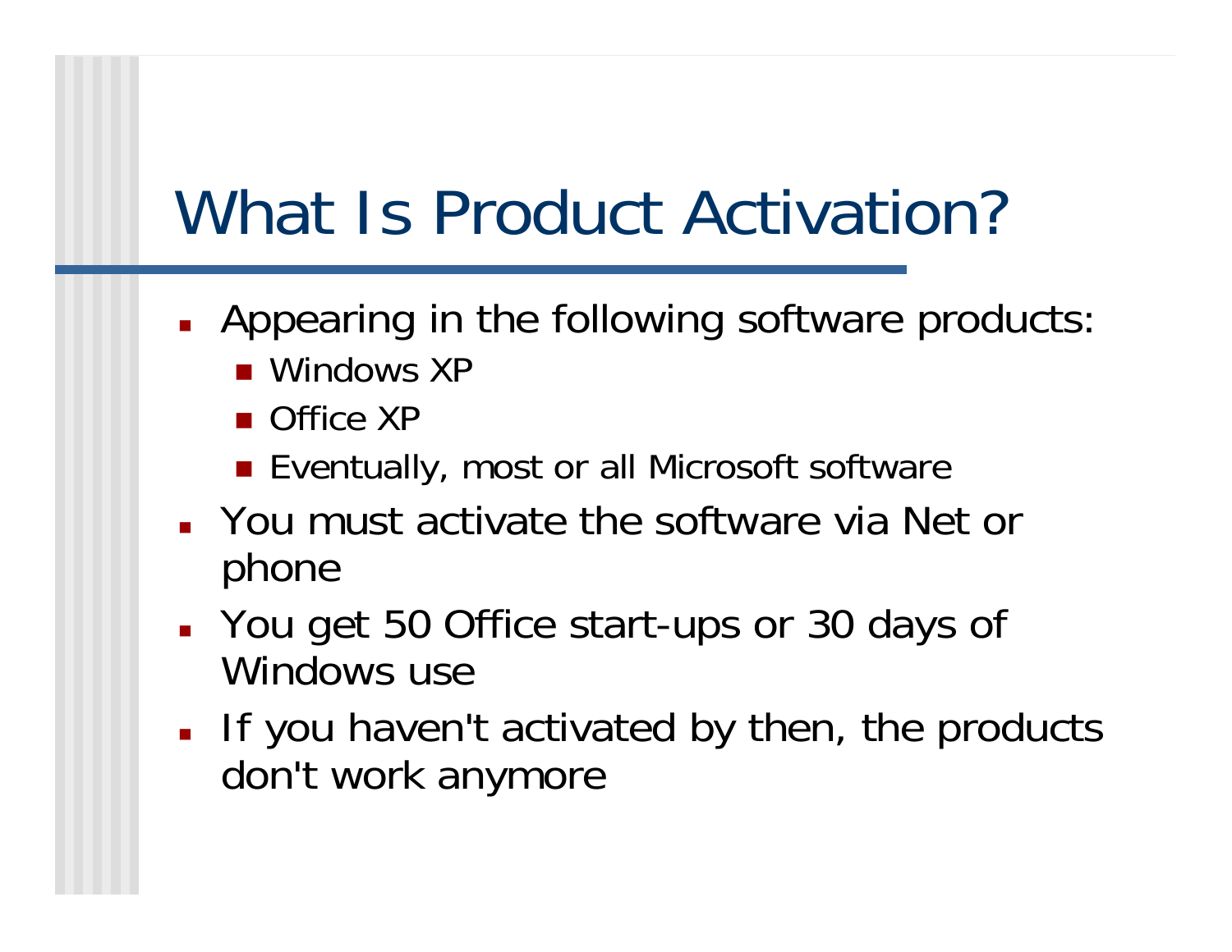# What Is Product Activation?

- Appearing in the following software products:
  - Windows XP
  - Office XP
  - Eventually, most or all Microsoft software
- You must activate the software via Net or phone
- You get 50 Office start-ups or 30 days of Windows use
- If you haven't activated by then, the products don't work anymore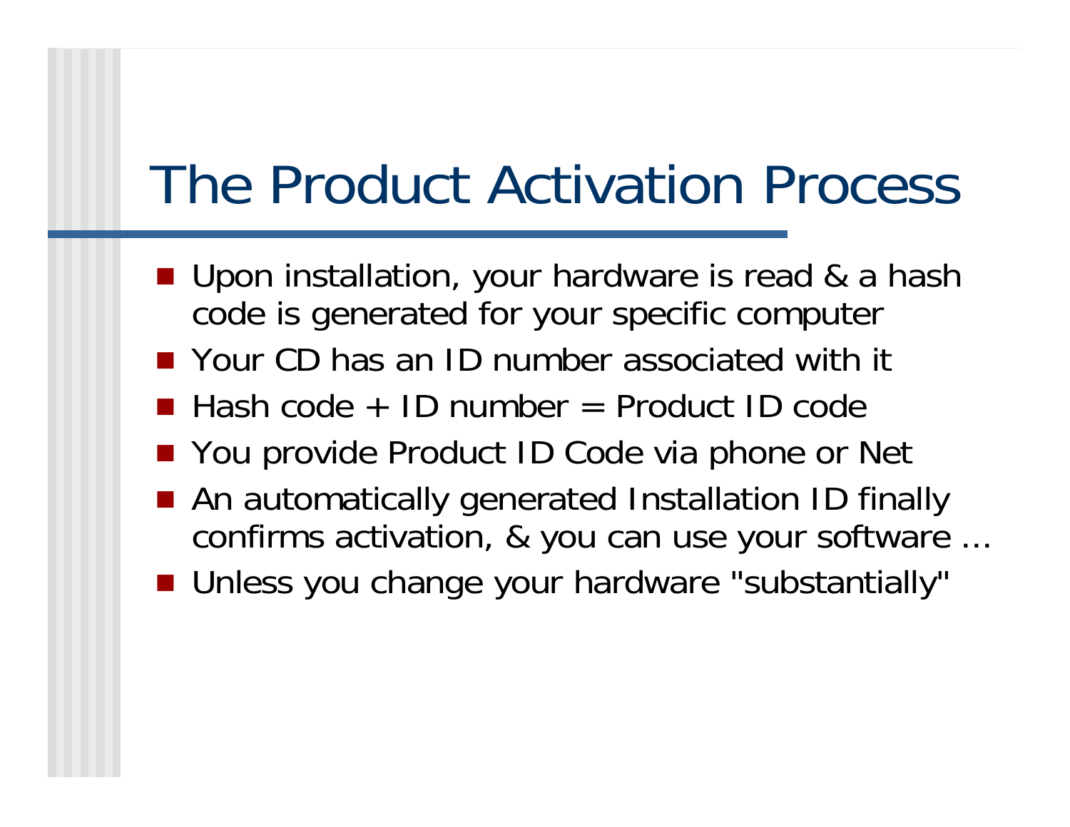# The Product Activation Process

- Upon installation, your hardware is read & a hash code is generated for your specific computer
- Your CD has an ID number associated with it
- Hash code + ID number = Product ID code
- You provide Product ID Code via phone or Net
- An automatically generated Installation ID finally confirms activation, & you can use your software …
- Unless you change your hardware "substantially"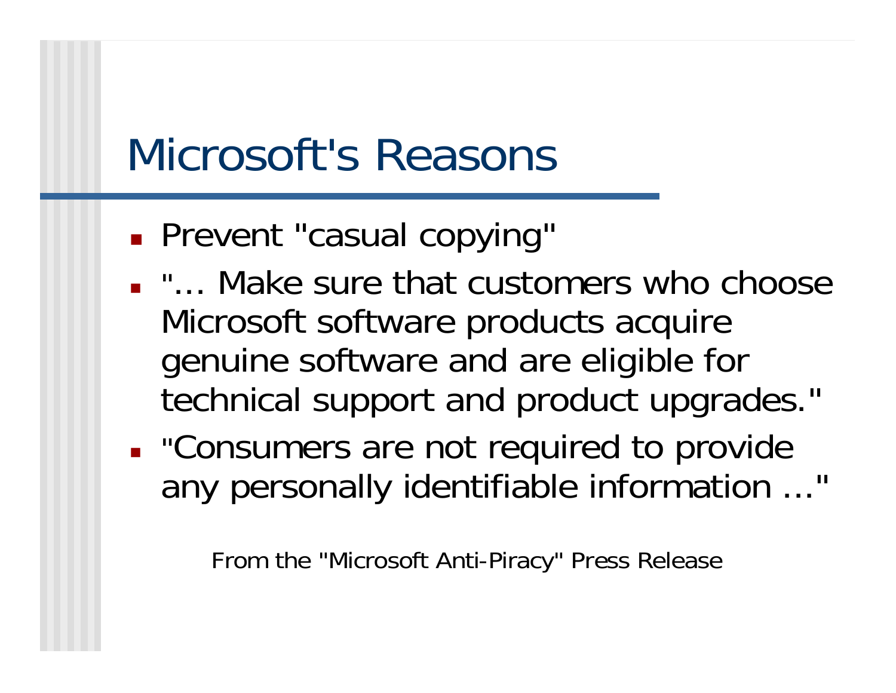# Microsoft's Reasons

- Prevent "casual copying"
- "… Make sure that customers who choose Microsoft software products acquire genuine software and are eligible for technical support and product upgrades."
- "Consumers are not required to provide any personally identifiable information …"

From the "Microsoft Anti-Piracy" Press Release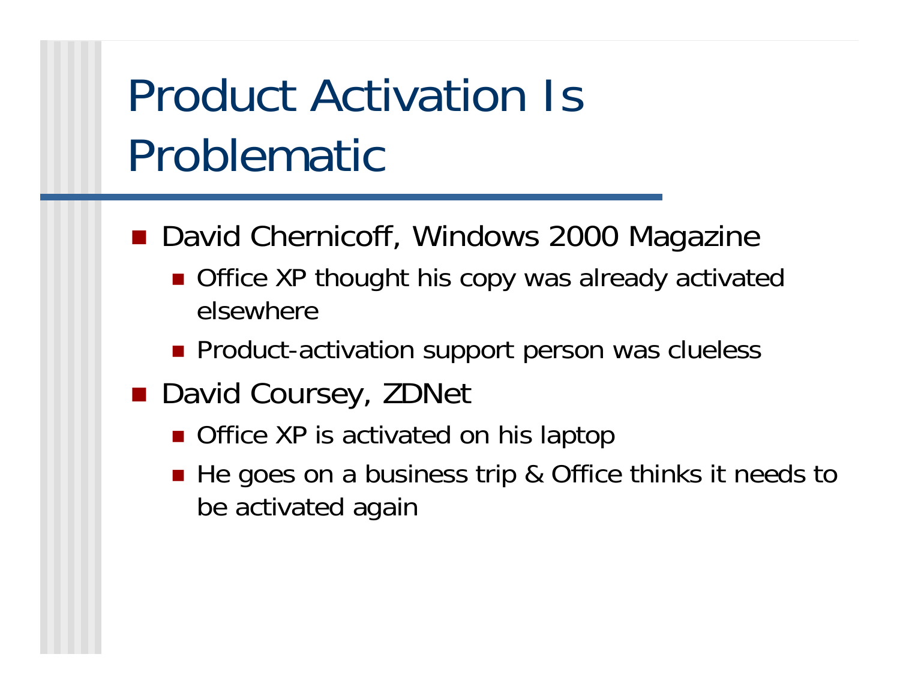# Product Activation Is Problematic

- David Chernicoff, Windows 2000 Magazine
  - Office XP thought his copy was already activated elsewhere
  - Product-activation support person was clueless
- David Coursey, ZDNet
  - Office XP is activated on his laptop
  - He goes on a business trip & Office thinks it needs to be activated again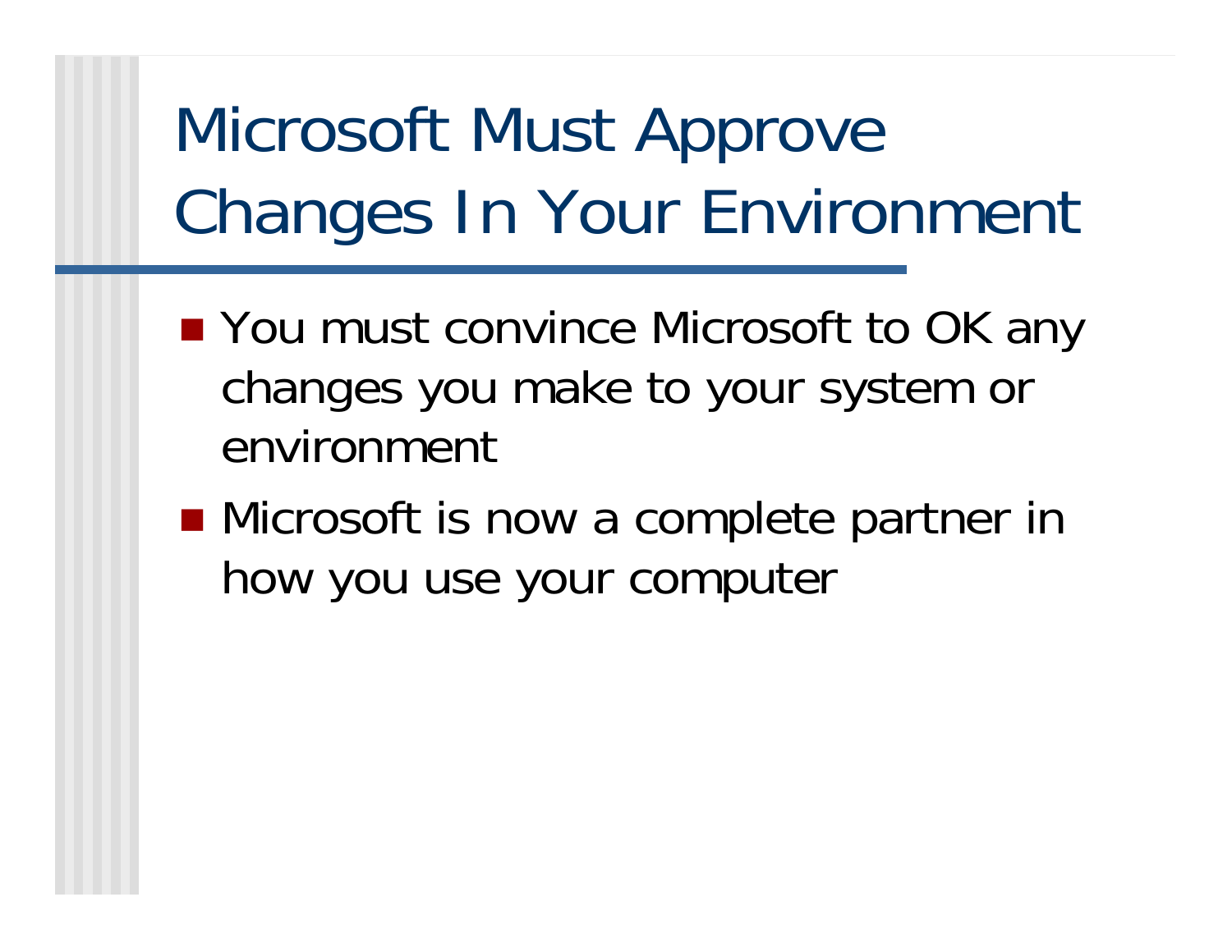# Microsoft Must Approve Changes In Your Environment

- You must convince Microsoft to OK any changes you make to your system or environment
- Microsoft is now a complete partner in how you use your computer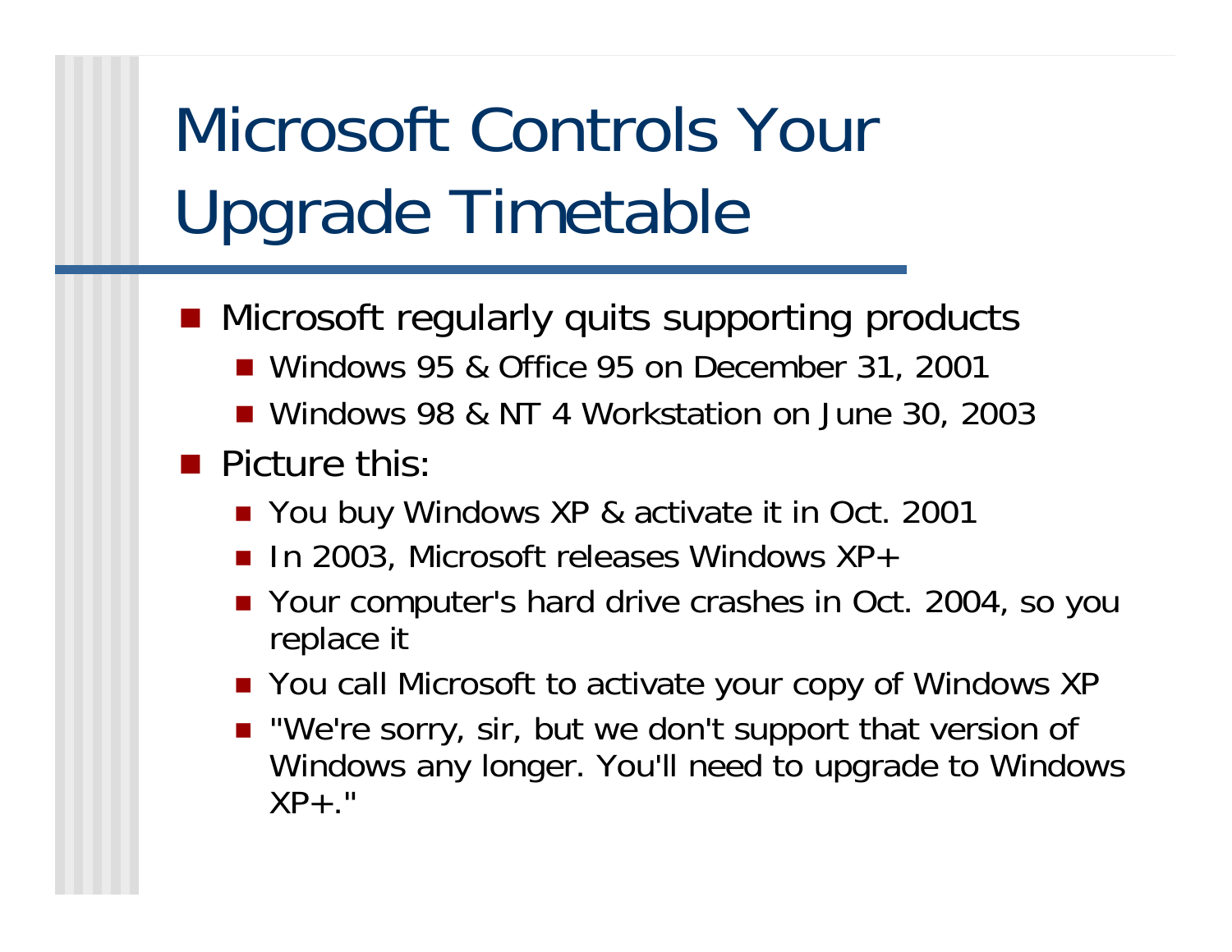# Microsoft Controls Your Upgrade Timetable

- Microsoft regularly quits supporting products
  - Windows 95 & Office 95 on December 31, 2001
  - Windows 98 & NT 4 Workstation on June 30, 2003
- Picture this:
  - You buy Windows XP & activate it in Oct. 2001
  - In 2003, Microsoft releases Windows XP+
  - Your computer's hard drive crashes in Oct. 2004, so you replace it
  - You call Microsoft to activate your copy of Windows XP
  - "We're sorry, sir, but we don't support that version of Windows any longer. You'll need to upgrade to Windows XP+."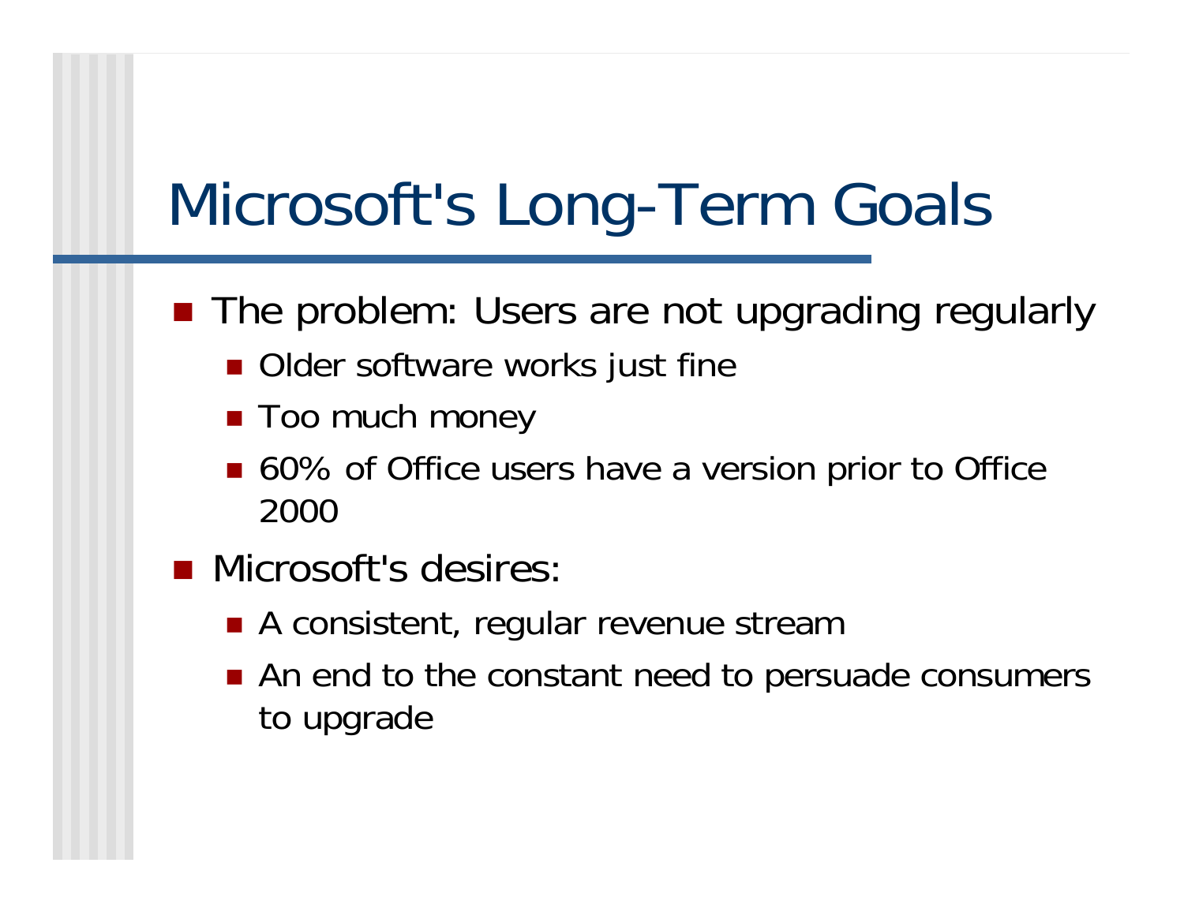# Microsoft's Long-Term Goals

- The problem: Users are not upgrading regularly
  - Older software works just fine
  - Too much money
  - 60% of Office users have a version prior to Office 2000
- Microsoft's desires:
  - A consistent, regular revenue stream
  - An end to the constant need to persuade consumers to upgrade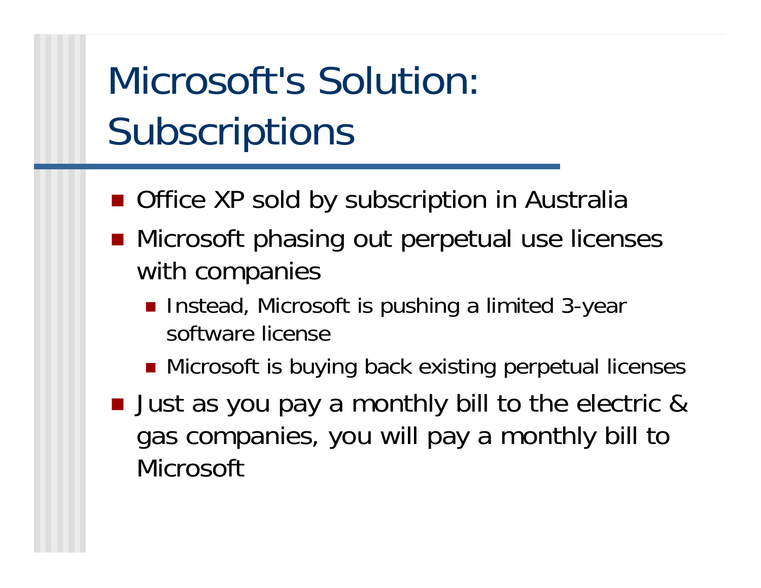# Microsoft's Solution: Subscriptions

- Office XP sold by subscription in Australia
- Microsoft phasing out perpetual use licenses with companies
  - Instead, Microsoft is pushing a limited 3-year software license
  - Microsoft is buying back existing perpetual licenses
- Just as you pay a monthly bill to the electric & gas companies, you will pay a monthly bill to Microsoft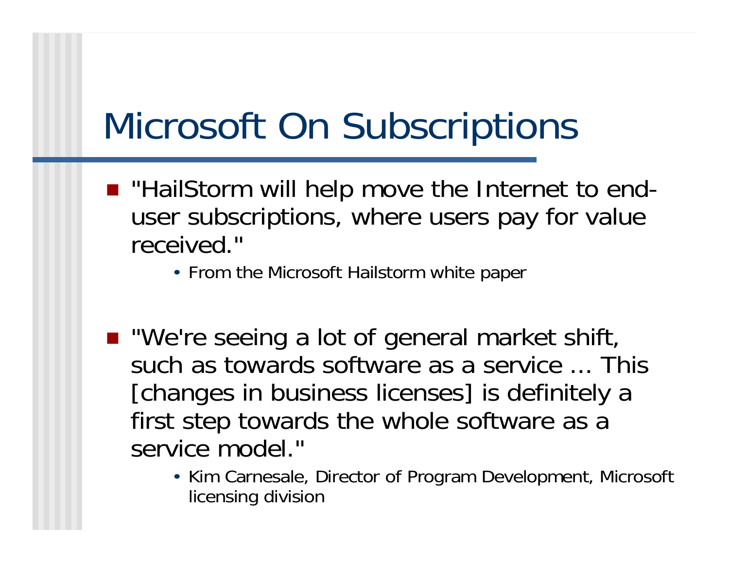# Microsoft On Subscriptions

- "HailStorm will help move the Internet to end-user subscriptions, where users pay for value received."
  - From the Microsoft Hailstorm white paper

- "We're seeing a lot of general market shift, such as towards software as a service … This [changes in business licenses] is definitely a first step towards the whole software as a service model."
  - Kim Carnesale, Director of Program Development, Microsoft licensing division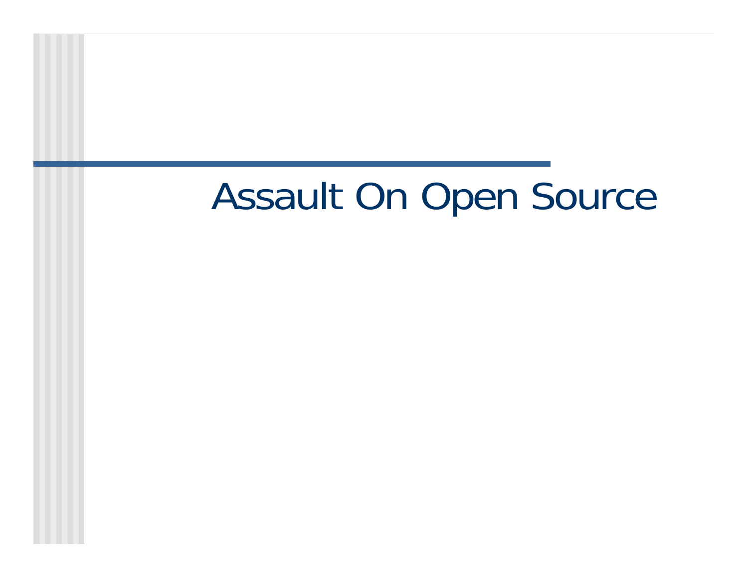# Assault On Open Source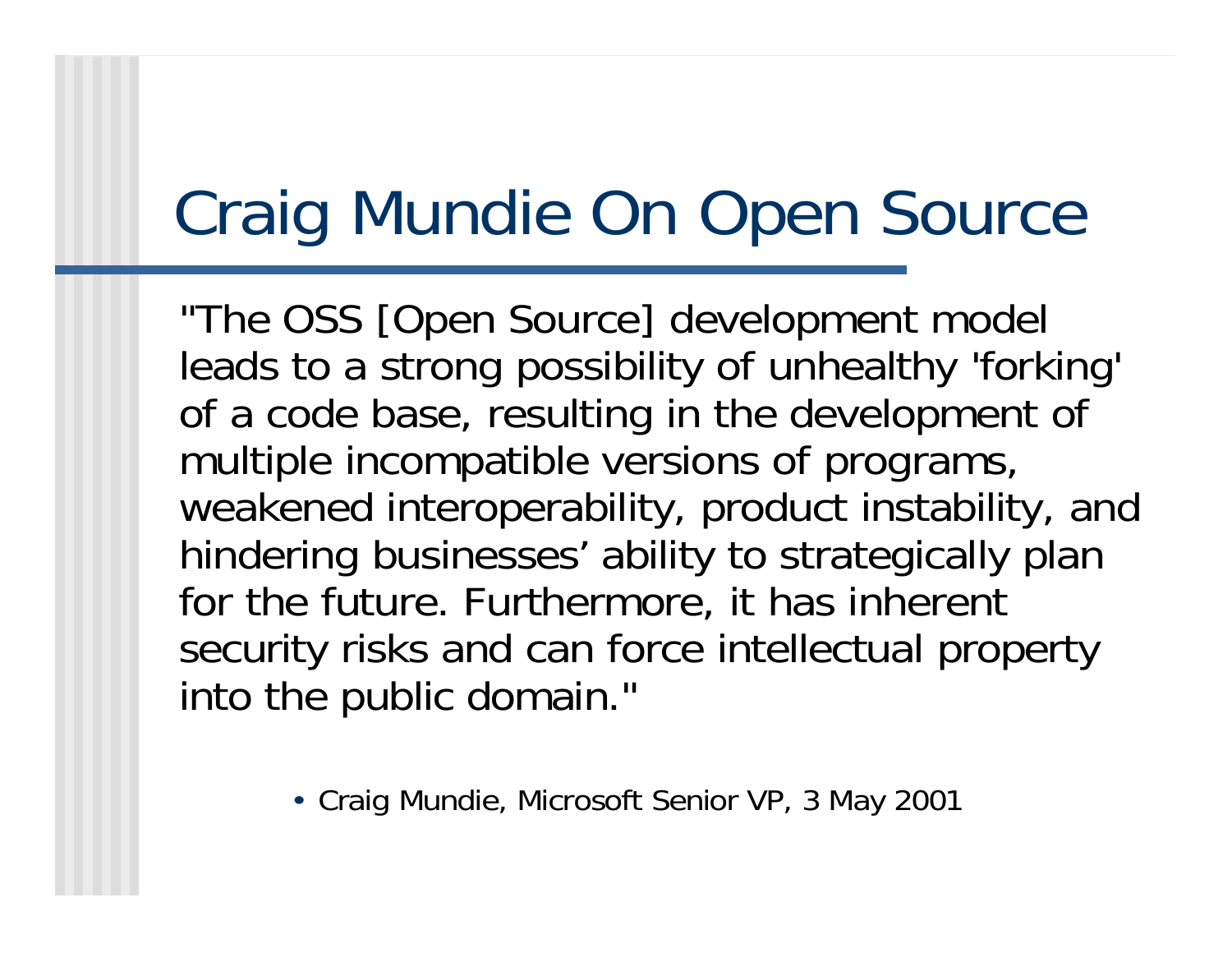# Craig Mundie On Open Source

"The OSS [Open Source] development model leads to a strong possibility of unhealthy 'forking' of a code base, resulting in the development of multiple incompatible versions of programs, weakened interoperability, product instability, and hindering businesses' ability to strategically plan for the future. Furthermore, it has inherent security risks and can force intellectual property into the public domain."

- Craig Mundie, Microsoft Senior VP, 3 May 2001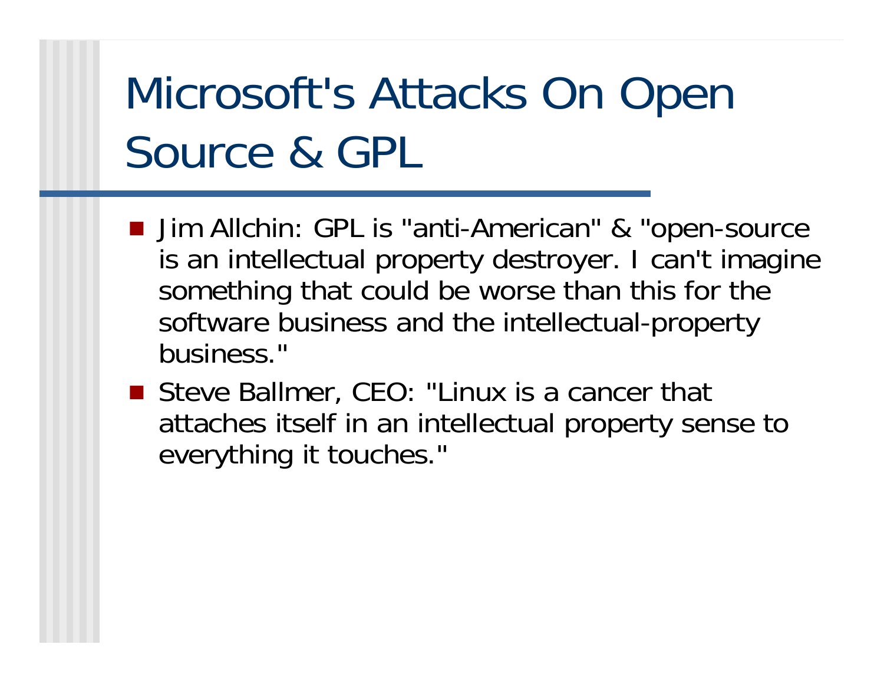# Microsoft's Attacks On Open Source & GPL

- Jim Allchin: GPL is "anti-American" & "open-source is an intellectual property destroyer. I can't imagine something that could be worse than this for the software business and the intellectual-property business."
- Steve Ballmer, CEO: "Linux is a cancer that attaches itself in an intellectual property sense to everything it touches."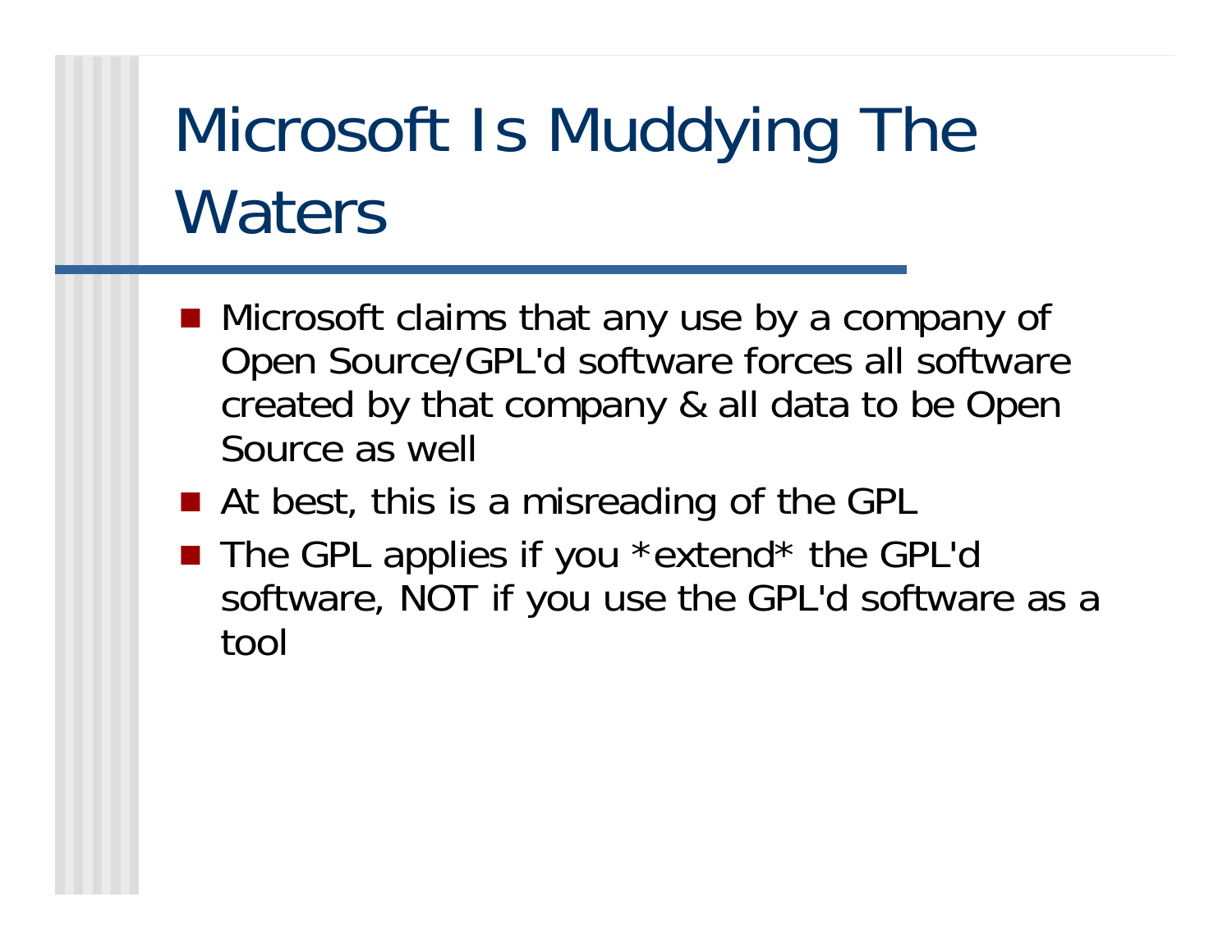# Microsoft Is Muddying The Waters

- Microsoft claims that any use by a company of Open Source/GPL'd software forces all software created by that company & all data to be Open Source as well
- At best, this is a misreading of the GPL
- The GPL applies if you *extend* the GPL'd software, NOT if you use the GPL'd software as a tool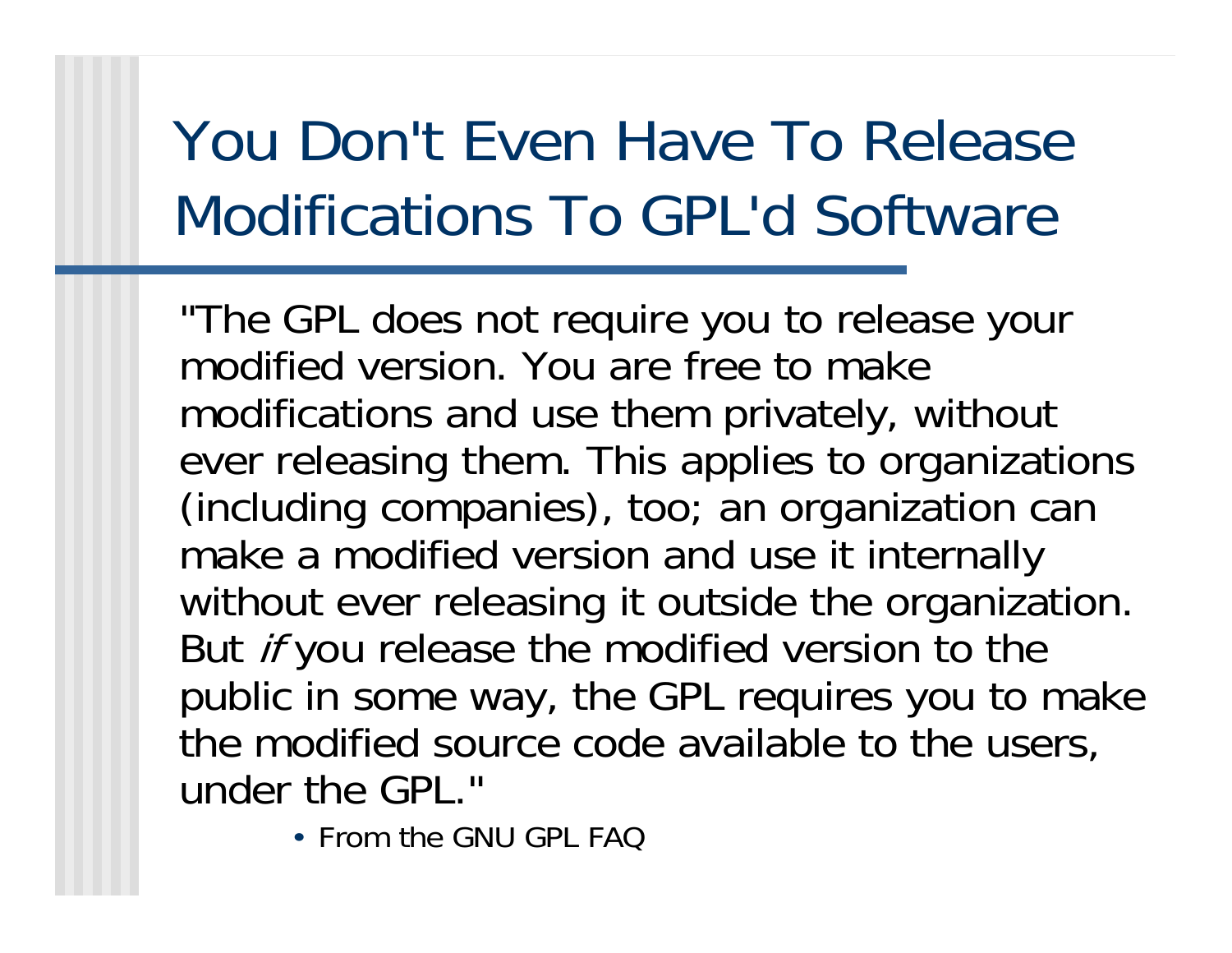# You Don't Even Have To Release Modifications To GPL'd Software

"The GPL does not require you to release your modified version. You are free to make modifications and use them privately, without ever releasing them. This applies to organizations (including companies), too; an organization can make a modified version and use it internally without ever releasing it outside the organization. But *if* you release the modified version to the public in some way, the GPL requires you to make the modified source code available to the users, under the GPL."

- From the GNU GPL FAQ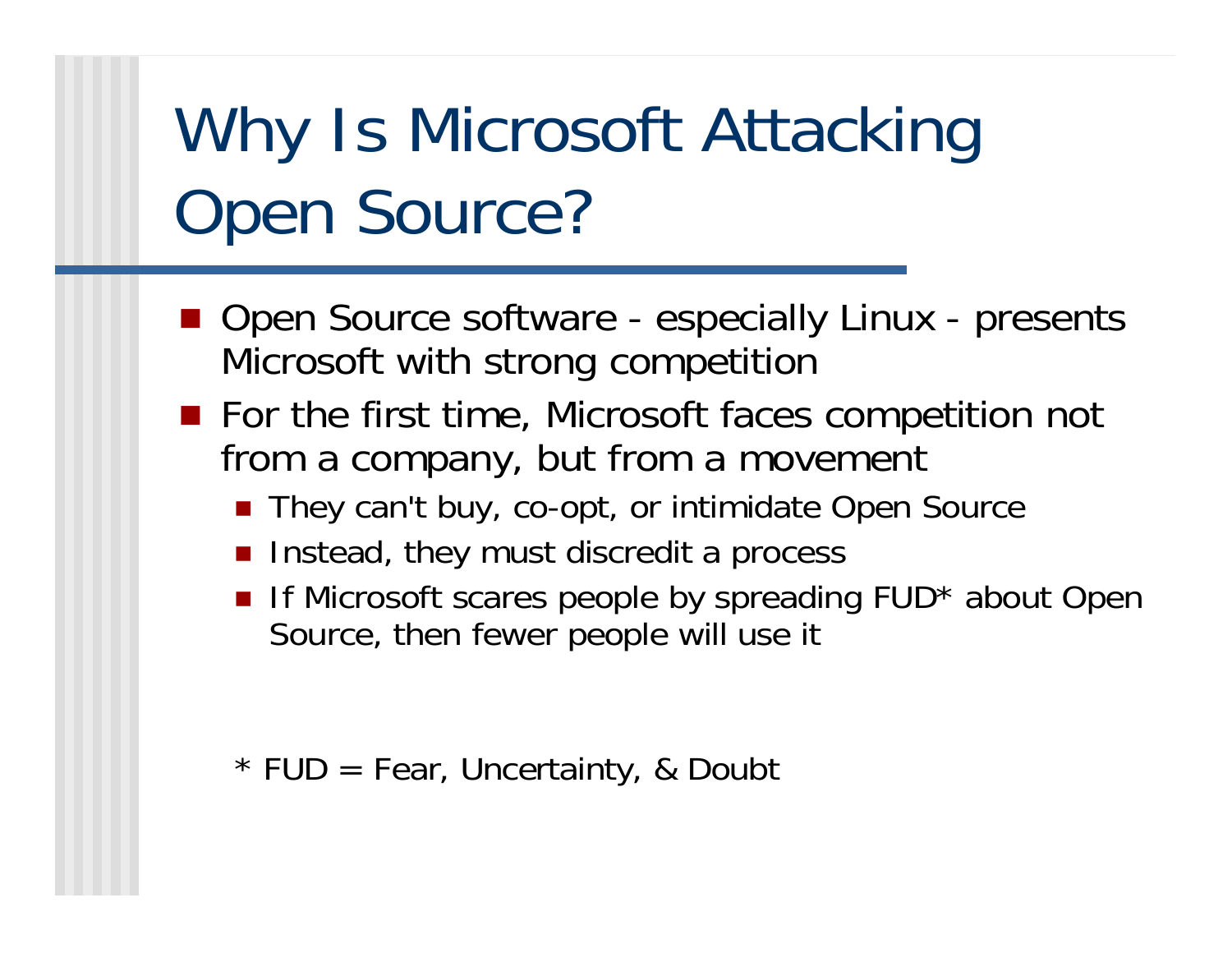# Why Is Microsoft Attacking Open Source?

- Open Source software - especially Linux - presents Microsoft with strong competition
- For the first time, Microsoft faces competition not from a company, but from a movement
  - They can't buy, co-opt, or intimidate Open Source
  - Instead, they must discredit a process
  - If Microsoft scares people by spreading FUD* about Open Source, then fewer people will use it

\* FUD = Fear, Uncertainty, & Doubt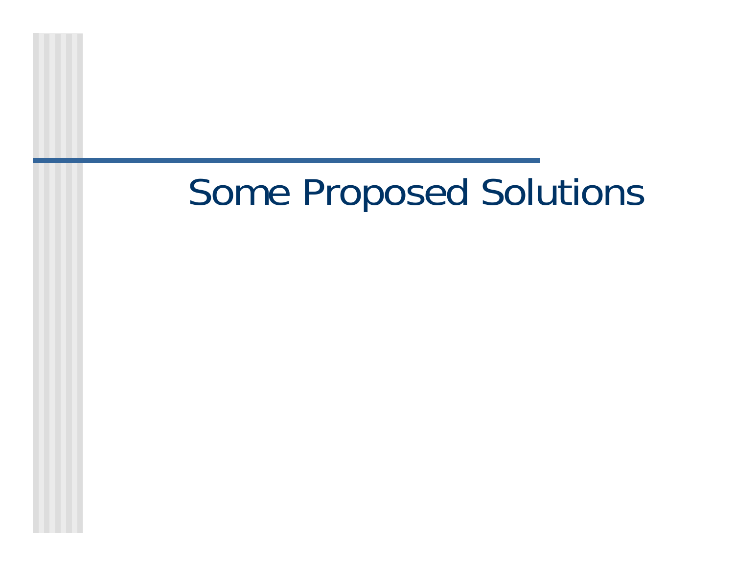# Some Proposed Solutions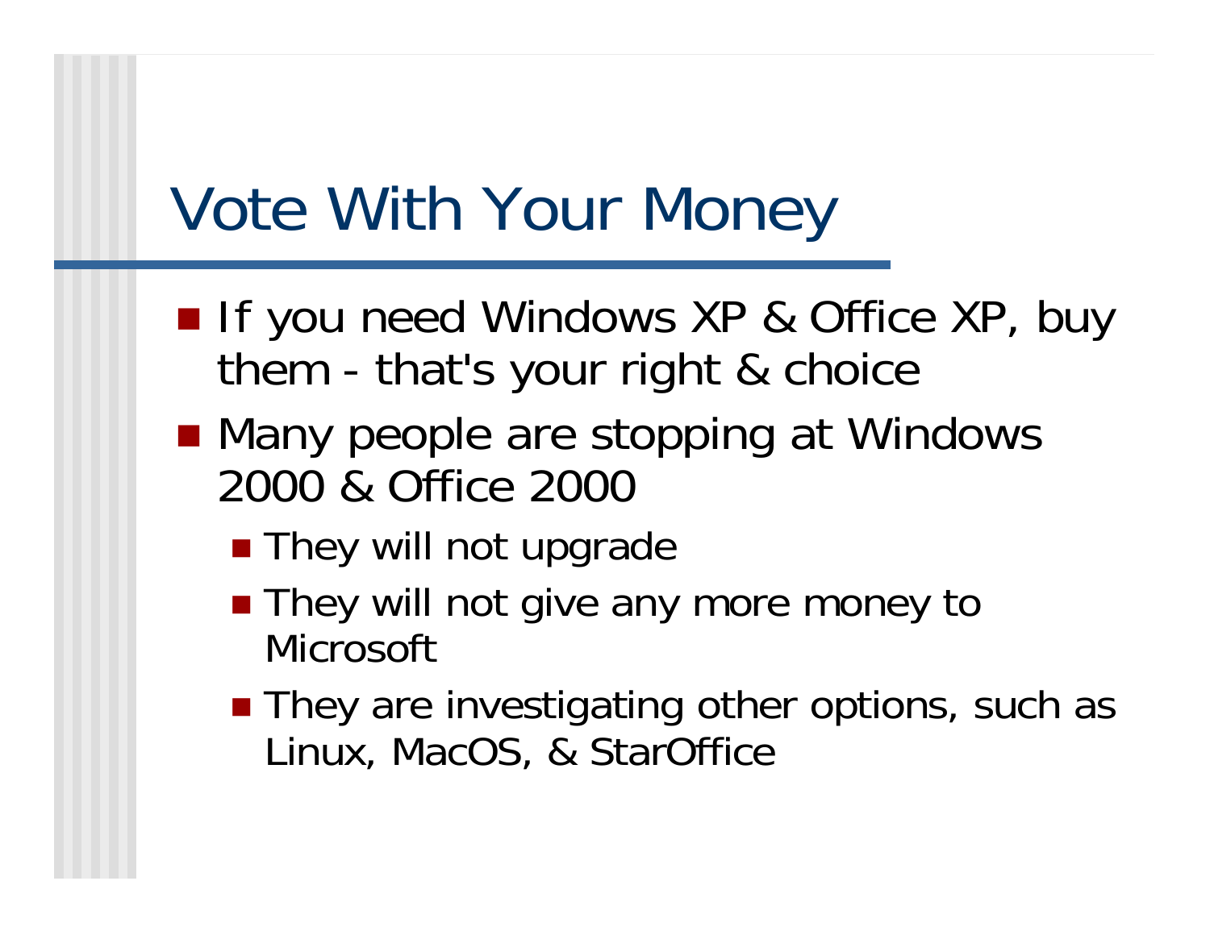# Vote With Your Money

- If you need Windows XP & Office XP, buy them - that's your right & choice
- Many people are stopping at Windows 2000 & Office 2000
  - They will not upgrade
  - They will not give any more money to Microsoft
  - They are investigating other options, such as Linux, MacOS, & StarOffice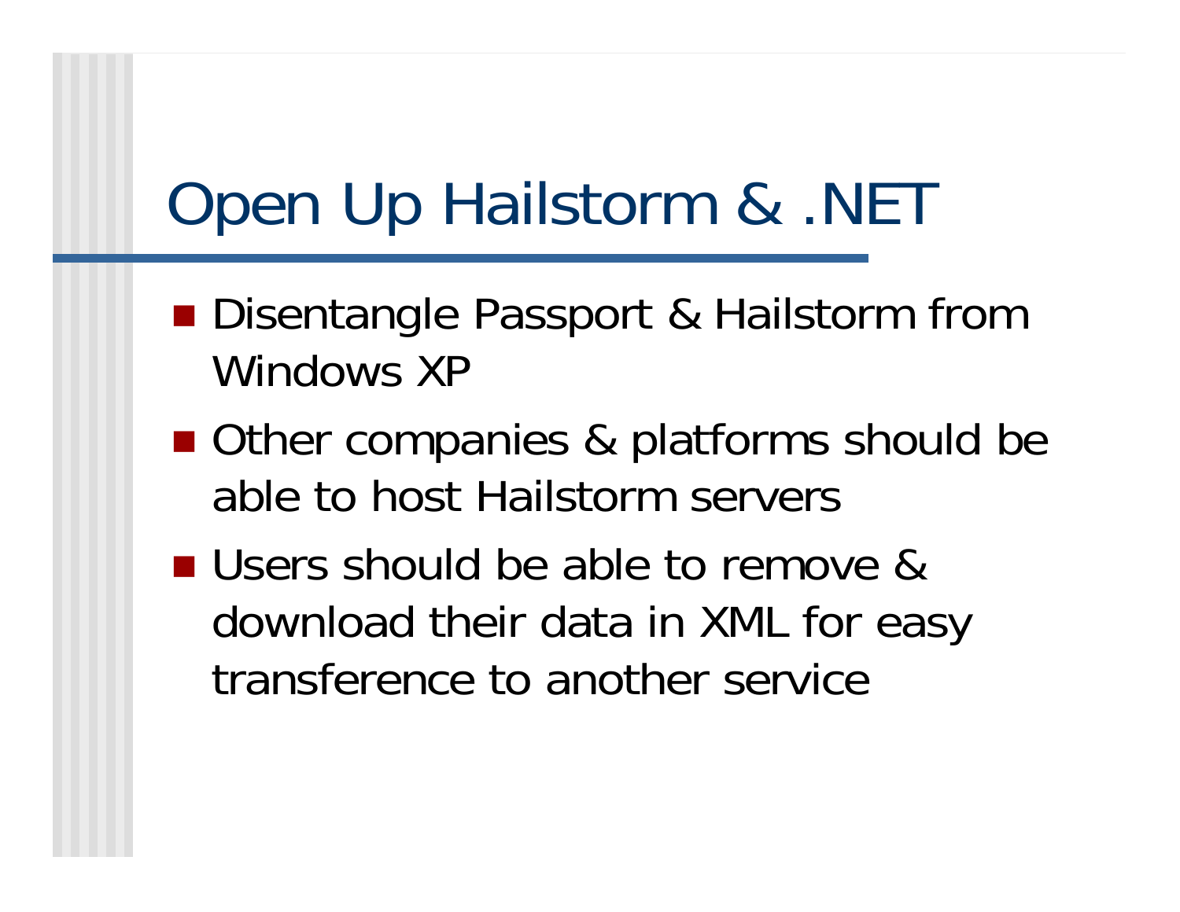# Open Up Hailstorm & .NET

- Disentangle Passport & Hailstorm from Windows XP
- Other companies & platforms should be able to host Hailstorm servers
- Users should be able to remove & download their data in XML for easy transference to another service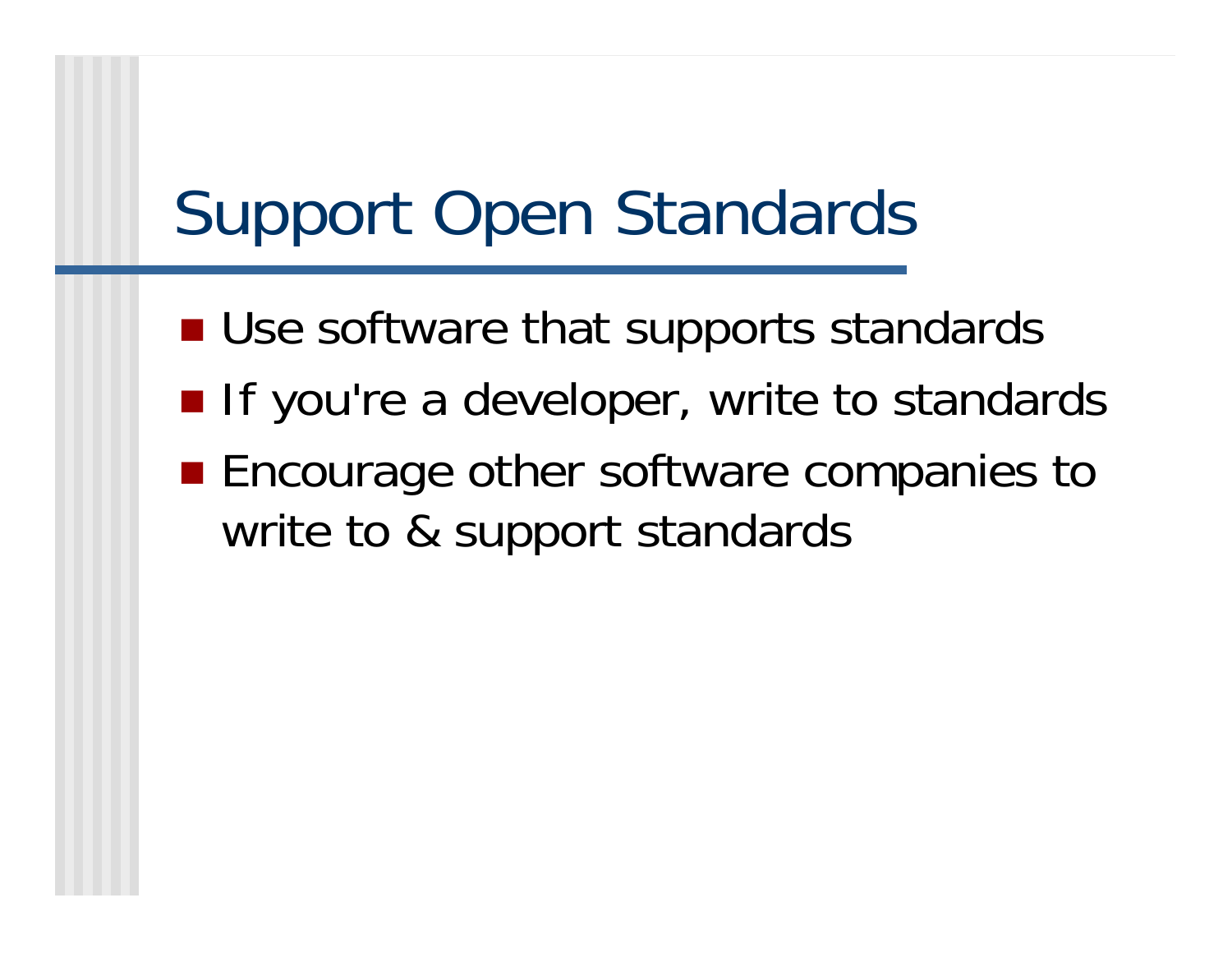# Support Open Standards

- Use software that supports standards
- If you're a developer, write to standards
- Encourage other software companies to write to & support standards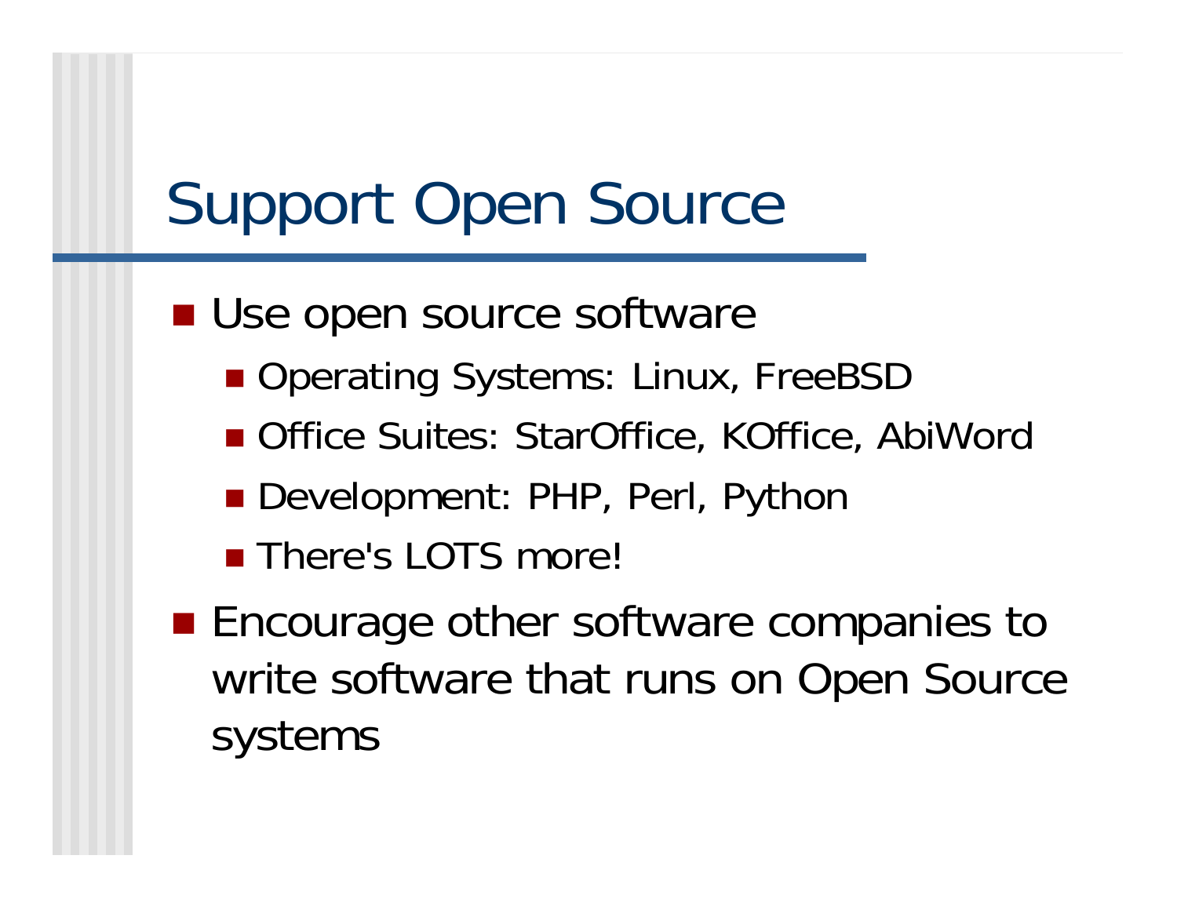# Support Open Source

- Use open source software
  - Operating Systems: Linux, FreeBSD
  - Office Suites: StarOffice, KOffice, AbiWord
  - Development: PHP, Perl, Python
  - There's LOTS more!
- Encourage other software companies to write software that runs on Open Source systems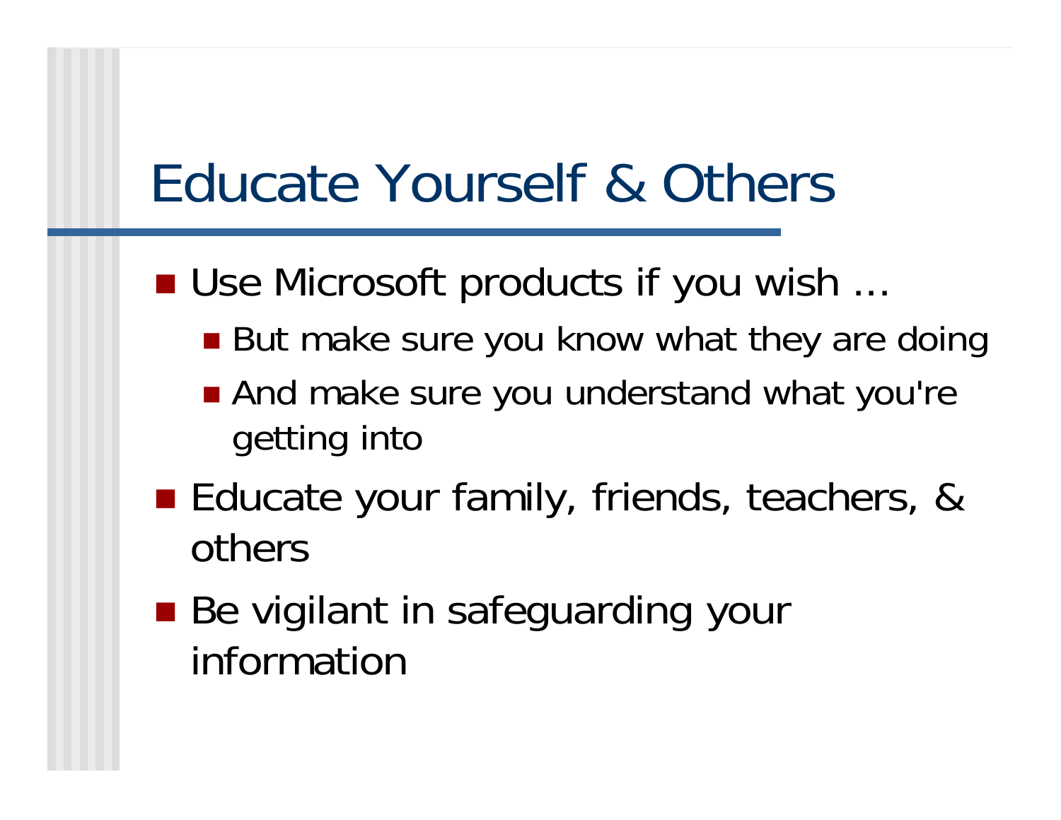# Educate Yourself & Others

- Use Microsoft products if you wish …
  - But make sure you know what they are doing
  - And make sure you understand what you're getting into
- Educate your family, friends, teachers, & others
- Be vigilant in safeguarding your information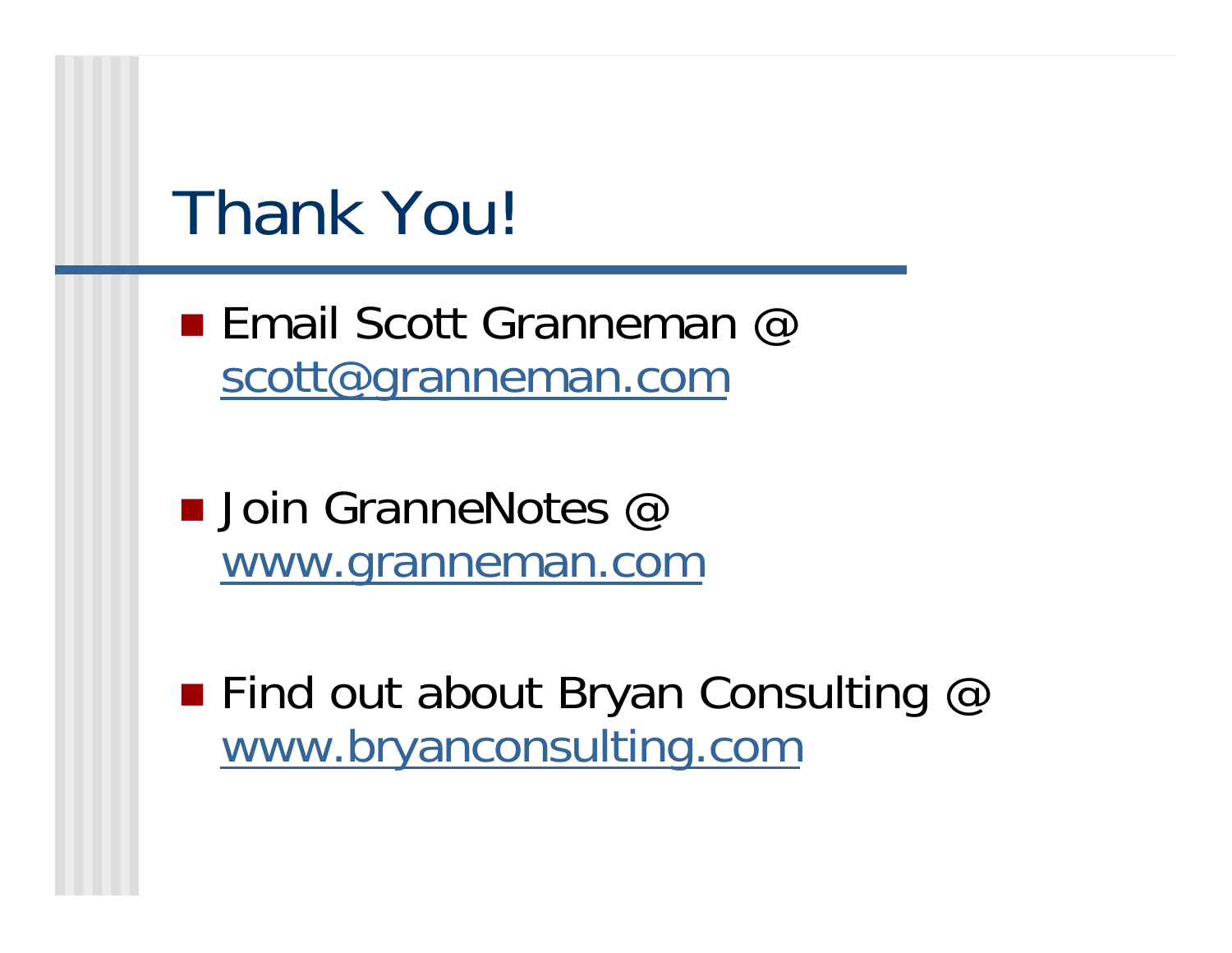# Thank You!

- Email Scott Granneman @ scott@granneman.com
- Join GranneNotes @ www.granneman.com
- Find out about Bryan Consulting @ www.bryanconsulting.com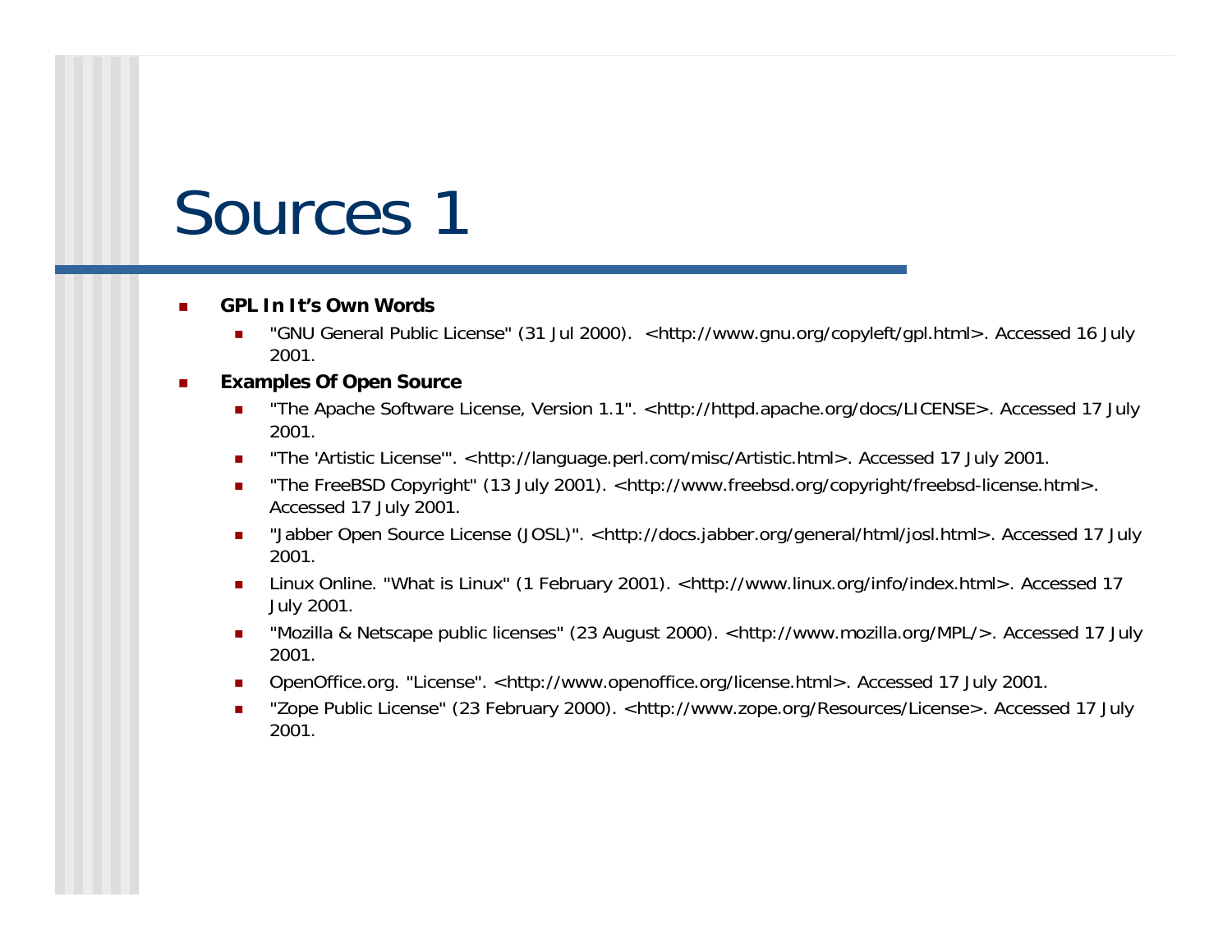# Sources 1

- **GPL In It's Own Words**
  - "GNU General Public License" (31 Jul 2000). <http://www.gnu.org/copyleft/gpl.html>. Accessed 16 July 2001.
- **Examples Of Open Source**
  - "The Apache Software License, Version 1.1". <http://httpd.apache.org/docs/LICENSE>. Accessed 17 July 2001.
  - "The 'Artistic License'". <http://language.perl.com/misc/Artistic.html>. Accessed 17 July 2001.
  - "The FreeBSD Copyright" (13 July 2001). <http://www.freebsd.org/copyright/freebsd-license.html>. Accessed 17 July 2001.
  - "Jabber Open Source License (JOSL)". <http://docs.jabber.org/general/html/josl.html>. Accessed 17 July 2001.
  - Linux Online. "What is Linux" (1 February 2001). <http://www.linux.org/info/index.html>. Accessed 17 July 2001.
  - "Mozilla & Netscape public licenses" (23 August 2000). <http://www.mozilla.org/MPL/>. Accessed 17 July 2001.
  - OpenOffice.org. "License". <http://www.openoffice.org/license.html>. Accessed 17 July 2001.
  - "Zope Public License" (23 February 2000). <http://www.zope.org/Resources/License>. Accessed 17 July 2001.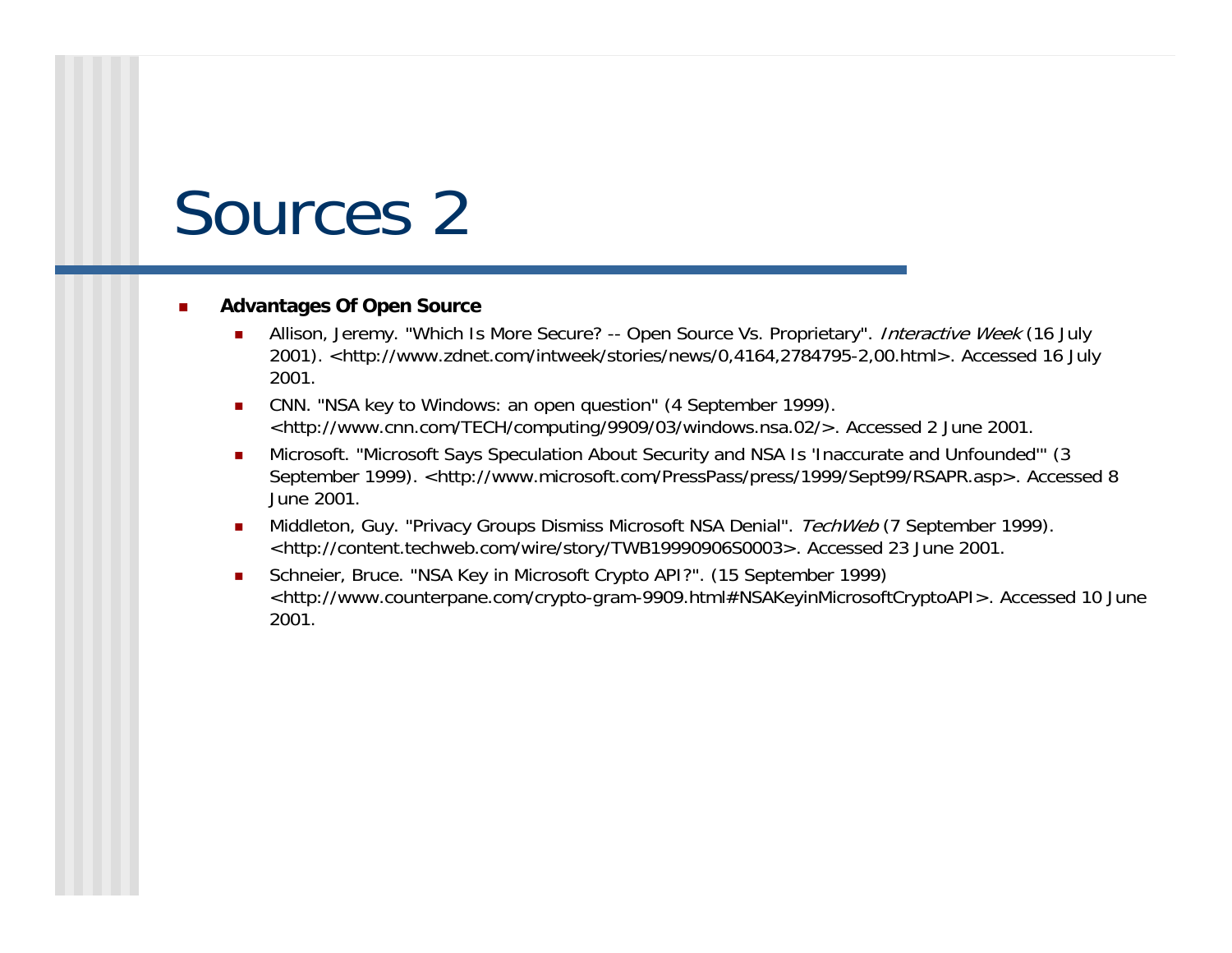# Sources 2

- **Advantages Of Open Source**
  - Allison, Jeremy. "Which Is More Secure? -- Open Source Vs. Proprietary". *Interactive Week* (16 July 2001). <http://www.zdnet.com/intweek/stories/news/0,4164,2784795-2,00.html>. Accessed 16 July 2001.
  - CNN. "NSA key to Windows: an open question" (4 September 1999). <http://www.cnn.com/TECH/computing/9909/03/windows.nsa.02/>. Accessed 2 June 2001.
  - Microsoft. "Microsoft Says Speculation About Security and NSA Is 'Inaccurate and Unfounded'" (3 September 1999). <http://www.microsoft.com/PressPass/press/1999/Sept99/RSAPR.asp>. Accessed 8 June 2001.
  - Middleton, Guy. "Privacy Groups Dismiss Microsoft NSA Denial". *TechWeb* (7 September 1999). <http://content.techweb.com/wire/story/TWB19990906S0003>. Accessed 23 June 2001.
  - Schneier, Bruce. "NSA Key in Microsoft Crypto API?". (15 September 1999) <http://www.counterpane.com/crypto-gram-9909.html#NSAKeyinMicrosoftCryptoAPI>. Accessed 10 June 2001.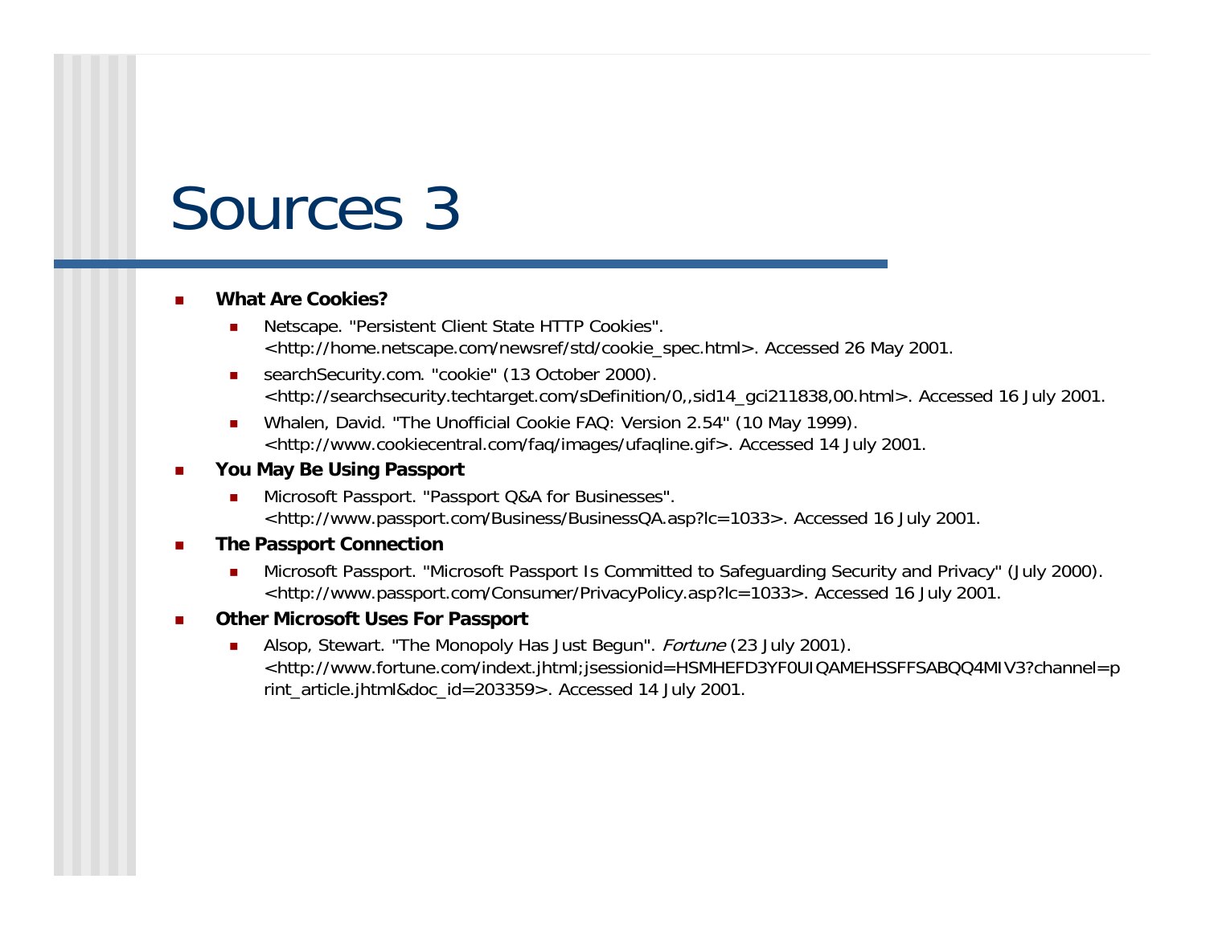# Sources 3

- **What Are Cookies?**
  - Netscape. "Persistent Client State HTTP Cookies". <http://home.netscape.com/newsref/std/cookie_spec.html>. Accessed 26 May 2001.
  - searchSecurity.com. "cookie" (13 October 2000). <http://searchsecurity.techtarget.com/sDefinition/0,,sid14_gci211838,00.html>. Accessed 16 July 2001.
  - Whalen, David. "The Unofficial Cookie FAQ: Version 2.54" (10 May 1999). <http://www.cookiecentral.com/faq/images/ufaqline.gif>. Accessed 14 July 2001.
- **You May Be Using Passport**
  - Microsoft Passport. "Passport Q&A for Businesses". <http://www.passport.com/Business/BusinessQA.asp?lc=1033>. Accessed 16 July 2001.
- **The Passport Connection**
  - Microsoft Passport. "Microsoft Passport Is Committed to Safeguarding Security and Privacy" (July 2000). <http://www.passport.com/Consumer/PrivacyPolicy.asp?lc=1033>. Accessed 16 July 2001.
- **Other Microsoft Uses For Passport**
  - Alsop, Stewart. "The Monopoly Has Just Begun". *Fortune* (23 July 2001). <http://www.fortune.com/indext.jhtml;jsessionid=HSMHEFD3YF0UIQAMEHSSFFSABQQ4MIV3?channel=print_article.jhtml&doc_id=203359>. Accessed 14 July 2001.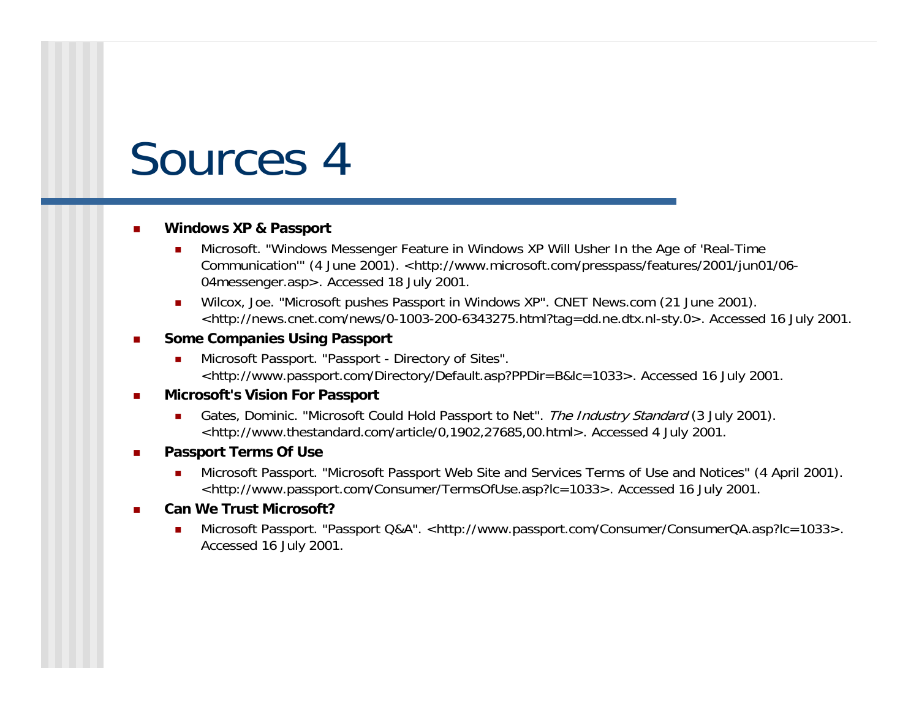# Sources 4

- **Windows XP & Passport**
  - Microsoft. "Windows Messenger Feature in Windows XP Will Usher In the Age of 'Real-Time Communication'" (4 June 2001). <http://www.microsoft.com/presspass/features/2001/jun01/06-04messenger.asp>. Accessed 18 July 2001.
  - Wilcox, Joe. "Microsoft pushes Passport in Windows XP". CNET News.com (21 June 2001). <http://news.cnet.com/news/0-1003-200-6343275.html?tag=dd.ne.dtx.nl-sty.0>. Accessed 16 July 2001.
- **Some Companies Using Passport**
  - Microsoft Passport. "Passport - Directory of Sites". <http://www.passport.com/Directory/Default.asp?PPDir=B&lc=1033>. Accessed 16 July 2001.
- **Microsoft's Vision For Passport**
  - Gates, Dominic. "Microsoft Could Hold Passport to Net". *The Industry Standard* (3 July 2001). <http://www.thestandard.com/article/0,1902,27685,00.html>. Accessed 4 July 2001.
- **Passport Terms Of Use**
  - Microsoft Passport. "Microsoft Passport Web Site and Services Terms of Use and Notices" (4 April 2001). <http://www.passport.com/Consumer/TermsOfUse.asp?lc=1033>. Accessed 16 July 2001.
- **Can We Trust Microsoft?**
  - Microsoft Passport. "Passport Q&A". <http://www.passport.com/Consumer/ConsumerQA.asp?lc=1033>. Accessed 16 July 2001.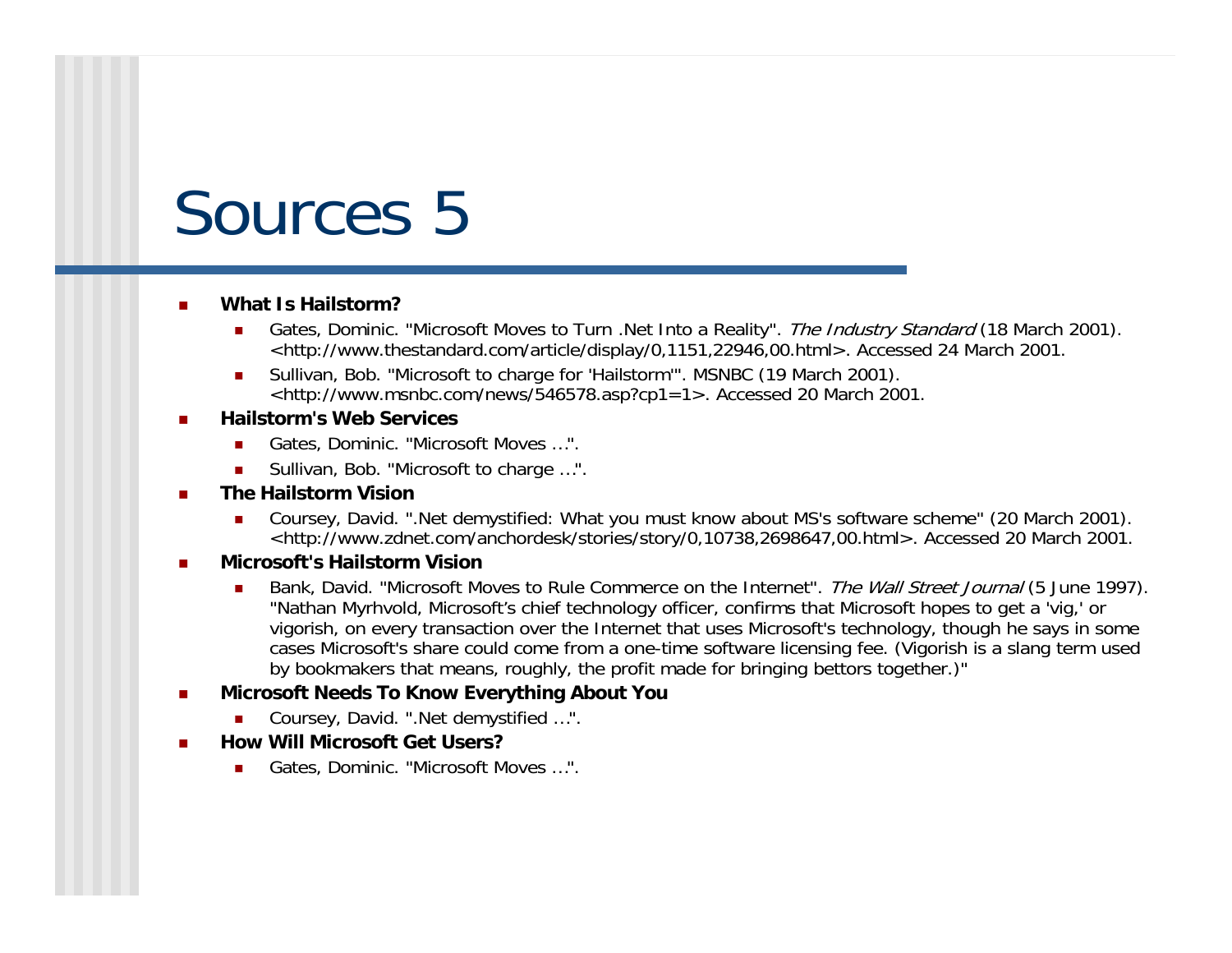# Sources 5

- **What Is Hailstorm?**
  - Gates, Dominic. "Microsoft Moves to Turn .Net Into a Reality". *The Industry Standard* (18 March 2001). <http://www.thestandard.com/article/display/0,1151,22946,00.html>. Accessed 24 March 2001.
  - Sullivan, Bob. "Microsoft to charge for 'Hailstorm'". MSNBC (19 March 2001). <http://www.msnbc.com/news/546578.asp?cp1=1>. Accessed 20 March 2001.
- **Hailstorm's Web Services**
  - Gates, Dominic. "Microsoft Moves …".
  - Sullivan, Bob. "Microsoft to charge …".
- **The Hailstorm Vision**
  - Coursey, David. ".Net demystified: What you must know about MS's software scheme" (20 March 2001). <http://www.zdnet.com/anchordesk/stories/story/0,10738,2698647,00.html>. Accessed 20 March 2001.
- **Microsoft's Hailstorm Vision**
  - Bank, David. "Microsoft Moves to Rule Commerce on the Internet". *The Wall Street Journal* (5 June 1997). "Nathan Myrhvold, Microsoft's chief technology officer, confirms that Microsoft hopes to get a 'vig,' or vigorish, on every transaction over the Internet that uses Microsoft's technology, though he says in some cases Microsoft's share could come from a one-time software licensing fee. (Vigorish is a slang term used by bookmakers that means, roughly, the profit made for bringing bettors together.)"
- **Microsoft Needs To Know Everything About You**
  - Coursey, David. ".Net demystified …".
- **How Will Microsoft Get Users?**
  - Gates, Dominic. "Microsoft Moves …".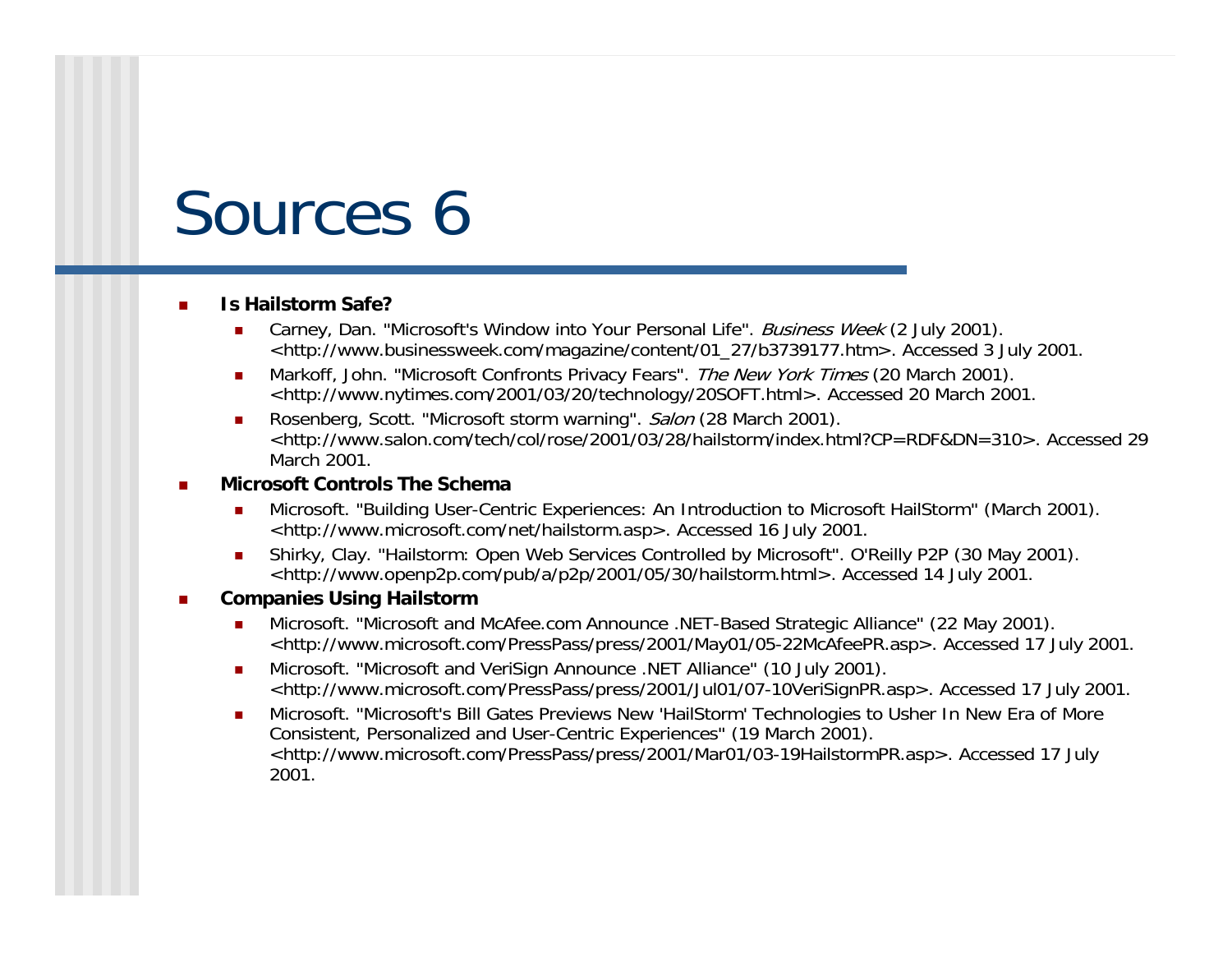# Sources 6

- **Is Hailstorm Safe?**
  - Carney, Dan. "Microsoft's Window into Your Personal Life". *Business Week* (2 July 2001). <http://www.businessweek.com/magazine/content/01_27/b3739177.htm>. Accessed 3 July 2001.
  - Markoff, John. "Microsoft Confronts Privacy Fears". *The New York Times* (20 March 2001). <http://www.nytimes.com/2001/03/20/technology/20SOFT.html>. Accessed 20 March 2001.
  - Rosenberg, Scott. "Microsoft storm warning". *Salon* (28 March 2001). <http://www.salon.com/tech/col/rose/2001/03/28/hailstorm/index.html?CP=RDF&DN=310>. Accessed 29 March 2001.
- **Microsoft Controls The Schema**
  - Microsoft. "Building User-Centric Experiences: An Introduction to Microsoft HailStorm" (March 2001). <http://www.microsoft.com/net/hailstorm.asp>. Accessed 16 July 2001.
  - Shirky, Clay. "Hailstorm: Open Web Services Controlled by Microsoft". O'Reilly P2P (30 May 2001). <http://www.openp2p.com/pub/a/p2p/2001/05/30/hailstorm.html>. Accessed 14 July 2001.
- **Companies Using Hailstorm**
  - Microsoft. "Microsoft and McAfee.com Announce .NET-Based Strategic Alliance" (22 May 2001). <http://www.microsoft.com/PressPass/press/2001/May01/05-22McAfeePR.asp>. Accessed 17 July 2001.
  - Microsoft. "Microsoft and VeriSign Announce .NET Alliance" (10 July 2001). <http://www.microsoft.com/PressPass/press/2001/Jul01/07-10VeriSignPR.asp>. Accessed 17 July 2001.
  - Microsoft. "Microsoft's Bill Gates Previews New 'HailStorm' Technologies to Usher In New Era of More Consistent, Personalized and User-Centric Experiences" (19 March 2001). <http://www.microsoft.com/PressPass/press/2001/Mar01/03-19HailstormPR.asp>. Accessed 17 July 2001.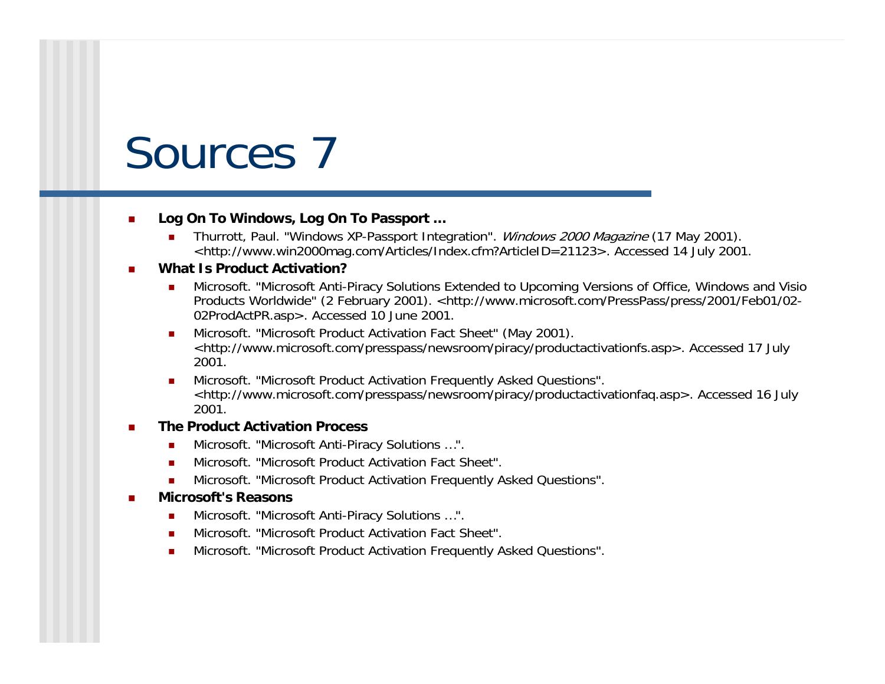# Sources 7

- **Log On To Windows, Log On To Passport …**
  - Thurrott, Paul. "Windows XP-Passport Integration". *Windows 2000 Magazine* (17 May 2001). <http://www.win2000mag.com/Articles/Index.cfm?ArticleID=21123>. Accessed 14 July 2001.
- **What Is Product Activation?**
  - Microsoft. "Microsoft Anti-Piracy Solutions Extended to Upcoming Versions of Office, Windows and Visio Products Worldwide" (2 February 2001). <http://www.microsoft.com/PressPass/press/2001/Feb01/02-02ProdActPR.asp>. Accessed 10 June 2001.
  - Microsoft. "Microsoft Product Activation Fact Sheet" (May 2001). <http://www.microsoft.com/presspass/newsroom/piracy/productactivationfs.asp>. Accessed 17 July 2001.
  - Microsoft. "Microsoft Product Activation Frequently Asked Questions". <http://www.microsoft.com/presspass/newsroom/piracy/productactivationfaq.asp>. Accessed 16 July 2001.
- **The Product Activation Process**
  - Microsoft. "Microsoft Anti-Piracy Solutions …".
  - Microsoft. "Microsoft Product Activation Fact Sheet".
  - Microsoft. "Microsoft Product Activation Frequently Asked Questions".
- **Microsoft's Reasons**
  - Microsoft. "Microsoft Anti-Piracy Solutions …".
  - Microsoft. "Microsoft Product Activation Fact Sheet".
  - Microsoft. "Microsoft Product Activation Frequently Asked Questions".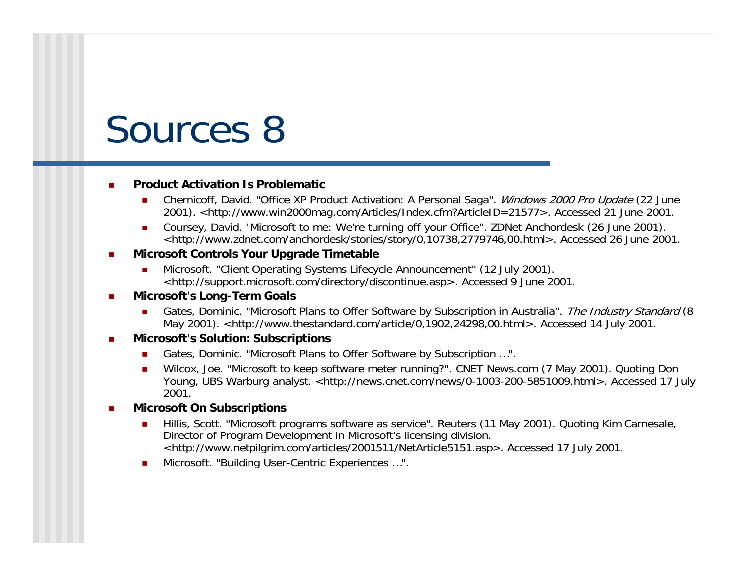# Sources 8

- **Product Activation Is Problematic**
  - Chernicoff, David. "Office XP Product Activation: A Personal Saga". *Windows 2000 Pro Update* (22 June 2001). <http://www.win2000mag.com/Articles/Index.cfm?ArticleID=21577>. Accessed 21 June 2001.
  - Coursey, David. "Microsoft to me: We're turning off your Office". ZDNet Anchordesk (26 June 2001). <http://www.zdnet.com/anchordesk/stories/story/0,10738,2779746,00.html>. Accessed 26 June 2001.
- **Microsoft Controls Your Upgrade Timetable**
  - Microsoft. "Client Operating Systems Lifecycle Announcement" (12 July 2001). <http://support.microsoft.com/directory/discontinue.asp>. Accessed 9 June 2001.
- **Microsoft's Long-Term Goals**
  - Gates, Dominic. "Microsoft Plans to Offer Software by Subscription in Australia". *The Industry Standard* (8 May 2001). <http://www.thestandard.com/article/0,1902,24298,00.html>. Accessed 14 July 2001.
- **Microsoft's Solution: Subscriptions**
  - Gates, Dominic. "Microsoft Plans to Offer Software by Subscription …".
  - Wilcox, Joe. "Microsoft to keep software meter running?". CNET News.com (7 May 2001). Quoting Don Young, UBS Warburg analyst. <http://news.cnet.com/news/0-1003-200-5851009.html>. Accessed 17 July 2001.
- **Microsoft On Subscriptions**
  - Hillis, Scott. "Microsoft programs software as service". Reuters (11 May 2001). Quoting Kim Carnesale, Director of Program Development in Microsoft's licensing division. <http://www.netpilgrim.com/articles/2001511/NetArticle5151.asp>. Accessed 17 July 2001.
  - Microsoft. "Building User-Centric Experiences …".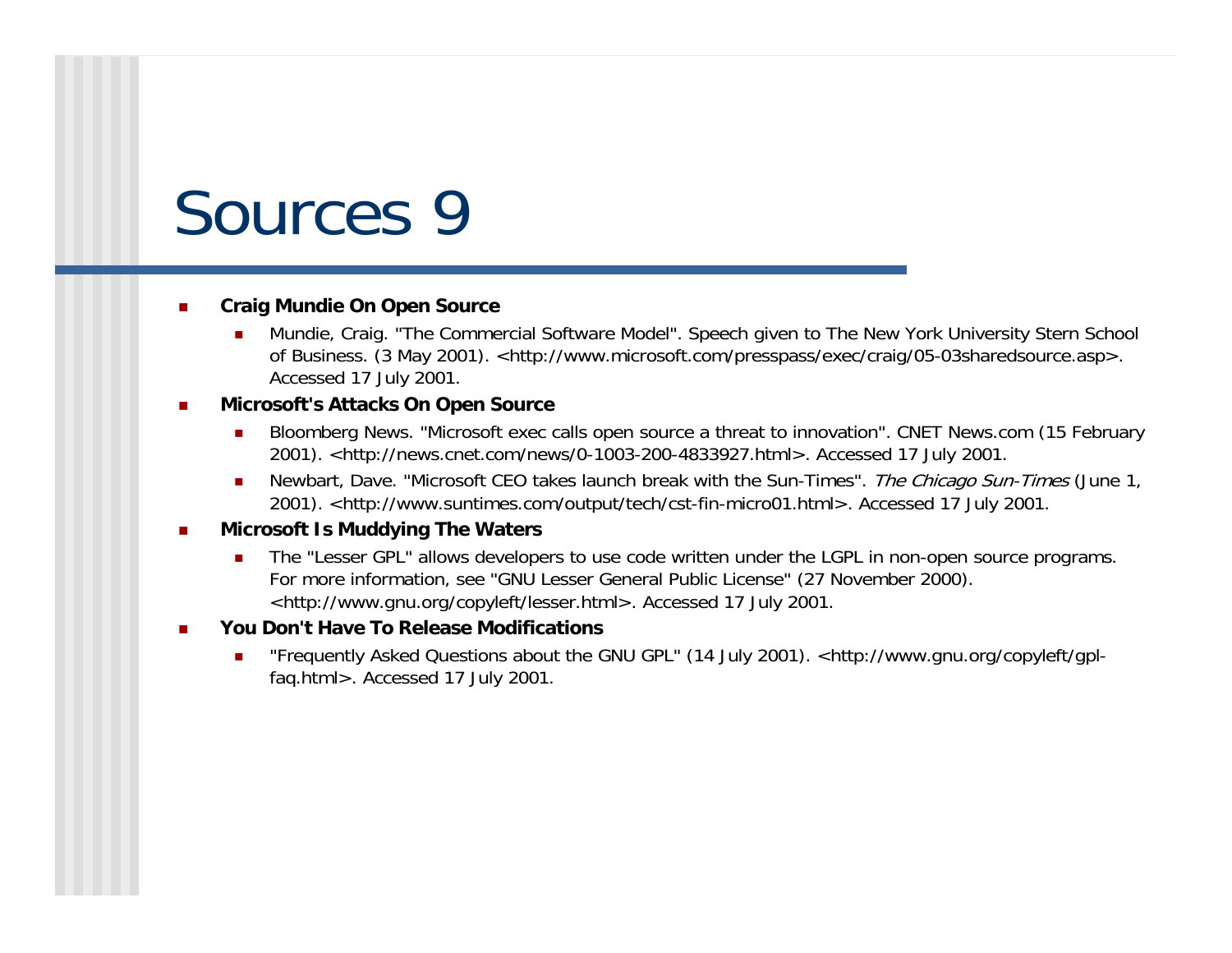# Sources 9

- **Craig Mundie On Open Source**
  - Mundie, Craig. "The Commercial Software Model". Speech given to The New York University Stern School of Business. (3 May 2001). <http://www.microsoft.com/presspass/exec/craig/05-03sharedsource.asp>. Accessed 17 July 2001.
- **Microsoft's Attacks On Open Source**
  - Bloomberg News. "Microsoft exec calls open source a threat to innovation". CNET News.com (15 February 2001). <http://news.cnet.com/news/0-1003-200-4833927.html>. Accessed 17 July 2001.
  - Newbart, Dave. "Microsoft CEO takes launch break with the Sun-Times". *The Chicago Sun-Times* (June 1, 2001). <http://www.suntimes.com/output/tech/cst-fin-micro01.html>. Accessed 17 July 2001.
- **Microsoft Is Muddying The Waters**
  - The "Lesser GPL" allows developers to use code written under the LGPL in non-open source programs. For more information, see "GNU Lesser General Public License" (27 November 2000). <http://www.gnu.org/copyleft/lesser.html>. Accessed 17 July 2001.
- **You Don't Have To Release Modifications**
  - "Frequently Asked Questions about the GNU GPL" (14 July 2001). <http://www.gnu.org/copyleft/gpl-faq.html>. Accessed 17 July 2001.